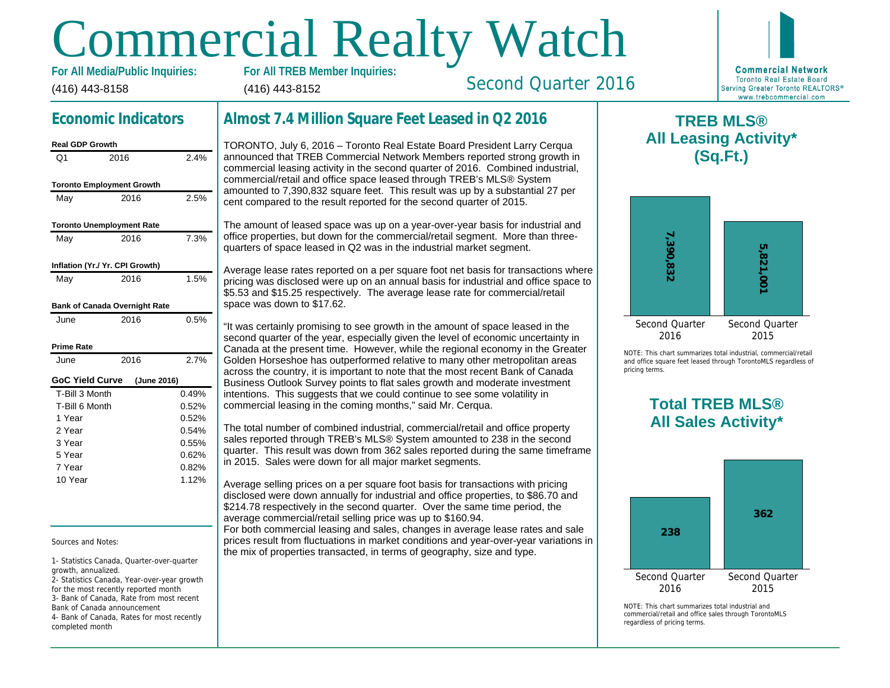# Commercial Realty Watch

**For All Media/Public Inquiries:** (416) 443-8158

**For All TREB Member Inquiries:** (416) 443-8152

Second Quarter 2016

Commercial Network
Toronto Real Estate Board
Serving Greater Toronto REALTORS®
www.trebcommercial.com

## Economic Indicators

| **Real GDP Growth** | | |
|---|---|---|
| Q1 | 2016 | 2.4% |
| **Toronto Employment Growth** | | |
| May | 2016 | 2.5% |
| **Toronto Unemployment Rate** | | |
| May | 2016 | 7.3% |
| **Inflation (Yr./ Yr. CPI Growth)** | | |
| May | 2016 | 1.5% |
| **Bank of Canada Overnight Rate** | | |
| June | 2016 | 0.5% |
| **Prime Rate** | | |
| June | 2016 | 2.7% |

| **GoC Yield Curve (June 2016)** | |
|---|---|
| T-Bill 3 Month | 0.49% |
| T-Bill 6 Month | 0.52% |
| 1 Year | 0.52% |
| 2 Year | 0.54% |
| 3 Year | 0.55% |
| 5 Year | 0.62% |
| 7 Year | 0.82% |
| 10 Year | 1.12% |

Sources and Notes:

1- Statistics Canada, Quarter-over-quarter growth, annualized.
2- Statistics Canada, Year-over-year growth for the most recently reported month
3- Bank of Canada, Rate from most recent Bank of Canada announcement
4- Bank of Canada, Rates for most recently completed month

## Almost 7.4 Million Square Feet Leased in Q2 2016

TORONTO, July 6, 2016 – Toronto Real Estate Board President Larry Cerqua announced that TREB Commercial Network Members reported strong growth in commercial leasing activity in the second quarter of 2016. Combined industrial, commercial/retail and office space leased through TREB's MLS® System amounted to 7,390,832 square feet. This result was up by a substantial 27 per cent compared to the result reported for the second quarter of 2015.

The amount of leased space was up on a year-over-year basis for industrial and office properties, but down for the commercial/retail segment. More than three-quarters of space leased in Q2 was in the industrial market segment.

Average lease rates reported on a per square foot net basis for transactions where pricing was disclosed were up on an annual basis for industrial and office space to $5.53 and $15.25 respectively. The average lease rate for commercial/retail space was down to $17.62.

"It was certainly promising to see growth in the amount of space leased in the second quarter of the year, especially given the level of economic uncertainty in Canada at the present time. However, while the regional economy in the Greater Golden Horseshoe has outperformed relative to many other metropolitan areas across the country, it is important to note that the most recent Bank of Canada Business Outlook Survey points to flat sales growth and moderate investment intentions. This suggests that we could continue to see some volatility in commercial leasing in the coming months," said Mr. Cerqua.

The total number of combined industrial, commercial/retail and office property sales reported through TREB's MLS® System amounted to 238 in the second quarter. This result was down from 362 sales reported during the same timeframe in 2015. Sales were down for all major market segments.

Average selling prices on a per square foot basis for transactions with pricing disclosed were down annually for industrial and office properties, to $86.70 and $214.78 respectively in the second quarter. Over the same time period, the average commercial/retail selling price was up to $160.94.

For both commercial leasing and sales, changes in average lease rates and sale prices result from fluctuations in market conditions and year-over-year variations in the mix of properties transacted, in terms of geography, size and type.

## TREB MLS® All Leasing Activity* (Sq.Ft.)

| Second Quarter 2016 | Second Quarter 2015 |
|---|---|
| 7,390,832 | 5,821,001 |

NOTE: This chart summarizes total industrial, commercial/retail and office square feet leased through TorontoMLS regardless of pricing terms.

## Total TREB MLS® All Sales Activity*

| Second Quarter 2016 | Second Quarter 2015 |
|---|---|
| 238 | 362 |

NOTE: This chart summarizes total industrial and commercial/retail and office sales through TorontoMLS regardless of pricing terms.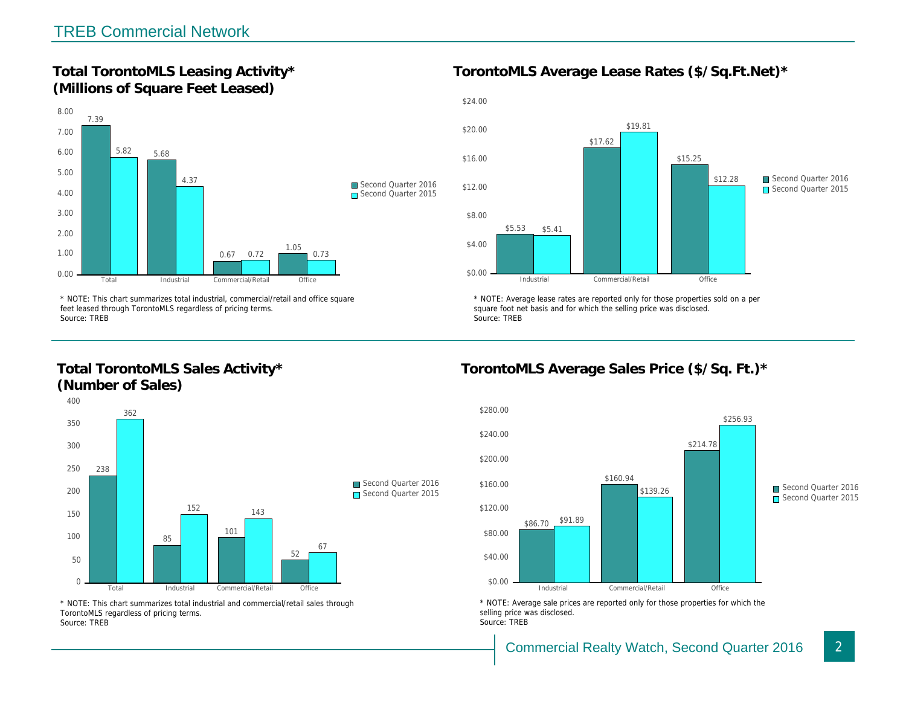## TREB Commercial Network

### Total TorontoMLS Leasing Activity* (Millions of Square Feet Leased)

| | Second Quarter 2016 | Second Quarter 2015 |
|---|---|---|
| Total | 7.39 | 5.82 |
| Industrial | 5.68 | 4.37 |
| Commercial/Retail | 0.67 | 0.72 |
| Office | 1.05 | 0.73 |

* NOTE: This chart summarizes total industrial, commercial/retail and office square feet leased through TorontoMLS regardless of pricing terms.
Source: TREB

### TorontoMLS Average Lease Rates ($/Sq.Ft.Net)*

| | Second Quarter 2016 | Second Quarter 2015 |
|---|---|---|
| Industrial | $5.53 | $5.41 |
| Commercial/Retail | $17.62 | $19.81 |
| Office | $15.25 | $12.28 |

* NOTE: Average lease rates are reported only for those properties sold on a per square foot net basis and for which the selling price was disclosed.
Source: TREB

### Total TorontoMLS Sales Activity* (Number of Sales)

| | Second Quarter 2016 | Second Quarter 2015 |
|---|---|---|
| Total | 238 | 362 |
| Industrial | 85 | 152 |
| Commercial/Retail | 101 | 143 |
| Office | 52 | 67 |

* NOTE: This chart summarizes total industrial and commercial/retail sales through TorontoMLS regardless of pricing terms.
Source: TREB

### TorontoMLS Average Sales Price ($/Sq. Ft.)*

| | Second Quarter 2016 | Second Quarter 2015 |
|---|---|---|
| Industrial | $86.70 | $91.89 |
| Commercial/Retail | $160.94 | $139.26 |
| Office | $214.78 | $256.93 |

* NOTE: Average sale prices are reported only for those properties for which the selling price was disclosed.
Source: TREB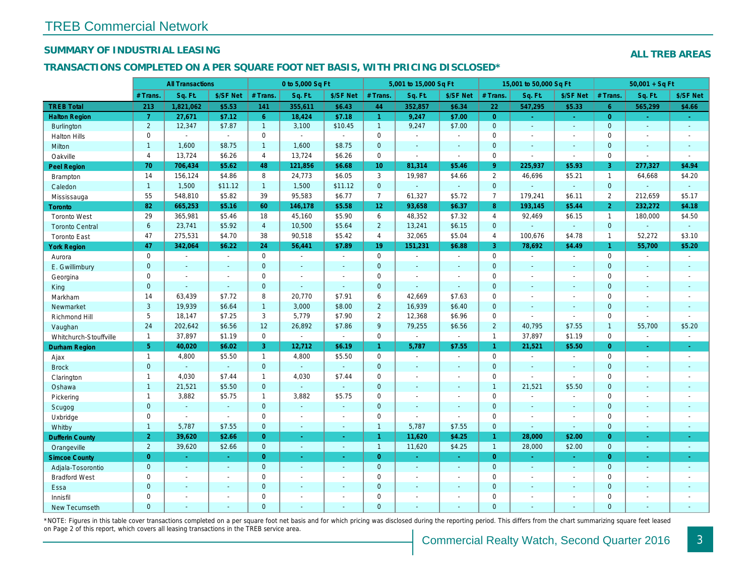# TREB Commercial Network

## SUMMARY OF INDUSTRIAL LEASING

**ALL TREB AREAS**

### TRANSACTIONS COMPLETED ON A PER SQUARE FOOT NET BASIS, WITH PRICING DISCLOSED*

| | All Transactions | | | 0 to 5,000 Sq Ft | | | 5,001 to 15,000 Sq Ft | | | 15,001 to 50,000 Sq Ft | | | 50,001 + Sq Ft | | |
|---|---|---|---|---|---|---|---|---|---|---|---|---|---|---|---|
| | # Trans. | Sq. Ft. | $/SF Net | # Trans. | Sq. Ft. | $/SF Net | # Trans. | Sq. Ft. | $/SF Net | # Trans. | Sq. Ft. | $/SF Net | # Trans. | Sq. Ft. | $/SF Net |
| **TREB Total** | **213** | **1,821,062** | **$5.53** | **141** | **355,611** | **$6.43** | **44** | **352,857** | **$6.34** | **22** | **547,295** | **$5.33** | **6** | **565,299** | **$4.66** |
| **Halton Region** | **7** | **27,671** | **$7.12** | **6** | **18,424** | **$7.18** | **1** | **9,247** | **$7.00** | **0** | **-** | **-** | **0** | **-** | **-** |
| Burlington | 2 | 12,347 | $7.87 | 1 | 3,100 | $10.45 | 1 | 9,247 | $7.00 | 0 | - | - | 0 | - | - |
| Halton Hills | 0 | - | - | 0 | - | - | 0 | - | - | 0 | - | - | 0 | - | - |
| Milton | 1 | 1,600 | $8.75 | 1 | 1,600 | $8.75 | 0 | - | - | 0 | - | - | 0 | - | - |
| Oakville | 4 | 13,724 | $6.26 | 4 | 13,724 | $6.26 | 0 | - | - | 0 | - | - | 0 | - | - |
| **Peel Region** | **70** | **706,434** | **$5.62** | **48** | **121,856** | **$6.68** | **10** | **81,314** | **$5.46** | **9** | **225,937** | **$5.93** | **3** | **277,327** | **$4.94** |
| Brampton | 14 | 156,124 | $4.86 | 8 | 24,773 | $6.05 | 3 | 19,987 | $4.66 | 2 | 46,696 | $5.21 | 1 | 64,668 | $4.20 |
| Caledon | 1 | 1,500 | $11.12 | 1 | 1,500 | $11.12 | 0 | - | - | 0 | - | - | 0 | - | - |
| Mississauga | 55 | 548,810 | $5.82 | 39 | 95,583 | $6.77 | 7 | 61,327 | $5.72 | 7 | 179,241 | $6.11 | 2 | 212,659 | $5.17 |
| **Toronto** | **82** | **665,253** | **$5.16** | **60** | **146,178** | **$5.58** | **12** | **93,658** | **$6.37** | **8** | **193,145** | **$5.44** | **2** | **232,272** | **$4.18** |
| Toronto West | 29 | 365,981 | $5.46 | 18 | 45,160 | $5.90 | 6 | 48,352 | $7.32 | 4 | 92,469 | $6.15 | 1 | 180,000 | $4.50 |
| Toronto Central | 6 | 23,741 | $5.92 | 4 | 10,500 | $5.64 | 2 | 13,241 | $6.15 | 0 | - | - | 0 | - | - |
| Toronto East | 47 | 275,531 | $4.70 | 38 | 90,518 | $5.42 | 4 | 32,065 | $5.04 | 4 | 100,676 | $4.78 | 1 | 52,272 | $3.10 |
| **York Region** | **47** | **342,064** | **$6.22** | **24** | **56,441** | **$7.89** | **19** | **151,231** | **$6.88** | **3** | **78,692** | **$4.49** | **1** | **55,700** | **$5.20** |
| Aurora | 0 | - | - | 0 | - | - | 0 | - | - | 0 | - | - | 0 | - | - |
| E. Gwillimbury | 0 | - | - | 0 | - | - | 0 | - | - | 0 | - | - | 0 | - | - |
| Georgina | 0 | - | - | 0 | - | - | 0 | - | - | 0 | - | - | 0 | - | - |
| King | 0 | - | - | 0 | - | - | 0 | - | - | 0 | - | - | 0 | - | - |
| Markham | 14 | 63,439 | $7.72 | 8 | 20,770 | $7.91 | 6 | 42,669 | $7.63 | 0 | - | - | 0 | - | - |
| Newmarket | 3 | 19,939 | $6.64 | 1 | 3,000 | $8.00 | 2 | 16,939 | $6.40 | 0 | - | - | 0 | - | - |
| Richmond Hill | 5 | 18,147 | $7.25 | 3 | 5,779 | $7.90 | 2 | 12,368 | $6.96 | 0 | - | - | 0 | - | - |
| Vaughan | 24 | 202,642 | $6.56 | 12 | 26,892 | $7.86 | 9 | 79,255 | $6.56 | 2 | 40,795 | $7.55 | 1 | 55,700 | $5.20 |
| Whitchurch-Stouffville | 1 | 37,897 | $1.19 | 0 | - | - | 0 | - | - | 1 | 37,897 | $1.19 | 0 | - | - |
| **Durham Region** | **5** | **40,020** | **$6.02** | **3** | **12,712** | **$6.19** | **1** | **5,787** | **$7.55** | **1** | **21,521** | **$5.50** | **0** | **-** | **-** |
| Ajax | 1 | 4,800 | $5.50 | 1 | 4,800 | $5.50 | 0 | - | - | 0 | - | - | 0 | - | - |
| Brock | 0 | - | - | 0 | - | - | 0 | - | - | 0 | - | - | 0 | - | - |
| Clarington | 1 | 4,030 | $7.44 | 1 | 4,030 | $7.44 | 0 | - | - | 0 | - | - | 0 | - | - |
| Oshawa | 1 | 21,521 | $5.50 | 0 | - | - | 0 | - | - | 1 | 21,521 | $5.50 | 0 | - | - |
| Pickering | 1 | 3,882 | $5.75 | 1 | 3,882 | $5.75 | 0 | - | - | 0 | - | - | 0 | - | - |
| Scugog | 0 | - | - | 0 | - | - | 0 | - | - | 0 | - | - | 0 | - | - |
| Uxbridge | 0 | - | - | 0 | - | - | 0 | - | - | 0 | - | - | 0 | - | - |
| Whitby | 1 | 5,787 | $7.55 | 0 | - | - | 1 | 5,787 | $7.55 | 0 | - | - | 0 | - | - |
| **Dufferin County** | **2** | **39,620** | **$2.66** | **0** | **-** | **-** | **1** | **11,620** | **$4.25** | **1** | **28,000** | **$2.00** | **0** | **-** | **-** |
| Orangeville | 2 | 39,620 | $2.66 | 0 | - | - | 1 | 11,620 | $4.25 | 1 | 28,000 | $2.00 | 0 | - | - |
| **Simcoe County** | **0** | **-** | **-** | **0** | **-** | **-** | **0** | **-** | **-** | **0** | **-** | **-** | **0** | **-** | **-** |
| Adjala-Tosorontio | 0 | - | - | 0 | - | - | 0 | - | - | 0 | - | - | 0 | - | - |
| Bradford West | 0 | - | - | 0 | - | - | 0 | - | - | 0 | - | - | 0 | - | - |
| Essa | 0 | - | - | 0 | - | - | 0 | - | - | 0 | - | - | 0 | - | - |
| Innisfil | 0 | - | - | 0 | - | - | 0 | - | - | 0 | - | - | 0 | - | - |
| New Tecumseth | 0 | - | - | 0 | - | - | 0 | - | - | 0 | - | - | 0 | - | - |

*NOTE: Figures in this table cover transactions completed on a per square foot net basis and for which pricing was disclosed during the reporting period. This differs from the chart summarizing square feet leased on Page 2 of this report, which covers all leasing transactions in the TREB service area.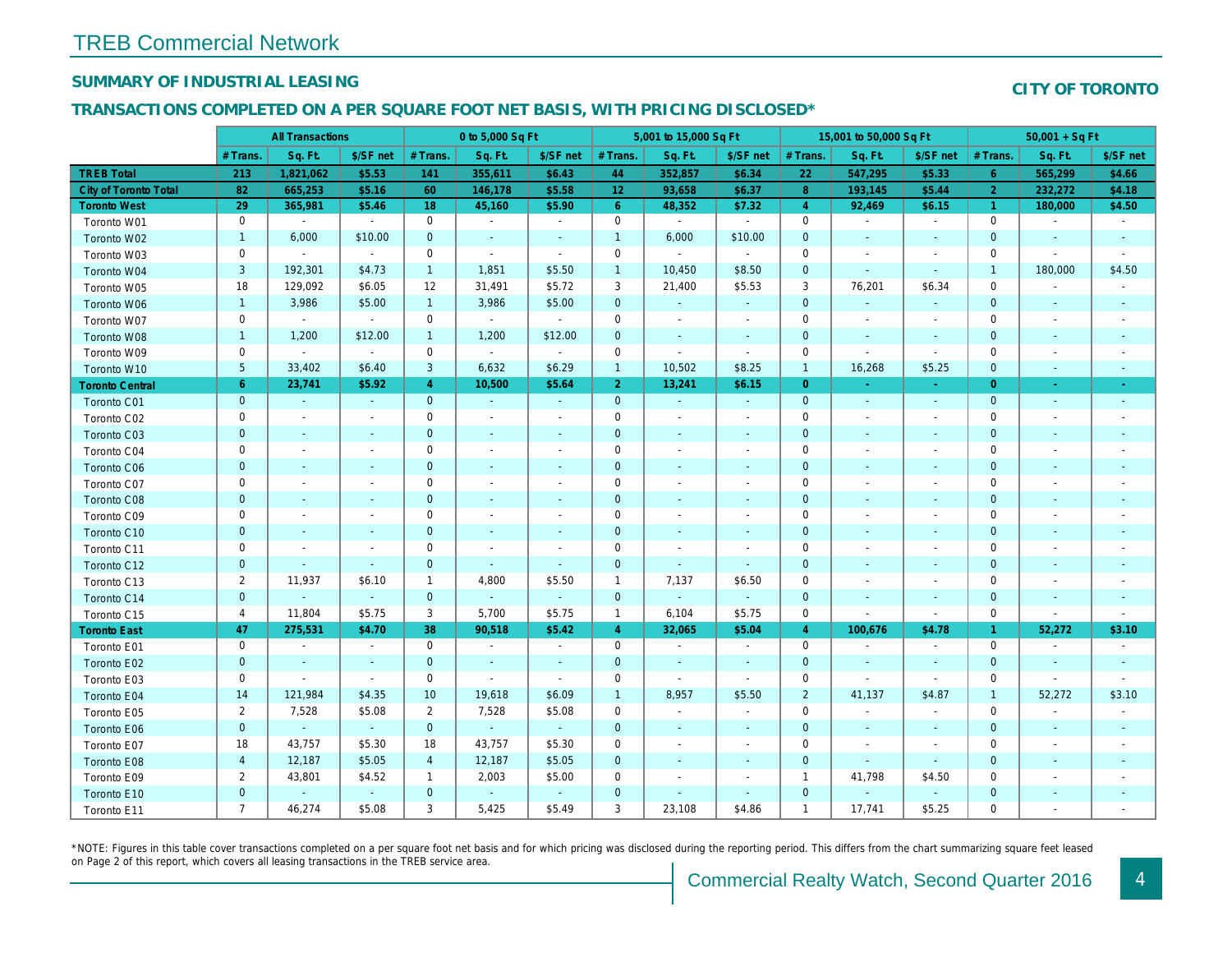# TREB Commercial Network

## SUMMARY OF INDUSTRIAL LEASING

**CITY OF TORONTO**

## TRANSACTIONS COMPLETED ON A PER SQUARE FOOT NET BASIS, WITH PRICING DISCLOSED*

| | All Transactions | | | 0 to 5,000 Sq Ft | | | 5,001 to 15,000 Sq Ft | | | 15,001 to 50,000 Sq Ft | | | 50,001 + Sq Ft | | |
|---|---|---|---|---|---|---|---|---|---|---|---|---|---|---|---|
| | # Trans. | Sq. Ft. | $/SF net | # Trans. | Sq. Ft. | $/SF net | # Trans. | Sq. Ft. | $/SF net | # Trans. | Sq. Ft. | $/SF net | # Trans. | Sq. Ft. | $/SF net |
| **TREB Total** | **213** | **1,821,062** | **$5.53** | **141** | **355,611** | **$6.43** | **44** | **352,857** | **$6.34** | **22** | **547,295** | **$5.33** | **6** | **565,299** | **$4.66** |
| **City of Toronto Total** | **82** | **665,253** | **$5.16** | **60** | **146,178** | **$5.58** | **12** | **93,658** | **$6.37** | **8** | **193,145** | **$5.44** | **2** | **232,272** | **$4.18** |
| **Toronto West** | **29** | **365,981** | **$5.46** | **18** | **45,160** | **$5.90** | **6** | **48,352** | **$7.32** | **4** | **92,469** | **$6.15** | **1** | **180,000** | **$4.50** |
| Toronto W01 | 0 | - | - | 0 | - | - | 0 | - | - | 0 | - | - | 0 | - | - |
| Toronto W02 | 1 | 6,000 | $10.00 | 0 | - | - | 1 | 6,000 | $10.00 | 0 | - | - | 0 | - | - |
| Toronto W03 | 0 | - | - | 0 | - | - | 0 | - | - | 0 | - | - | 0 | - | - |
| Toronto W04 | 3 | 192,301 | $4.73 | 1 | 1,851 | $5.50 | 1 | 10,450 | $8.50 | 0 | - | - | 1 | 180,000 | $4.50 |
| Toronto W05 | 18 | 129,092 | $6.05 | 12 | 31,491 | $5.72 | 3 | 21,400 | $5.53 | 3 | 76,201 | $6.34 | 0 | - | - |
| Toronto W06 | 1 | 3,986 | $5.00 | 1 | 3,986 | $5.00 | 0 | - | - | 0 | - | - | 0 | - | - |
| Toronto W07 | 0 | - | - | 0 | - | - | 0 | - | - | 0 | - | - | 0 | - | - |
| Toronto W08 | 1 | 1,200 | $12.00 | 1 | 1,200 | $12.00 | 0 | - | - | 0 | - | - | 0 | - | - |
| Toronto W09 | 0 | - | - | 0 | - | - | 0 | - | - | 0 | - | - | 0 | - | - |
| Toronto W10 | 5 | 33,402 | $6.40 | 3 | 6,632 | $6.29 | 1 | 10,502 | $8.25 | 1 | 16,268 | $5.25 | 0 | - | - |
| **Toronto Central** | **6** | **23,741** | **$5.92** | **4** | **10,500** | **$5.64** | **2** | **13,241** | **$6.15** | **0** | **-** | **-** | **0** | **-** | **-** |
| Toronto C01 | 0 | - | - | 0 | - | - | 0 | - | - | 0 | - | - | 0 | - | - |
| Toronto C02 | 0 | - | - | 0 | - | - | 0 | - | - | 0 | - | - | 0 | - | - |
| Toronto C03 | 0 | - | - | 0 | - | - | 0 | - | - | 0 | - | - | 0 | - | - |
| Toronto C04 | 0 | - | - | 0 | - | - | 0 | - | - | 0 | - | - | 0 | - | - |
| Toronto C06 | 0 | - | - | 0 | - | - | 0 | - | - | 0 | - | - | 0 | - | - |
| Toronto C07 | 0 | - | - | 0 | - | - | 0 | - | - | 0 | - | - | 0 | - | - |
| Toronto C08 | 0 | - | - | 0 | - | - | 0 | - | - | 0 | - | - | 0 | - | - |
| Toronto C09 | 0 | - | - | 0 | - | - | 0 | - | - | 0 | - | - | 0 | - | - |
| Toronto C10 | 0 | - | - | 0 | - | - | 0 | - | - | 0 | - | - | 0 | - | - |
| Toronto C11 | 0 | - | - | 0 | - | - | 0 | - | - | 0 | - | - | 0 | - | - |
| Toronto C12 | 0 | - | - | 0 | - | - | 0 | - | - | 0 | - | - | 0 | - | - |
| Toronto C13 | 2 | 11,937 | $6.10 | 1 | 4,800 | $5.50 | 1 | 7,137 | $6.50 | 0 | - | - | 0 | - | - |
| Toronto C14 | 0 | - | - | 0 | - | - | 0 | - | - | 0 | - | - | 0 | - | - |
| Toronto C15 | 4 | 11,804 | $5.75 | 3 | 5,700 | $5.75 | 1 | 6,104 | $5.75 | 0 | - | - | 0 | - | - |
| **Toronto East** | **47** | **275,531** | **$4.70** | **38** | **90,518** | **$5.42** | **4** | **32,065** | **$5.04** | **4** | **100,676** | **$4.78** | **1** | **52,272** | **$3.10** |
| Toronto E01 | 0 | - | - | 0 | - | - | 0 | - | - | 0 | - | - | 0 | - | - |
| Toronto E02 | 0 | - | - | 0 | - | - | 0 | - | - | 0 | - | - | 0 | - | - |
| Toronto E03 | 0 | - | - | 0 | - | - | 0 | - | - | 0 | - | - | 0 | - | - |
| Toronto E04 | 14 | 121,984 | $4.35 | 10 | 19,618 | $6.09 | 1 | 8,957 | $5.50 | 2 | 41,137 | $4.87 | 1 | 52,272 | $3.10 |
| Toronto E05 | 2 | 7,528 | $5.08 | 2 | 7,528 | $5.08 | 0 | - | - | 0 | - | - | 0 | - | - |
| Toronto E06 | 0 | - | - | 0 | - | - | 0 | - | - | 0 | - | - | 0 | - | - |
| Toronto E07 | 18 | 43,757 | $5.30 | 18 | 43,757 | $5.30 | 0 | - | - | 0 | - | - | 0 | - | - |
| Toronto E08 | 4 | 12,187 | $5.05 | 4 | 12,187 | $5.05 | 0 | - | - | 0 | - | - | 0 | - | - |
| Toronto E09 | 2 | 43,801 | $4.52 | 1 | 2,003 | $5.00 | 0 | - | - | 1 | 41,798 | $4.50 | 0 | - | - |
| Toronto E10 | 0 | - | - | 0 | - | - | 0 | - | - | 0 | - | - | 0 | - | - |
| Toronto E11 | 7 | 46,274 | $5.08 | 3 | 5,425 | $5.49 | 3 | 23,108 | $4.86 | 1 | 17,741 | $5.25 | 0 | - | - |

*NOTE: Figures in this table cover transactions completed on a per square foot net basis and for which pricing was disclosed during the reporting period. This differs from the chart summarizing square feet leased on Page 2 of this report, which covers all leasing transactions in the TREB service area.

Commercial Realty Watch, Second Quarter 2016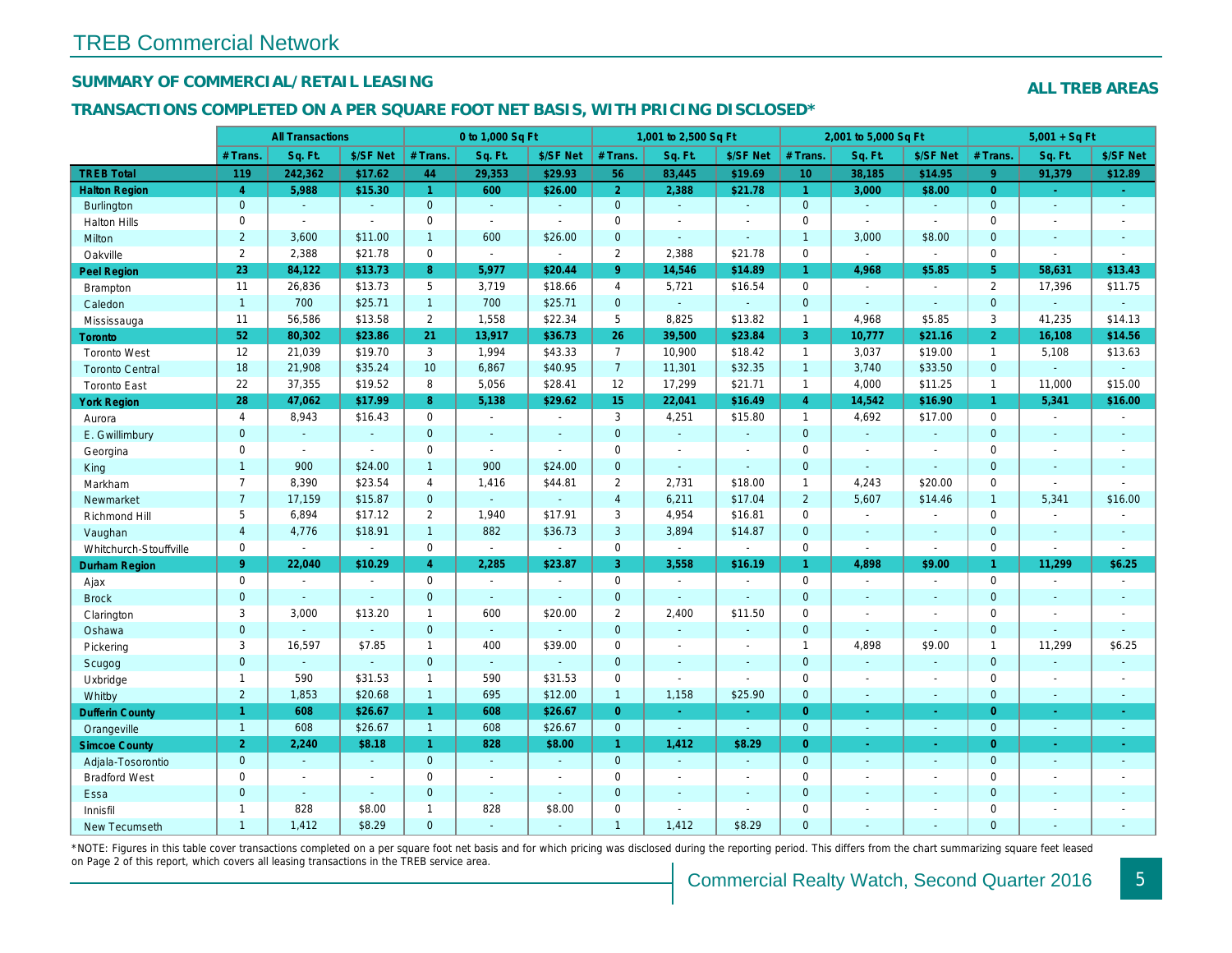TREB Commercial Network

## SUMMARY OF COMMERCIAL/RETAIL LEASING

## TRANSACTIONS COMPLETED ON A PER SQUARE FOOT NET BASIS, WITH PRICING DISCLOSED*

ALL TREB AREAS

| | All Transactions | | | 0 to 1,000 Sq Ft | | | 1,001 to 2,500 Sq Ft | | | 2,001 to 5,000 Sq Ft | | | 5,001 + Sq Ft | | |
|---|---|---|---|---|---|---|---|---|---|---|---|---|---|---|---|
| | # Trans. | Sq. Ft. | $/SF Net | # Trans. | Sq. Ft. | $/SF Net | # Trans. | Sq. Ft. | $/SF Net | # Trans. | Sq. Ft. | $/SF Net | # Trans. | Sq. Ft. | $/SF Net |
| **TREB Total** | **119** | **242,362** | **$17.62** | **44** | **29,353** | **$29.93** | **56** | **83,445** | **$19.69** | **10** | **38,185** | **$14.95** | **9** | **91,379** | **$12.89** |
| **Halton Region** | **4** | **5,988** | **$15.30** | **1** | **600** | **$26.00** | **2** | **2,388** | **$21.78** | **1** | **3,000** | **$8.00** | **0** | **-** | **-** |
| Burlington | 0 | - | - | 0 | - | - | 0 | - | - | 0 | - | - | 0 | - | - |
| Halton Hills | 0 | - | - | 0 | - | - | 0 | - | - | 0 | - | - | 0 | - | - |
| Milton | 2 | 3,600 | $11.00 | 1 | 600 | $26.00 | 0 | - | - | 1 | 3,000 | $8.00 | 0 | - | - |
| Oakville | 2 | 2,388 | $21.78 | 0 | - | - | 2 | 2,388 | $21.78 | 0 | - | - | 0 | - | - |
| **Peel Region** | **23** | **84,122** | **$13.73** | **8** | **5,977** | **$20.44** | **9** | **14,546** | **$14.89** | **1** | **4,968** | **$5.85** | **5** | **58,631** | **$13.43** |
| Brampton | 11 | 26,836 | $13.73 | 5 | 3,719 | $18.66 | 4 | 5,721 | $16.54 | 0 | - | - | 2 | 17,396 | $11.75 |
| Caledon | 1 | 700 | $25.71 | 1 | 700 | $25.71 | 0 | - | - | 0 | - | - | 0 | - | - |
| Mississauga | 11 | 56,586 | $13.58 | 2 | 1,558 | $22.34 | 5 | 8,825 | $13.82 | 1 | 4,968 | $5.85 | 3 | 41,235 | $14.13 |
| **Toronto** | **52** | **80,302** | **$23.86** | **21** | **13,917** | **$36.73** | **26** | **39,500** | **$23.84** | **3** | **10,777** | **$21.16** | **2** | **16,108** | **$14.56** |
| Toronto West | 12 | 21,039 | $19.70 | 3 | 1,994 | $43.33 | 7 | 10,900 | $18.42 | 1 | 3,037 | $19.00 | 1 | 5,108 | $13.63 |
| Toronto Central | 18 | 21,908 | $35.24 | 10 | 6,867 | $40.95 | 7 | 11,301 | $32.35 | 1 | 3,740 | $33.50 | 0 | - | - |
| Toronto East | 22 | 37,355 | $19.52 | 8 | 5,056 | $28.41 | 12 | 17,299 | $21.71 | 1 | 4,000 | $11.25 | 1 | 11,000 | $15.00 |
| **York Region** | **28** | **47,062** | **$17.99** | **8** | **5,138** | **$29.62** | **15** | **22,041** | **$16.49** | **4** | **14,542** | **$16.90** | **1** | **5,341** | **$16.00** |
| Aurora | 4 | 8,943 | $16.43 | 0 | - | - | 3 | 4,251 | $15.80 | 1 | 4,692 | $17.00 | 0 | - | - |
| E. Gwillimbury | 0 | - | - | 0 | - | - | 0 | - | - | 0 | - | - | 0 | - | - |
| Georgina | 0 | - | - | 0 | - | - | 0 | - | - | 0 | - | - | 0 | - | - |
| King | 1 | 900 | $24.00 | 1 | 900 | $24.00 | 0 | - | - | 0 | - | - | 0 | - | - |
| Markham | 7 | 8,390 | $23.54 | 4 | 1,416 | $44.81 | 2 | 2,731 | $18.00 | 1 | 4,243 | $20.00 | 0 | - | - |
| Newmarket | 7 | 17,159 | $15.87 | 0 | - | - | 4 | 6,211 | $17.04 | 2 | 5,607 | $14.46 | 1 | 5,341 | $16.00 |
| Richmond Hill | 5 | 6,894 | $17.12 | 2 | 1,940 | $17.91 | 3 | 4,954 | $16.81 | 0 | - | - | 0 | - | - |
| Vaughan | 4 | 4,776 | $18.91 | 1 | 882 | $36.73 | 3 | 3,894 | $14.87 | 0 | - | - | 0 | - | - |
| Whitchurch-Stouffville | 0 | - | - | 0 | - | - | 0 | - | - | 0 | - | - | 0 | - | - |
| **Durham Region** | **9** | **22,040** | **$10.29** | **4** | **2,285** | **$23.87** | **3** | **3,558** | **$16.19** | **1** | **4,898** | **$9.00** | **1** | **11,299** | **$6.25** |
| Ajax | 0 | - | - | 0 | - | - | 0 | - | - | 0 | - | - | 0 | - | - |
| Brock | 0 | - | - | 0 | - | - | 0 | - | - | 0 | - | - | 0 | - | - |
| Clarington | 3 | 3,000 | $13.20 | 1 | 600 | $20.00 | 2 | 2,400 | $11.50 | 0 | - | - | 0 | - | - |
| Oshawa | 0 | - | - | 0 | - | - | 0 | - | - | 0 | - | - | 0 | - | - |
| Pickering | 3 | 16,597 | $7.85 | 1 | 400 | $39.00 | 0 | - | - | 1 | 4,898 | $9.00 | 1 | 11,299 | $6.25 |
| Scugog | 0 | - | - | 0 | - | - | 0 | - | - | 0 | - | - | 0 | - | - |
| Uxbridge | 1 | 590 | $31.53 | 1 | 590 | $31.53 | 0 | - | - | 0 | - | - | 0 | - | - |
| Whitby | 2 | 1,853 | $20.68 | 1 | 695 | $12.00 | 1 | 1,158 | $25.90 | 0 | - | - | 0 | - | - |
| **Dufferin County** | **1** | **608** | **$26.67** | **1** | **608** | **$26.67** | **0** | **-** | **-** | **0** | **-** | **-** | **0** | **-** | **-** |
| Orangeville | 1 | 608 | $26.67 | 1 | 608 | $26.67 | 0 | - | - | 0 | - | - | 0 | - | - |
| **Simcoe County** | **2** | **2,240** | **$8.18** | **1** | **828** | **$8.00** | **1** | **1,412** | **$8.29** | **0** | **-** | **-** | **0** | **-** | **-** |
| Adjala-Tosorontio | 0 | - | - | 0 | - | - | 0 | - | - | 0 | - | - | 0 | - | - |
| Bradford West | 0 | - | - | 0 | - | - | 0 | - | - | 0 | - | - | 0 | - | - |
| Essa | 0 | - | - | 0 | - | - | 0 | - | - | 0 | - | - | 0 | - | - |
| Innisfil | 1 | 828 | $8.00 | 1 | 828 | $8.00 | 0 | - | - | 0 | - | - | 0 | - | - |
| New Tecumseth | 1 | 1,412 | $8.29 | 0 | - | - | 1 | 1,412 | $8.29 | 0 | - | - | 0 | - | - |

*NOTE: Figures in this table cover transactions completed on a per square foot net basis and for which pricing was disclosed during the reporting period. This differs from the chart summarizing square feet leased on Page 2 of this report, which covers all leasing transactions in the TREB service area.

Commercial Realty Watch, Second Quarter 2016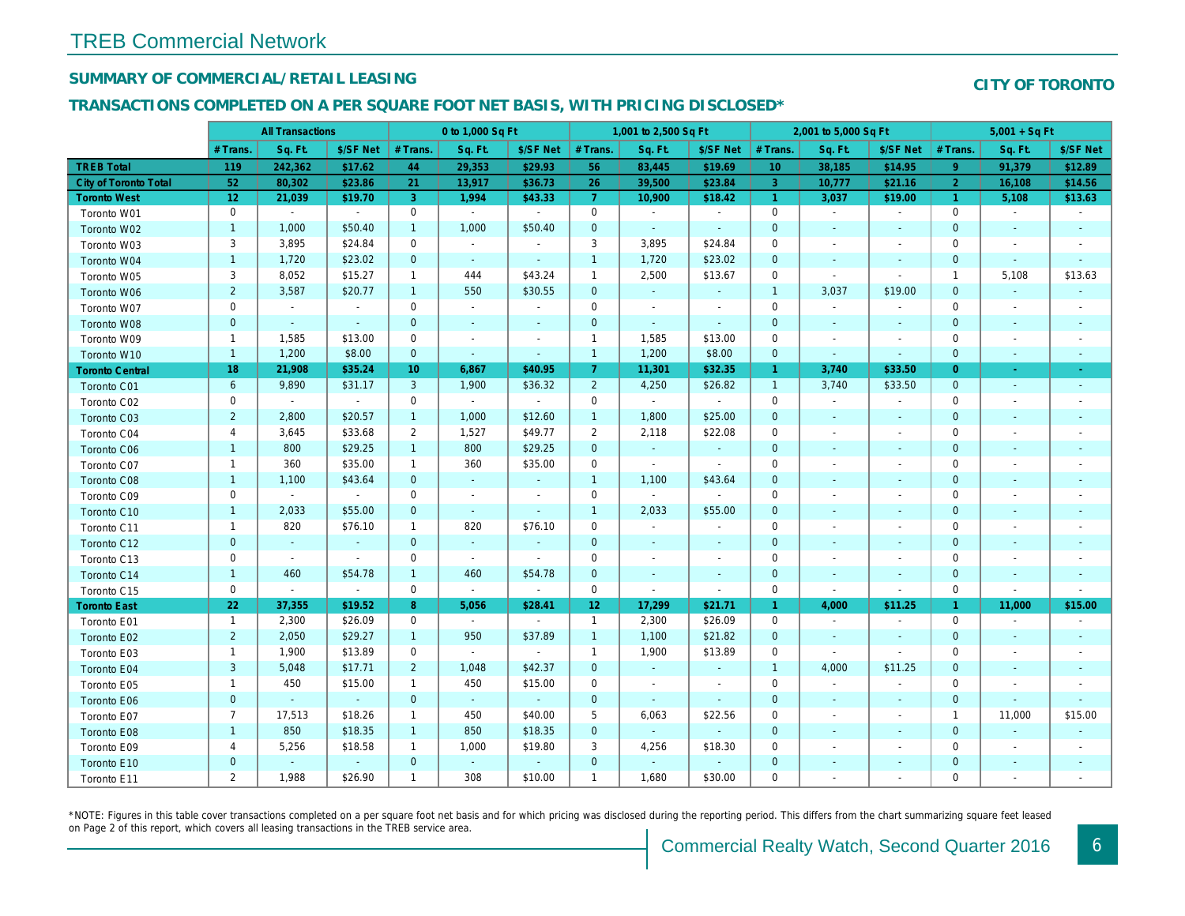# TREB Commercial Network

## SUMMARY OF COMMERCIAL/RETAIL LEASING

## CITY OF TORONTO

## TRANSACTIONS COMPLETED ON A PER SQUARE FOOT NET BASIS, WITH PRICING DISCLOSED*

| | All Transactions | | | 0 to 1,000 Sq Ft | | | 1,001 to 2,500 Sq Ft | | | 2,001 to 5,000 Sq Ft | | | 5,001 + Sq Ft | | |
|---|---|---|---|---|---|---|---|---|---|---|---|---|---|---|---|
| | # Trans. | Sq. Ft. | $/SF Net | # Trans. | Sq. Ft. | $/SF Net | # Trans. | Sq. Ft. | $/SF Net | # Trans. | Sq. Ft. | $/SF Net | # Trans. | Sq. Ft. | $/SF Net |
| **TREB Total** | **119** | **242,362** | **$17.62** | **44** | **29,353** | **$29.93** | **56** | **83,445** | **$19.69** | **10** | **38,185** | **$14.95** | **9** | **91,379** | **$12.89** |
| **City of Toronto Total** | **52** | **80,302** | **$23.86** | **21** | **13,917** | **$36.73** | **26** | **39,500** | **$23.84** | **3** | **10,777** | **$21.16** | **2** | **16,108** | **$14.56** |
| **Toronto West** | **12** | **21,039** | **$19.70** | **3** | **1,994** | **$43.33** | **7** | **10,900** | **$18.42** | **1** | **3,037** | **$19.00** | **1** | **5,108** | **$13.63** |
| Toronto W01 | 0 | - | - | 0 | - | - | 0 | - | - | 0 | - | - | 0 | - | - |
| Toronto W02 | 1 | 1,000 | $50.40 | 1 | 1,000 | $50.40 | 0 | - | - | 0 | - | - | 0 | - | - |
| Toronto W03 | 3 | 3,895 | $24.84 | 0 | - | - | 3 | 3,895 | $24.84 | 0 | - | - | 0 | - | - |
| Toronto W04 | 1 | 1,720 | $23.02 | 0 | - | - | 1 | 1,720 | $23.02 | 0 | - | - | 0 | - | - |
| Toronto W05 | 3 | 8,052 | $15.27 | 1 | 444 | $43.24 | 1 | 2,500 | $13.67 | 0 | - | - | 1 | 5,108 | $13.63 |
| Toronto W06 | 2 | 3,587 | $20.77 | 1 | 550 | $30.55 | 0 | - | - | 1 | 3,037 | $19.00 | 0 | - | - |
| Toronto W07 | 0 | - | - | 0 | - | - | 0 | - | - | 0 | - | - | 0 | - | - |
| Toronto W08 | 0 | - | - | 0 | - | - | 0 | - | - | 0 | - | - | 0 | - | - |
| Toronto W09 | 1 | 1,585 | $13.00 | 0 | - | - | 1 | 1,585 | $13.00 | 0 | - | - | 0 | - | - |
| Toronto W10 | 1 | 1,200 | $8.00 | 0 | - | - | 1 | 1,200 | $8.00 | 0 | - | - | 0 | - | - |
| **Toronto Central** | **18** | **21,908** | **$35.24** | **10** | **6,867** | **$40.95** | **7** | **11,301** | **$32.35** | **1** | **3,740** | **$33.50** | **0** | **-** | **-** |
| Toronto C01 | 6 | 9,890 | $31.17 | 3 | 1,900 | $36.32 | 2 | 4,250 | $26.82 | 1 | 3,740 | $33.50 | 0 | - | - |
| Toronto C02 | 0 | - | - | 0 | - | - | 0 | - | - | 0 | - | - | 0 | - | - |
| Toronto C03 | 2 | 2,800 | $20.57 | 1 | 1,000 | $12.60 | 1 | 1,800 | $25.00 | 0 | - | - | 0 | - | - |
| Toronto C04 | 4 | 3,645 | $33.68 | 2 | 1,527 | $49.77 | 2 | 2,118 | $22.08 | 0 | - | - | 0 | - | - |
| Toronto C06 | 1 | 800 | $29.25 | 1 | 800 | $29.25 | 0 | - | - | 0 | - | - | 0 | - | - |
| Toronto C07 | 1 | 360 | $35.00 | 1 | 360 | $35.00 | 0 | - | - | 0 | - | - | 0 | - | - |
| Toronto C08 | 1 | 1,100 | $43.64 | 0 | - | - | 1 | 1,100 | $43.64 | 0 | - | - | 0 | - | - |
| Toronto C09 | 0 | - | - | 0 | - | - | 0 | - | - | 0 | - | - | 0 | - | - |
| Toronto C10 | 1 | 2,033 | $55.00 | 0 | - | - | 1 | 2,033 | $55.00 | 0 | - | - | 0 | - | - |
| Toronto C11 | 1 | 820 | $76.10 | 1 | 820 | $76.10 | 0 | - | - | 0 | - | - | 0 | - | - |
| Toronto C12 | 0 | - | - | 0 | - | - | 0 | - | - | 0 | - | - | 0 | - | - |
| Toronto C13 | 0 | - | - | 0 | - | - | 0 | - | - | 0 | - | - | 0 | - | - |
| Toronto C14 | 1 | 460 | $54.78 | 1 | 460 | $54.78 | 0 | - | - | 0 | - | - | 0 | - | - |
| Toronto C15 | 0 | - | - | 0 | - | - | 0 | - | - | 0 | - | - | 0 | - | - |
| **Toronto East** | **22** | **37,355** | **$19.52** | **8** | **5,056** | **$28.41** | **12** | **17,299** | **$21.71** | **1** | **4,000** | **$11.25** | **1** | **11,000** | **$15.00** |
| Toronto E01 | 1 | 2,300 | $26.09 | 0 | - | - | 1 | 2,300 | $26.09 | 0 | - | - | 0 | - | - |
| Toronto E02 | 2 | 2,050 | $29.27 | 1 | 950 | $37.89 | 1 | 1,100 | $21.82 | 0 | - | - | 0 | - | - |
| Toronto E03 | 1 | 1,900 | $13.89 | 0 | - | - | 1 | 1,900 | $13.89 | 0 | - | - | 0 | - | - |
| Toronto E04 | 3 | 5,048 | $17.71 | 2 | 1,048 | $42.37 | 0 | - | - | 1 | 4,000 | $11.25 | 0 | - | - |
| Toronto E05 | 1 | 450 | $15.00 | 1 | 450 | $15.00 | 0 | - | - | 0 | - | - | 0 | - | - |
| Toronto E06 | 0 | - | - | 0 | - | - | 0 | - | - | 0 | - | - | 0 | - | - |
| Toronto E07 | 7 | 17,513 | $18.26 | 1 | 450 | $40.00 | 5 | 6,063 | $22.56 | 0 | - | - | 1 | 11,000 | $15.00 |
| Toronto E08 | 1 | 850 | $18.35 | 1 | 850 | $18.35 | 0 | - | - | 0 | - | - | 0 | - | - |
| Toronto E09 | 4 | 5,256 | $18.58 | 1 | 1,000 | $19.80 | 3 | 4,256 | $18.30 | 0 | - | - | 0 | - | - |
| Toronto E10 | 0 | - | - | 0 | - | - | 0 | - | - | 0 | - | - | 0 | - | - |
| Toronto E11 | 2 | 1,988 | $26.90 | 1 | 308 | $10.00 | 1 | 1,680 | $30.00 | 0 | - | - | 0 | - | - |

*NOTE: Figures in this table cover transactions completed on a per square foot net basis and for which pricing was disclosed during the reporting period. This differs from the chart summarizing square feet leased on Page 2 of this report, which covers all leasing transactions in the TREB service area.

Commercial Realty Watch, Second Quarter 2016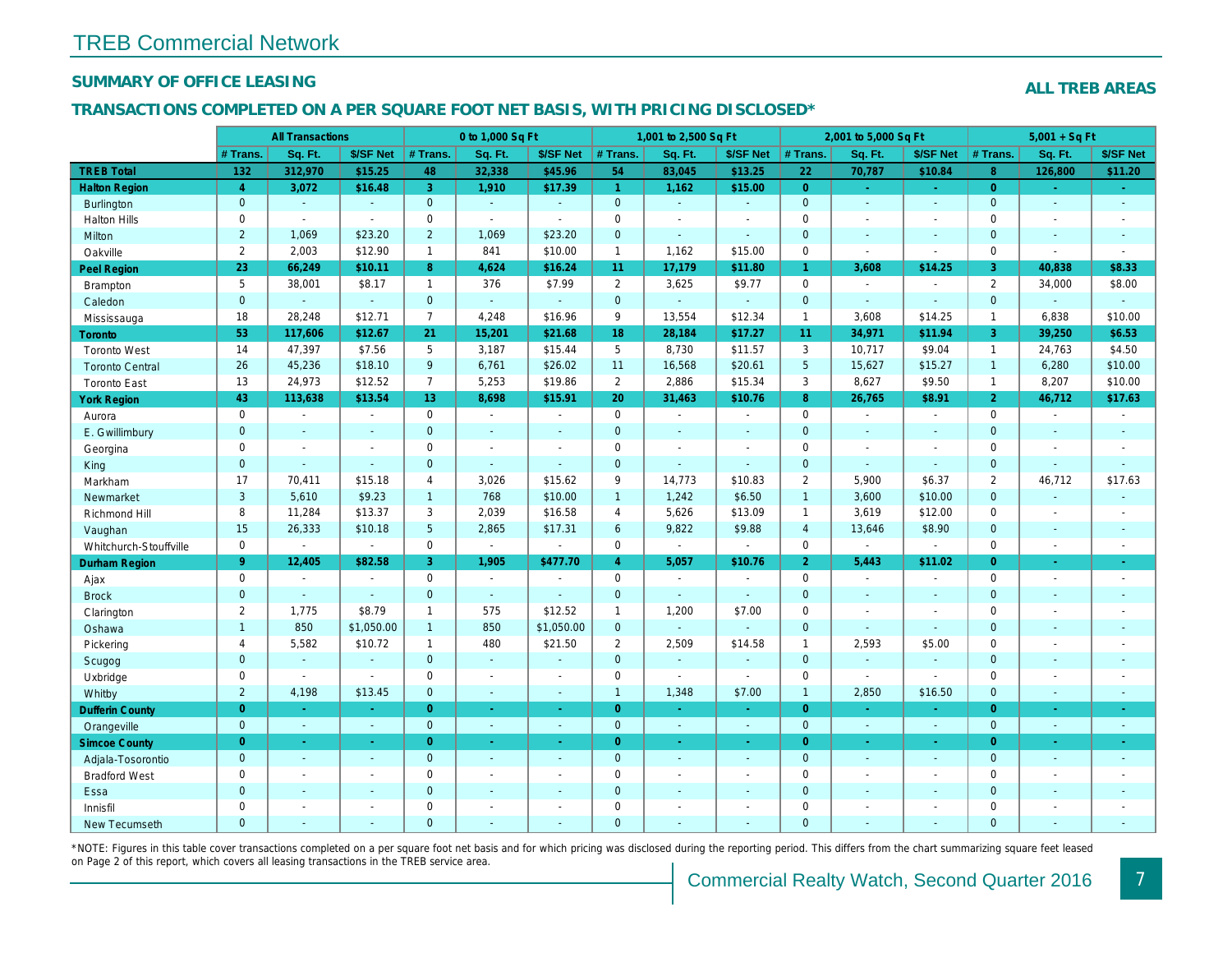## TREB Commercial Network

### SUMMARY OF OFFICE LEASING

**ALL TREB AREAS**

### TRANSACTIONS COMPLETED ON A PER SQUARE FOOT NET BASIS, WITH PRICING DISCLOSED*

| | All Transactions | | | 0 to 1,000 Sq Ft | | | 1,001 to 2,500 Sq Ft | | | 2,001 to 5,000 Sq Ft | | | 5,001 + Sq Ft | | |
|---|---|---|---|---|---|---|---|---|---|---|---|---|---|---|---|
| | # Trans. | Sq. Ft. | $/SF Net | # Trans. | Sq. Ft. | $/SF Net | # Trans. | Sq. Ft. | $/SF Net | # Trans. | Sq. Ft. | $/SF Net | # Trans. | Sq. Ft. | $/SF Net |
| **TREB Total** | **132** | **312,970** | **$15.25** | **48** | **32,338** | **$45.96** | **54** | **83,045** | **$13.25** | **22** | **70,787** | **$10.84** | **8** | **126,800** | **$11.20** |
| **Halton Region** | **4** | **3,072** | **$16.48** | **3** | **1,910** | **$17.39** | **1** | **1,162** | **$15.00** | **0** | **-** | **-** | **0** | **-** | **-** |
| Burlington | 0 | - | - | 0 | - | - | 0 | - | - | 0 | - | - | 0 | - | - |
| Halton Hills | 0 | - | - | 0 | - | - | 0 | - | - | 0 | - | - | 0 | - | - |
| Milton | 2 | 1,069 | $23.20 | 2 | 1,069 | $23.20 | 0 | - | - | 0 | - | - | 0 | - | - |
| Oakville | 2 | 2,003 | $12.90 | 1 | 841 | $10.00 | 1 | 1,162 | $15.00 | 0 | - | - | 0 | - | - |
| **Peel Region** | **23** | **66,249** | **$10.11** | **8** | **4,624** | **$16.24** | **11** | **17,179** | **$11.80** | **1** | **3,608** | **$14.25** | **3** | **40,838** | **$8.33** |
| Brampton | 5 | 38,001 | $8.17 | 1 | 376 | $7.99 | 2 | 3,625 | $9.77 | 0 | - | - | 2 | 34,000 | $8.00 |
| Caledon | 0 | - | - | 0 | - | - | 0 | - | - | 0 | - | - | 0 | - | - |
| Mississauga | 18 | 28,248 | $12.71 | 7 | 4,248 | $16.96 | 9 | 13,554 | $12.34 | 1 | 3,608 | $14.25 | 1 | 6,838 | $10.00 |
| **Toronto** | **53** | **117,606** | **$12.67** | **21** | **15,201** | **$21.68** | **18** | **28,184** | **$17.27** | **11** | **34,971** | **$11.94** | **3** | **39,250** | **$6.53** |
| Toronto West | 14 | 47,397 | $7.56 | 5 | 3,187 | $15.44 | 5 | 8,730 | $11.57 | 3 | 10,717 | $9.04 | 1 | 24,763 | $4.50 |
| Toronto Central | 26 | 45,236 | $18.10 | 9 | 6,761 | $26.02 | 11 | 16,568 | $20.61 | 5 | 15,627 | $15.27 | 1 | 6,280 | $10.00 |
| Toronto East | 13 | 24,973 | $12.52 | 7 | 5,253 | $19.86 | 2 | 2,886 | $15.34 | 3 | 8,627 | $9.50 | 1 | 8,207 | $10.00 |
| **York Region** | **43** | **113,638** | **$13.54** | **13** | **8,698** | **$15.91** | **20** | **31,463** | **$10.76** | **8** | **26,765** | **$8.91** | **2** | **46,712** | **$17.63** |
| Aurora | 0 | - | - | 0 | - | - | 0 | - | - | 0 | - | - | 0 | - | - |
| E. Gwillimbury | 0 | - | - | 0 | - | - | 0 | - | - | 0 | - | - | 0 | - | - |
| Georgina | 0 | - | - | 0 | - | - | 0 | - | - | 0 | - | - | 0 | - | - |
| King | 0 | - | - | 0 | - | - | 0 | - | - | 0 | - | - | 0 | - | - |
| Markham | 17 | 70,411 | $15.18 | 4 | 3,026 | $15.62 | 9 | 14,773 | $10.83 | 2 | 5,900 | $6.37 | 2 | 46,712 | $17.63 |
| Newmarket | 3 | 5,610 | $9.23 | 1 | 768 | $10.00 | 1 | 1,242 | $6.50 | 1 | 3,600 | $10.00 | 0 | - | - |
| Richmond Hill | 8 | 11,284 | $13.37 | 3 | 2,039 | $16.58 | 4 | 5,626 | $13.09 | 1 | 3,619 | $12.00 | 0 | - | - |
| Vaughan | 15 | 26,333 | $10.18 | 5 | 2,865 | $17.31 | 6 | 9,822 | $9.88 | 4 | 13,646 | $8.90 | 0 | - | - |
| Whitchurch-Stouffville | 0 | - | - | 0 | - | - | 0 | - | - | 0 | - | - | 0 | - | - |
| **Durham Region** | **9** | **12,405** | **$82.58** | **3** | **1,905** | **$477.70** | **4** | **5,057** | **$10.76** | **2** | **5,443** | **$11.02** | **0** | **-** | **-** |
| Ajax | 0 | - | - | 0 | - | - | 0 | - | - | 0 | - | - | 0 | - | - |
| Brock | 0 | - | - | 0 | - | - | 0 | - | - | 0 | - | - | 0 | - | - |
| Clarington | 2 | 1,775 | $8.79 | 1 | 575 | $12.52 | 1 | 1,200 | $7.00 | 0 | - | - | 0 | - | - |
| Oshawa | 1 | 850 | $1,050.00 | 1 | 850 | $1,050.00 | 0 | - | - | 0 | - | - | 0 | - | - |
| Pickering | 4 | 5,582 | $10.72 | 1 | 480 | $21.50 | 2 | 2,509 | $14.58 | 1 | 2,593 | $5.00 | 0 | - | - |
| Scugog | 0 | - | - | 0 | - | - | 0 | - | - | 0 | - | - | 0 | - | - |
| Uxbridge | 0 | - | - | 0 | - | - | 0 | - | - | 0 | - | - | 0 | - | - |
| Whitby | 2 | 4,198 | $13.45 | 0 | - | - | 1 | 1,348 | $7.00 | 1 | 2,850 | $16.50 | 0 | - | - |
| **Dufferin County** | **0** | **-** | **-** | **0** | **-** | **-** | **0** | **-** | **-** | **0** | **-** | **-** | **0** | **-** | **-** |
| Orangeville | 0 | - | - | 0 | - | - | 0 | - | - | 0 | - | - | 0 | - | - |
| **Simcoe County** | **0** | **-** | **-** | **0** | **-** | **-** | **0** | **-** | **-** | **0** | **-** | **-** | **0** | **-** | **-** |
| Adjala-Tosorontio | 0 | - | - | 0 | - | - | 0 | - | - | 0 | - | - | 0 | - | - |
| Bradford West | 0 | - | - | 0 | - | - | 0 | - | - | 0 | - | - | 0 | - | - |
| Essa | 0 | - | - | 0 | - | - | 0 | - | - | 0 | - | - | 0 | - | - |
| Innisfil | 0 | - | - | 0 | - | - | 0 | - | - | 0 | - | - | 0 | - | - |
| New Tecumseth | 0 | - | - | 0 | - | - | 0 | - | - | 0 | - | - | 0 | - | - |

*NOTE: Figures in this table cover transactions completed on a per square foot net basis and for which pricing was disclosed during the reporting period. This differs from the chart summarizing square feet leased on Page 2 of this report, which covers all leasing transactions in the TREB service area.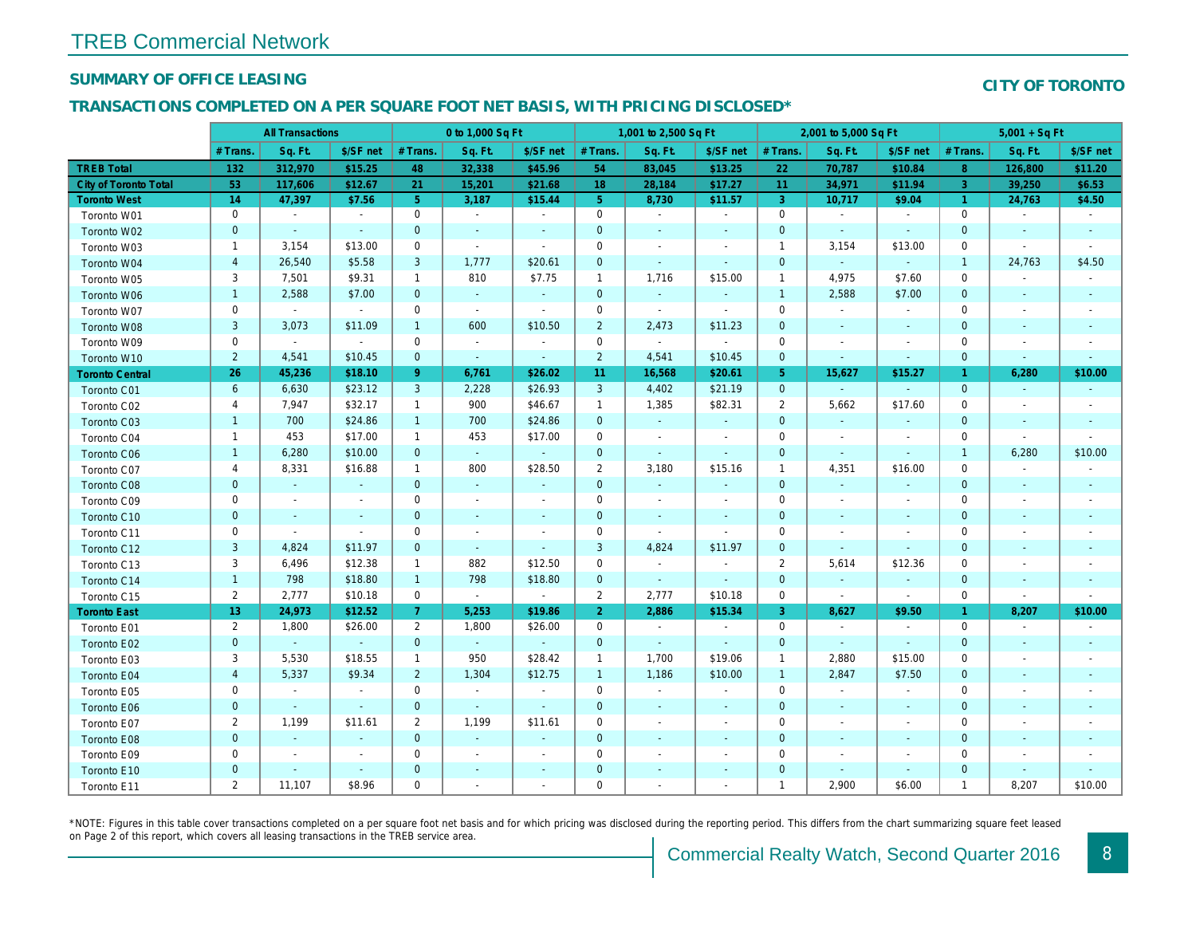## TREB Commercial Network

### SUMMARY OF OFFICE LEASING

**CITY OF TORONTO**

### TRANSACTIONS COMPLETED ON A PER SQUARE FOOT NET BASIS, WITH PRICING DISCLOSED*

| | All Transactions | | | 0 to 1,000 Sq Ft | | | 1,001 to 2,500 Sq Ft | | | 2,001 to 5,000 Sq Ft | | | 5,001 + Sq Ft | | |
|---|---|---|---|---|---|---|---|---|---|---|---|---|---|---|---|
| | # Trans. | Sq. Ft. | $/SF net | # Trans. | Sq. Ft. | $/SF net | # Trans. | Sq. Ft. | $/SF net | # Trans. | Sq. Ft. | $/SF net | # Trans. | Sq. Ft. | $/SF net |
| **TREB Total** | **132** | **312,970** | **$15.25** | **48** | **32,338** | **$45.96** | **54** | **83,045** | **$13.25** | **22** | **70,787** | **$10.84** | **8** | **126,800** | **$11.20** |
| **City of Toronto Total** | **53** | **117,606** | **$12.67** | **21** | **15,201** | **$21.68** | **18** | **28,184** | **$17.27** | **11** | **34,971** | **$11.94** | **3** | **39,250** | **$6.53** |
| **Toronto West** | **14** | **47,397** | **$7.56** | **5** | **3,187** | **$15.44** | **5** | **8,730** | **$11.57** | **3** | **10,717** | **$9.04** | **1** | **24,763** | **$4.50** |
| Toronto W01 | 0 | - | - | 0 | - | - | 0 | - | - | 0 | - | - | 0 | - | - |
| Toronto W02 | 0 | - | - | 0 | - | - | 0 | - | - | 0 | - | - | 0 | - | - |
| Toronto W03 | 1 | 3,154 | $13.00 | 0 | - | - | 0 | - | - | 1 | 3,154 | $13.00 | 0 | - | - |
| Toronto W04 | 4 | 26,540 | $5.58 | 3 | 1,777 | $20.61 | 0 | - | - | 0 | - | - | 1 | 24,763 | $4.50 |
| Toronto W05 | 3 | 7,501 | $9.31 | 1 | 810 | $7.75 | 1 | 1,716 | $15.00 | 1 | 4,975 | $7.60 | 0 | - | - |
| Toronto W06 | 1 | 2,588 | $7.00 | 0 | - | - | 0 | - | - | 1 | 2,588 | $7.00 | 0 | - | - |
| Toronto W07 | 0 | - | - | 0 | - | - | 0 | - | - | 0 | - | - | 0 | - | - |
| Toronto W08 | 3 | 3,073 | $11.09 | 1 | 600 | $10.50 | 2 | 2,473 | $11.23 | 0 | - | - | 0 | - | - |
| Toronto W09 | 0 | - | - | 0 | - | - | 0 | - | - | 0 | - | - | 0 | - | - |
| Toronto W10 | 2 | 4,541 | $10.45 | 0 | - | - | 2 | 4,541 | $10.45 | 0 | - | - | 0 | - | - |
| **Toronto Central** | **26** | **45,236** | **$18.10** | **9** | **6,761** | **$26.02** | **11** | **16,568** | **$20.61** | **5** | **15,627** | **$15.27** | **1** | **6,280** | **$10.00** |
| Toronto C01 | 6 | 6,630 | $23.12 | 3 | 2,228 | $26.93 | 3 | 4,402 | $21.19 | 0 | - | - | 0 | - | - |
| Toronto C02 | 4 | 7,947 | $32.17 | 1 | 900 | $46.67 | 1 | 1,385 | $82.31 | 2 | 5,662 | $17.60 | 0 | - | - |
| Toronto C03 | 1 | 700 | $24.86 | 1 | 700 | $24.86 | 0 | - | - | 0 | - | - | 0 | - | - |
| Toronto C04 | 1 | 453 | $17.00 | 1 | 453 | $17.00 | 0 | - | - | 0 | - | - | 0 | - | - |
| Toronto C06 | 1 | 6,280 | $10.00 | 0 | - | - | 0 | - | - | 0 | - | - | 1 | 6,280 | $10.00 |
| Toronto C07 | 4 | 8,331 | $16.88 | 1 | 800 | $28.50 | 2 | 3,180 | $15.16 | 1 | 4,351 | $16.00 | 0 | - | - |
| Toronto C08 | 0 | - | - | 0 | - | - | 0 | - | - | 0 | - | - | 0 | - | - |
| Toronto C09 | 0 | - | - | 0 | - | - | 0 | - | - | 0 | - | - | 0 | - | - |
| Toronto C10 | 0 | - | - | 0 | - | - | 0 | - | - | 0 | - | - | 0 | - | - |
| Toronto C11 | 0 | - | - | 0 | - | - | 0 | - | - | 0 | - | - | 0 | - | - |
| Toronto C12 | 3 | 4,824 | $11.97 | 0 | - | - | 3 | 4,824 | $11.97 | 0 | - | - | 0 | - | - |
| Toronto C13 | 3 | 6,496 | $12.38 | 1 | 882 | $12.50 | 0 | - | - | 2 | 5,614 | $12.36 | 0 | - | - |
| Toronto C14 | 1 | 798 | $18.80 | 1 | 798 | $18.80 | 0 | - | - | 0 | - | - | 0 | - | - |
| Toronto C15 | 2 | 2,777 | $10.18 | 0 | - | - | 2 | 2,777 | $10.18 | 0 | - | - | 0 | - | - |
| **Toronto East** | **13** | **24,973** | **$12.52** | **7** | **5,253** | **$19.86** | **2** | **2,886** | **$15.34** | **3** | **8,627** | **$9.50** | **1** | **8,207** | **$10.00** |
| Toronto E01 | 2 | 1,800 | $26.00 | 2 | 1,800 | $26.00 | 0 | - | - | 0 | - | - | 0 | - | - |
| Toronto E02 | 0 | - | - | 0 | - | - | 0 | - | - | 0 | - | - | 0 | - | - |
| Toronto E03 | 3 | 5,530 | $18.55 | 1 | 950 | $28.42 | 1 | 1,700 | $19.06 | 1 | 2,880 | $15.00 | 0 | - | - |
| Toronto E04 | 4 | 5,337 | $9.34 | 2 | 1,304 | $12.75 | 1 | 1,186 | $10.00 | 1 | 2,847 | $7.50 | 0 | - | - |
| Toronto E05 | 0 | - | - | 0 | - | - | 0 | - | - | 0 | - | - | 0 | - | - |
| Toronto E06 | 0 | - | - | 0 | - | - | 0 | - | - | 0 | - | - | 0 | - | - |
| Toronto E07 | 2 | 1,199 | $11.61 | 2 | 1,199 | $11.61 | 0 | - | - | 0 | - | - | 0 | - | - |
| Toronto E08 | 0 | - | - | 0 | - | - | 0 | - | - | 0 | - | - | 0 | - | - |
| Toronto E09 | 0 | - | - | 0 | - | - | 0 | - | - | 0 | - | - | 0 | - | - |
| Toronto E10 | 0 | - | - | 0 | - | - | 0 | - | - | 0 | - | - | 0 | - | - |
| Toronto E11 | 2 | 11,107 | $8.96 | 0 | - | - | 0 | - | - | 1 | 2,900 | $6.00 | 1 | 8,207 | $10.00 |

*NOTE: Figures in this table cover transactions completed on a per square foot net basis and for which pricing was disclosed during the reporting period. This differs from the chart summarizing square feet leased on Page 2 of this report, which covers all leasing transactions in the TREB service area.

Commercial Realty Watch, Second Quarter 2016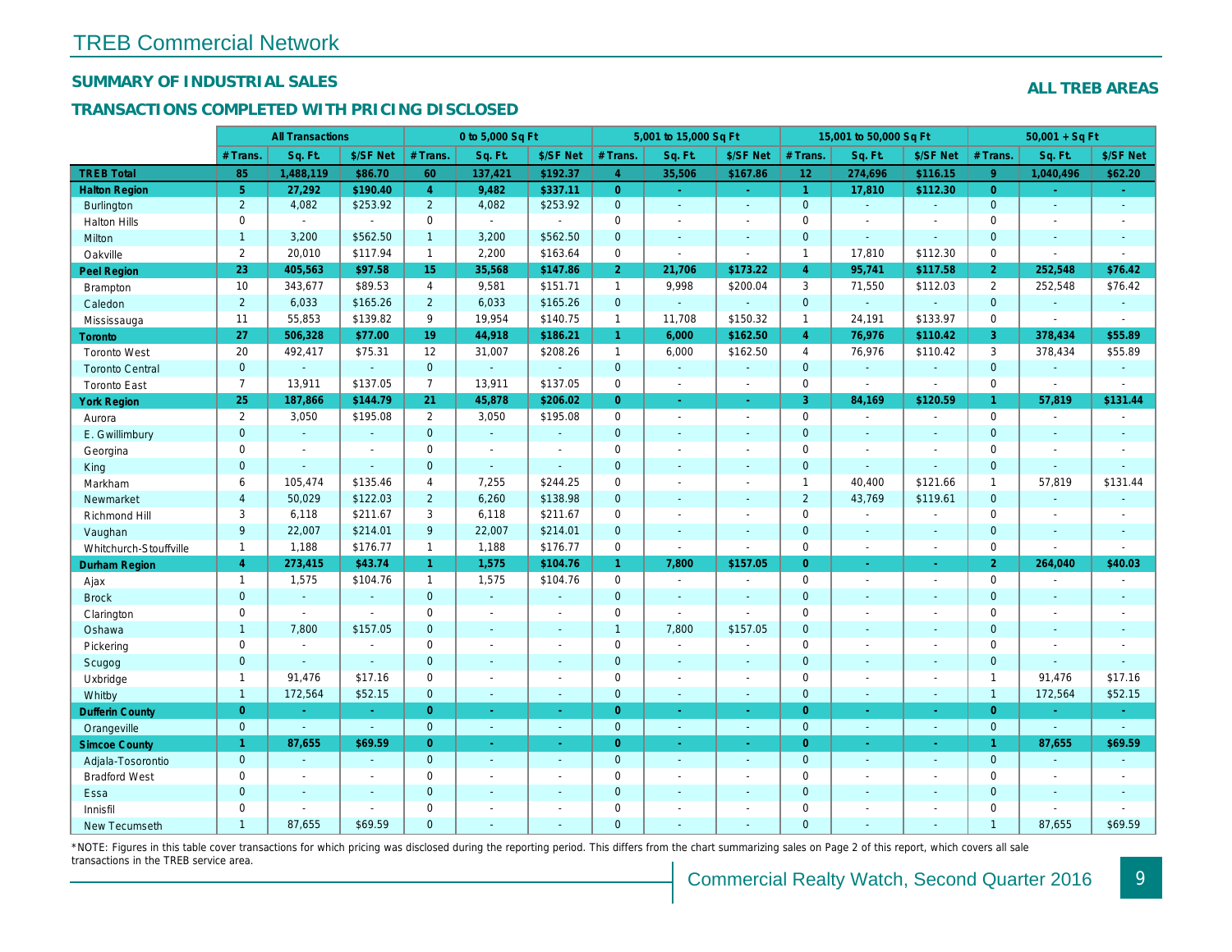# TREB Commercial Network

## SUMMARY OF INDUSTRIAL SALES

**ALL TREB AREAS**

## TRANSACTIONS COMPLETED WITH PRICING DISCLOSED

| | All Transactions | | | 0 to 5,000 Sq Ft | | | 5,001 to 15,000 Sq Ft | | | 15,001 to 50,000 Sq Ft | | | 50,001 + Sq Ft | | |
|---|---|---|---|---|---|---|---|---|---|---|---|---|---|---|---|
| | # Trans. | Sq. Ft. | $/SF Net | # Trans. | Sq. Ft. | $/SF Net | # Trans. | Sq. Ft. | $/SF Net | # Trans. | Sq. Ft. | $/SF Net | # Trans. | Sq. Ft. | $/SF Net |
| **TREB Total** | **85** | **1,488,119** | **$86.70** | **60** | **137,421** | **$192.37** | **4** | **35,506** | **$167.86** | **12** | **274,696** | **$116.15** | **9** | **1,040,496** | **$62.20** |
| **Halton Region** | **5** | **27,292** | **$190.40** | **4** | **9,482** | **$337.11** | **0** | **-** | **-** | **1** | **17,810** | **$112.30** | **0** | **-** | **-** |
| Burlington | 2 | 4,082 | $253.92 | 2 | 4,082 | $253.92 | 0 | - | - | 0 | - | - | 0 | - | - |
| Halton Hills | 0 | - | - | 0 | - | - | 0 | - | - | 0 | - | - | 0 | - | - |
| Milton | 1 | 3,200 | $562.50 | 1 | 3,200 | $562.50 | 0 | - | - | 0 | - | - | 0 | - | - |
| Oakville | 2 | 20,010 | $117.94 | 1 | 2,200 | $163.64 | 0 | - | - | 1 | 17,810 | $112.30 | 0 | - | - |
| **Peel Region** | **23** | **405,563** | **$97.58** | **15** | **35,568** | **$147.86** | **2** | **21,706** | **$173.22** | **4** | **95,741** | **$117.58** | **2** | **252,548** | **$76.42** |
| Brampton | 10 | 343,677 | $89.53 | 4 | 9,581 | $151.71 | 1 | 9,998 | $200.04 | 3 | 71,550 | $112.03 | 2 | 252,548 | $76.42 |
| Caledon | 2 | 6,033 | $165.26 | 2 | 6,033 | $165.26 | 0 | - | - | 0 | - | - | 0 | - | - |
| Mississauga | 11 | 55,853 | $139.82 | 9 | 19,954 | $140.75 | 1 | 11,708 | $150.32 | 1 | 24,191 | $133.97 | 0 | - | - |
| **Toronto** | **27** | **506,328** | **$77.00** | **19** | **44,918** | **$186.21** | **1** | **6,000** | **$162.50** | **4** | **76,976** | **$110.42** | **3** | **378,434** | **$55.89** |
| Toronto West | 20 | 492,417 | $75.31 | 12 | 31,007 | $208.26 | 1 | 6,000 | $162.50 | 4 | 76,976 | $110.42 | 3 | 378,434 | $55.89 |
| Toronto Central | 0 | - | - | 0 | - | - | 0 | - | - | 0 | - | - | 0 | - | - |
| Toronto East | 7 | 13,911 | $137.05 | 7 | 13,911 | $137.05 | 0 | - | - | 0 | - | - | 0 | - | - |
| **York Region** | **25** | **187,866** | **$144.79** | **21** | **45,878** | **$206.02** | **0** | **-** | **-** | **3** | **84,169** | **$120.59** | **1** | **57,819** | **$131.44** |
| Aurora | 2 | 3,050 | $195.08 | 2 | 3,050 | $195.08 | 0 | - | - | 0 | - | - | 0 | - | - |
| E. Gwillimbury | 0 | - | - | 0 | - | - | 0 | - | - | 0 | - | - | 0 | - | - |
| Georgina | 0 | - | - | 0 | - | - | 0 | - | - | 0 | - | - | 0 | - | - |
| King | 0 | - | - | 0 | - | - | 0 | - | - | 0 | - | - | 0 | - | - |
| Markham | 6 | 105,474 | $135.46 | 4 | 7,255 | $244.25 | 0 | - | - | 1 | 40,400 | $121.66 | 1 | 57,819 | $131.44 |
| Newmarket | 4 | 50,029 | $122.03 | 2 | 6,260 | $138.98 | 0 | - | - | 2 | 43,769 | $119.61 | 0 | - | - |
| Richmond Hill | 3 | 6,118 | $211.67 | 3 | 6,118 | $211.67 | 0 | - | - | 0 | - | - | 0 | - | - |
| Vaughan | 9 | 22,007 | $214.01 | 9 | 22,007 | $214.01 | 0 | - | - | 0 | - | - | 0 | - | - |
| Whitchurch-Stouffville | 1 | 1,188 | $176.77 | 1 | 1,188 | $176.77 | 0 | - | - | 0 | - | - | 0 | - | - |
| **Durham Region** | **4** | **273,415** | **$43.74** | **1** | **1,575** | **$104.76** | **1** | **7,800** | **$157.05** | **0** | **-** | **-** | **2** | **264,040** | **$40.03** |
| Ajax | 1 | 1,575 | $104.76 | 1 | 1,575 | $104.76 | 0 | - | - | 0 | - | - | 0 | - | - |
| Brock | 0 | - | - | 0 | - | - | 0 | - | - | 0 | - | - | 0 | - | - |
| Clarington | 0 | - | - | 0 | - | - | 0 | - | - | 0 | - | - | 0 | - | - |
| Oshawa | 1 | 7,800 | $157.05 | 0 | - | - | 1 | 7,800 | $157.05 | 0 | - | - | 0 | - | - |
| Pickering | 0 | - | - | 0 | - | - | 0 | - | - | 0 | - | - | 0 | - | - |
| Scugog | 0 | - | - | 0 | - | - | 0 | - | - | 0 | - | - | 0 | - | - |
| Uxbridge | 1 | 91,476 | $17.16 | 0 | - | - | 0 | - | - | 0 | - | - | 1 | 91,476 | $17.16 |
| Whitby | 1 | 172,564 | $52.15 | 0 | - | - | 0 | - | - | 0 | - | - | 1 | 172,564 | $52.15 |
| **Dufferin County** | **0** | **-** | **-** | **0** | **-** | **-** | **0** | **-** | **-** | **0** | **-** | **-** | **0** | **-** | **-** |
| Orangeville | 0 | - | - | 0 | - | - | 0 | - | - | 0 | - | - | 0 | - | - |
| **Simcoe County** | **1** | **87,655** | **$69.59** | **0** | **-** | **-** | **0** | **-** | **-** | **0** | **-** | **-** | **1** | **87,655** | **$69.59** |
| Adjala-Tosorontio | 0 | - | - | 0 | - | - | 0 | - | - | 0 | - | - | 0 | - | - |
| Bradford West | 0 | - | - | 0 | - | - | 0 | - | - | 0 | - | - | 0 | - | - |
| Essa | 0 | - | - | 0 | - | - | 0 | - | - | 0 | - | - | 0 | - | - |
| Innisfil | 0 | - | - | 0 | - | - | 0 | - | - | 0 | - | - | 0 | - | - |
| New Tecumseth | 1 | 87,655 | $69.59 | 0 | - | - | 0 | - | - | 0 | - | - | 1 | 87,655 | $69.59 |

*NOTE: Figures in this table cover transactions for which pricing was disclosed during the reporting period. This differs from the chart summarizing sales on Page 2 of this report, which covers all sale transactions in the TREB service area.

Commercial Realty Watch, Second Quarter 2016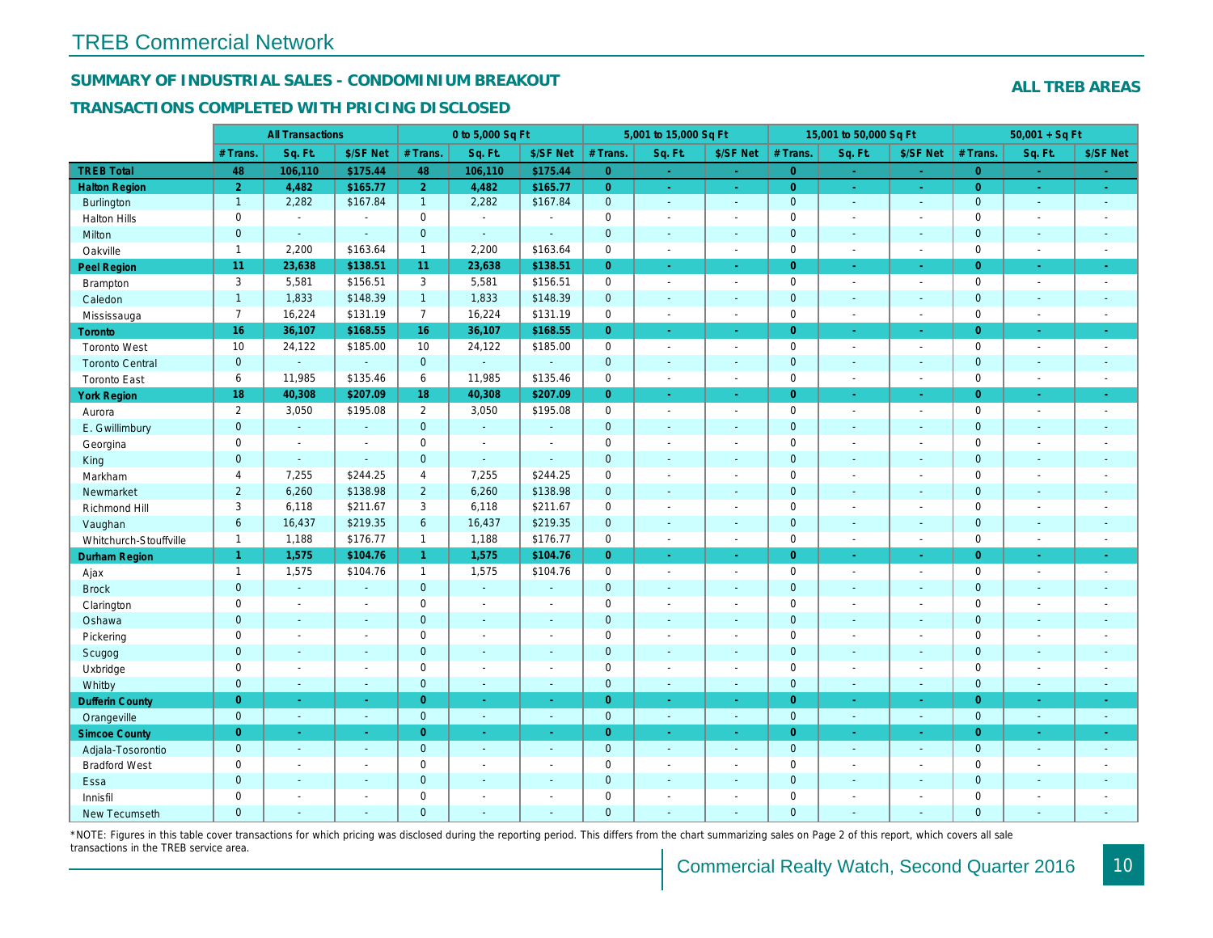# TREB Commercial Network

## SUMMARY OF INDUSTRIAL SALES - CONDOMINIUM BREAKOUT

**ALL TREB AREAS**

### TRANSACTIONS COMPLETED WITH PRICING DISCLOSED

| | All Transactions | | | 0 to 5,000 Sq Ft | | | 5,001 to 15,000 Sq Ft | | | 15,001 to 50,000 Sq Ft | | | 50,001 + Sq Ft | | |
|---|---|---|---|---|---|---|---|---|---|---|---|---|---|---|---|
| | # Trans. | Sq. Ft. | $/SF Net | # Trans. | Sq. Ft. | $/SF Net | # Trans. | Sq. Ft. | $/SF Net | # Trans. | Sq. Ft. | $/SF Net | # Trans. | Sq. Ft. | $/SF Net |
| **TREB Total** | **48** | **106,110** | **$175.44** | **48** | **106,110** | **$175.44** | **0** | **-** | **-** | **0** | **-** | **-** | **0** | **-** | **-** |
| **Halton Region** | **2** | **4,482** | **$165.77** | **2** | **4,482** | **$165.77** | **0** | **-** | **-** | **0** | **-** | **-** | **0** | **-** | **-** |
| Burlington | 1 | 2,282 | $167.84 | 1 | 2,282 | $167.84 | 0 | - | - | 0 | - | - | 0 | - | - |
| Halton Hills | 0 | - | - | 0 | - | - | 0 | - | - | 0 | - | - | 0 | - | - |
| Milton | 0 | - | - | 0 | - | - | 0 | - | - | 0 | - | - | 0 | - | - |
| Oakville | 1 | 2,200 | $163.64 | 1 | 2,200 | $163.64 | 0 | - | - | 0 | - | - | 0 | - | - |
| **Peel Region** | **11** | **23,638** | **$138.51** | **11** | **23,638** | **$138.51** | **0** | **-** | **-** | **0** | **-** | **-** | **0** | **-** | **-** |
| Brampton | 3 | 5,581 | $156.51 | 3 | 5,581 | $156.51 | 0 | - | - | 0 | - | - | 0 | - | - |
| Caledon | 1 | 1,833 | $148.39 | 1 | 1,833 | $148.39 | 0 | - | - | 0 | - | - | 0 | - | - |
| Mississauga | 7 | 16,224 | $131.19 | 7 | 16,224 | $131.19 | 0 | - | - | 0 | - | - | 0 | - | - |
| **Toronto** | **16** | **36,107** | **$168.55** | **16** | **36,107** | **$168.55** | **0** | **-** | **-** | **0** | **-** | **-** | **0** | **-** | **-** |
| Toronto West | 10 | 24,122 | $185.00 | 10 | 24,122 | $185.00 | 0 | - | - | 0 | - | - | 0 | - | - |
| Toronto Central | 0 | - | - | 0 | - | - | 0 | - | - | 0 | - | - | 0 | - | - |
| Toronto East | 6 | 11,985 | $135.46 | 6 | 11,985 | $135.46 | 0 | - | - | 0 | - | - | 0 | - | - |
| **York Region** | **18** | **40,308** | **$207.09** | **18** | **40,308** | **$207.09** | **0** | **-** | **-** | **0** | **-** | **-** | **0** | **-** | **-** |
| Aurora | 2 | 3,050 | $195.08 | 2 | 3,050 | $195.08 | 0 | - | - | 0 | - | - | 0 | - | - |
| E. Gwillimbury | 0 | - | - | 0 | - | - | 0 | - | - | 0 | - | - | 0 | - | - |
| Georgina | 0 | - | - | 0 | - | - | 0 | - | - | 0 | - | - | 0 | - | - |
| King | 0 | - | - | 0 | - | - | 0 | - | - | 0 | - | - | 0 | - | - |
| Markham | 4 | 7,255 | $244.25 | 4 | 7,255 | $244.25 | 0 | - | - | 0 | - | - | 0 | - | - |
| Newmarket | 2 | 6,260 | $138.98 | 2 | 6,260 | $138.98 | 0 | - | - | 0 | - | - | 0 | - | - |
| Richmond Hill | 3 | 6,118 | $211.67 | 3 | 6,118 | $211.67 | 0 | - | - | 0 | - | - | 0 | - | - |
| Vaughan | 6 | 16,437 | $219.35 | 6 | 16,437 | $219.35 | 0 | - | - | 0 | - | - | 0 | - | - |
| Whitchurch-Stouffville | 1 | 1,188 | $176.77 | 1 | 1,188 | $176.77 | 0 | - | - | 0 | - | - | 0 | - | - |
| **Durham Region** | **1** | **1,575** | **$104.76** | **1** | **1,575** | **$104.76** | **0** | **-** | **-** | **0** | **-** | **-** | **0** | **-** | **-** |
| Ajax | 1 | 1,575 | $104.76 | 1 | 1,575 | $104.76 | 0 | - | - | 0 | - | - | 0 | - | - |
| Brock | 0 | - | - | 0 | - | - | 0 | - | - | 0 | - | - | 0 | - | - |
| Clarington | 0 | - | - | 0 | - | - | 0 | - | - | 0 | - | - | 0 | - | - |
| Oshawa | 0 | - | - | 0 | - | - | 0 | - | - | 0 | - | - | 0 | - | - |
| Pickering | 0 | - | - | 0 | - | - | 0 | - | - | 0 | - | - | 0 | - | - |
| Scugog | 0 | - | - | 0 | - | - | 0 | - | - | 0 | - | - | 0 | - | - |
| Uxbridge | 0 | - | - | 0 | - | - | 0 | - | - | 0 | - | - | 0 | - | - |
| Whitby | 0 | - | - | 0 | - | - | 0 | - | - | 0 | - | - | 0 | - | - |
| **Dufferin County** | **0** | **-** | **-** | **0** | **-** | **-** | **0** | **-** | **-** | **0** | **-** | **-** | **0** | **-** | **-** |
| Orangeville | 0 | - | - | 0 | - | - | 0 | - | - | 0 | - | - | 0 | - | - |
| **Simcoe County** | **0** | **-** | **-** | **0** | **-** | **-** | **0** | **-** | **-** | **0** | **-** | **-** | **0** | **-** | **-** |
| Adjala-Tosorontio | 0 | - | - | 0 | - | - | 0 | - | - | 0 | - | - | 0 | - | - |
| Bradford West | 0 | - | - | 0 | - | - | 0 | - | - | 0 | - | - | 0 | - | - |
| Essa | 0 | - | - | 0 | - | - | 0 | - | - | 0 | - | - | 0 | - | - |
| Innisfil | 0 | - | - | 0 | - | - | 0 | - | - | 0 | - | - | 0 | - | - |
| New Tecumseth | 0 | - | - | 0 | - | - | 0 | - | - | 0 | - | - | 0 | - | - |

*NOTE: Figures in this table cover transactions for which pricing was disclosed during the reporting period. This differs from the chart summarizing sales on Page 2 of this report, which covers all sale transactions in the TREB service area.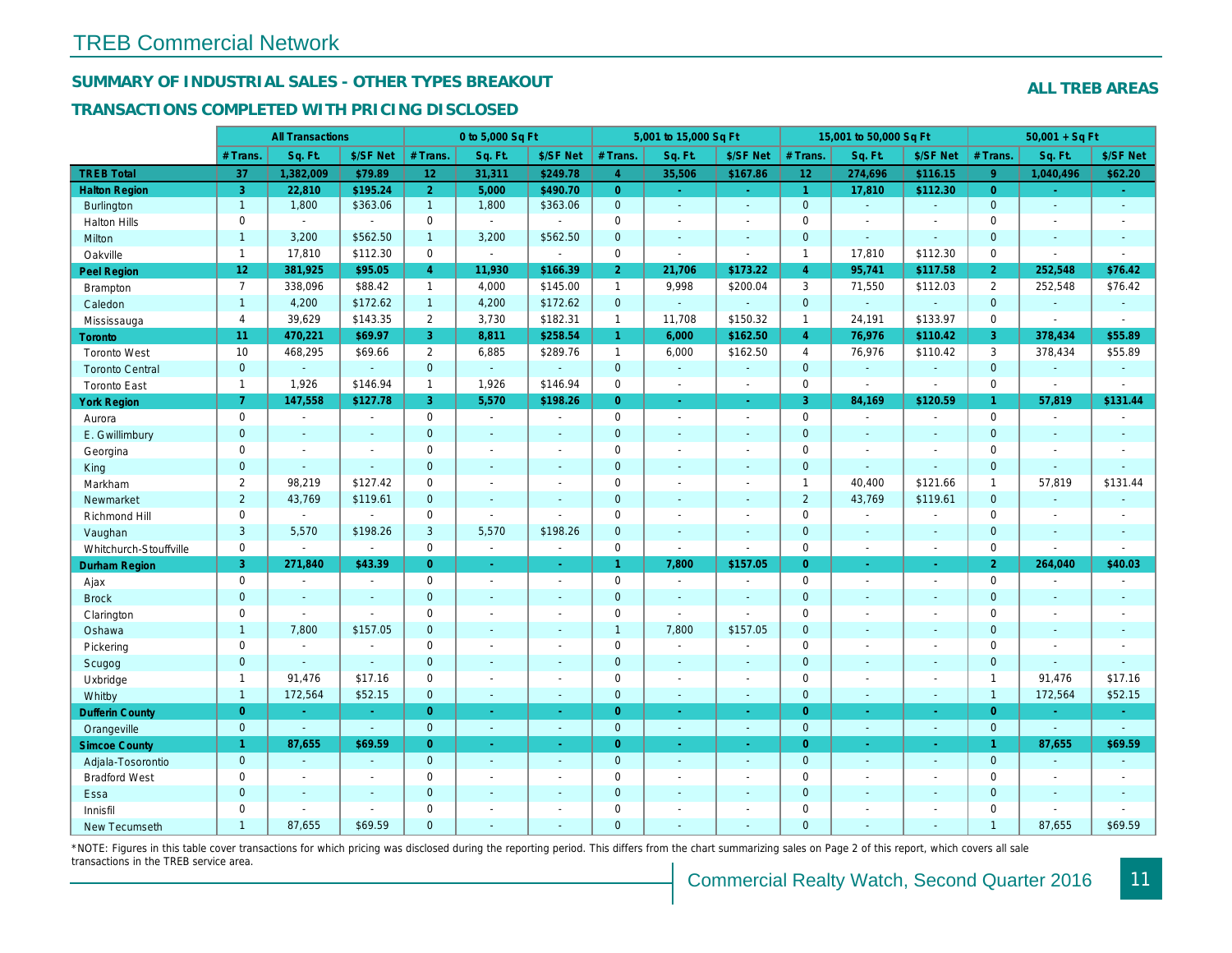# TREB Commercial Network

## SUMMARY OF INDUSTRIAL SALES - OTHER TYPES BREAKOUT

## TRANSACTIONS COMPLETED WITH PRICING DISCLOSED

**ALL TREB AREAS**

| | All Transactions | | | 0 to 5,000 Sq Ft | | | 5,001 to 15,000 Sq Ft | | | 15,001 to 50,000 Sq Ft | | | 50,001 + Sq Ft | | |
|---|---|---|---|---|---|---|---|---|---|---|---|---|---|---|---|
| | # Trans. | Sq. Ft. | $/SF Net | # Trans. | Sq. Ft. | $/SF Net | # Trans. | Sq. Ft. | $/SF Net | # Trans. | Sq. Ft. | $/SF Net | # Trans. | Sq. Ft. | $/SF Net |
| **TREB Total** | **37** | **1,382,009** | **$79.89** | **12** | **31,311** | **$249.78** | **4** | **35,506** | **$167.86** | **12** | **274,696** | **$116.15** | **9** | **1,040,496** | **$62.20** |
| **Halton Region** | **3** | **22,810** | **$195.24** | **2** | **5,000** | **$490.70** | **0** | **-** | **-** | **1** | **17,810** | **$112.30** | **0** | **-** | **-** |
| Burlington | 1 | 1,800 | $363.06 | 1 | 1,800 | $363.06 | 0 | - | - | 0 | - | - | 0 | - | - |
| Halton Hills | 0 | - | - | 0 | - | - | 0 | - | - | 0 | - | - | 0 | - | - |
| Milton | 1 | 3,200 | $562.50 | 1 | 3,200 | $562.50 | 0 | - | - | 0 | - | - | 0 | - | - |
| Oakville | 1 | 17,810 | $112.30 | 0 | - | - | 0 | - | - | 1 | 17,810 | $112.30 | 0 | - | - |
| **Peel Region** | **12** | **381,925** | **$95.05** | **4** | **11,930** | **$166.39** | **2** | **21,706** | **$173.22** | **4** | **95,741** | **$117.58** | **2** | **252,548** | **$76.42** |
| Brampton | 7 | 338,096 | $88.42 | 1 | 4,000 | $145.00 | 1 | 9,998 | $200.04 | 3 | 71,550 | $112.03 | 2 | 252,548 | $76.42 |
| Caledon | 1 | 4,200 | $172.62 | 1 | 4,200 | $172.62 | 0 | - | - | 0 | - | - | 0 | - | - |
| Mississauga | 4 | 39,629 | $143.35 | 2 | 3,730 | $182.31 | 1 | 11,708 | $150.32 | 1 | 24,191 | $133.97 | 0 | - | - |
| **Toronto** | **11** | **470,221** | **$69.97** | **3** | **8,811** | **$258.54** | **1** | **6,000** | **$162.50** | **4** | **76,976** | **$110.42** | **3** | **378,434** | **$55.89** |
| Toronto West | 10 | 468,295 | $69.66 | 2 | 6,885 | $289.76 | 1 | 6,000 | $162.50 | 4 | 76,976 | $110.42 | 3 | 378,434 | $55.89 |
| Toronto Central | 0 | - | - | 0 | - | - | 0 | - | - | 0 | - | - | 0 | - | - |
| Toronto East | 1 | 1,926 | $146.94 | 1 | 1,926 | $146.94 | 0 | - | - | 0 | - | - | 0 | - | - |
| **York Region** | **7** | **147,558** | **$127.78** | **3** | **5,570** | **$198.26** | **0** | **-** | **-** | **3** | **84,169** | **$120.59** | **1** | **57,819** | **$131.44** |
| Aurora | 0 | - | - | 0 | - | - | 0 | - | - | 0 | - | - | 0 | - | - |
| E. Gwillimbury | 0 | - | - | 0 | - | - | 0 | - | - | 0 | - | - | 0 | - | - |
| Georgina | 0 | - | - | 0 | - | - | 0 | - | - | 0 | - | - | 0 | - | - |
| King | 0 | - | - | 0 | - | - | 0 | - | - | 0 | - | - | 0 | - | - |
| Markham | 2 | 98,219 | $127.42 | 0 | - | - | 0 | - | - | 1 | 40,400 | $121.66 | 1 | 57,819 | $131.44 |
| Newmarket | 2 | 43,769 | $119.61 | 0 | - | - | 0 | - | - | 2 | 43,769 | $119.61 | 0 | - | - |
| Richmond Hill | 0 | - | - | 0 | - | - | 0 | - | - | 0 | - | - | 0 | - | - |
| Vaughan | 3 | 5,570 | $198.26 | 3 | 5,570 | $198.26 | 0 | - | - | 0 | - | - | 0 | - | - |
| Whitchurch-Stouffville | 0 | - | - | 0 | - | - | 0 | - | - | 0 | - | - | 0 | - | - |
| **Durham Region** | **3** | **271,840** | **$43.39** | **0** | **-** | **-** | **1** | **7,800** | **$157.05** | **0** | **-** | **-** | **2** | **264,040** | **$40.03** |
| Ajax | 0 | - | - | 0 | - | - | 0 | - | - | 0 | - | - | 0 | - | - |
| Brock | 0 | - | - | 0 | - | - | 0 | - | - | 0 | - | - | 0 | - | - |
| Clarington | 0 | - | - | 0 | - | - | 0 | - | - | 0 | - | - | 0 | - | - |
| Oshawa | 1 | 7,800 | $157.05 | 0 | - | - | 1 | 7,800 | $157.05 | 0 | - | - | 0 | - | - |
| Pickering | 0 | - | - | 0 | - | - | 0 | - | - | 0 | - | - | 0 | - | - |
| Scugog | 0 | - | - | 0 | - | - | 0 | - | - | 0 | - | - | 0 | - | - |
| Uxbridge | 1 | 91,476 | $17.16 | 0 | - | - | 0 | - | - | 0 | - | - | 1 | 91,476 | $17.16 |
| Whitby | 1 | 172,564 | $52.15 | 0 | - | - | 0 | - | - | 0 | - | - | 1 | 172,564 | $52.15 |
| **Dufferin County** | **0** | **-** | **-** | **0** | **-** | **-** | **0** | **-** | **-** | **0** | **-** | **-** | **0** | **-** | **-** |
| Orangeville | 0 | - | - | 0 | - | - | 0 | - | - | 0 | - | - | 0 | - | - |
| **Simcoe County** | **1** | **87,655** | **$69.59** | **0** | **-** | **-** | **0** | **-** | **-** | **0** | **-** | **-** | **1** | **87,655** | **$69.59** |
| Adjala-Tosorontio | 0 | - | - | 0 | - | - | 0 | - | - | 0 | - | - | 0 | - | - |
| Bradford West | 0 | - | - | 0 | - | - | 0 | - | - | 0 | - | - | 0 | - | - |
| Essa | 0 | - | - | 0 | - | - | 0 | - | - | 0 | - | - | 0 | - | - |
| Innisfil | 0 | - | - | 0 | - | - | 0 | - | - | 0 | - | - | 0 | - | - |
| New Tecumseth | 1 | 87,655 | $69.59 | 0 | - | - | 0 | - | - | 0 | - | - | 1 | 87,655 | $69.59 |

*NOTE: Figures in this table cover transactions for which pricing was disclosed during the reporting period. This differs from the chart summarizing sales on Page 2 of this report, which covers all sale transactions in the TREB service area.

Commercial Realty Watch, Second Quarter 2016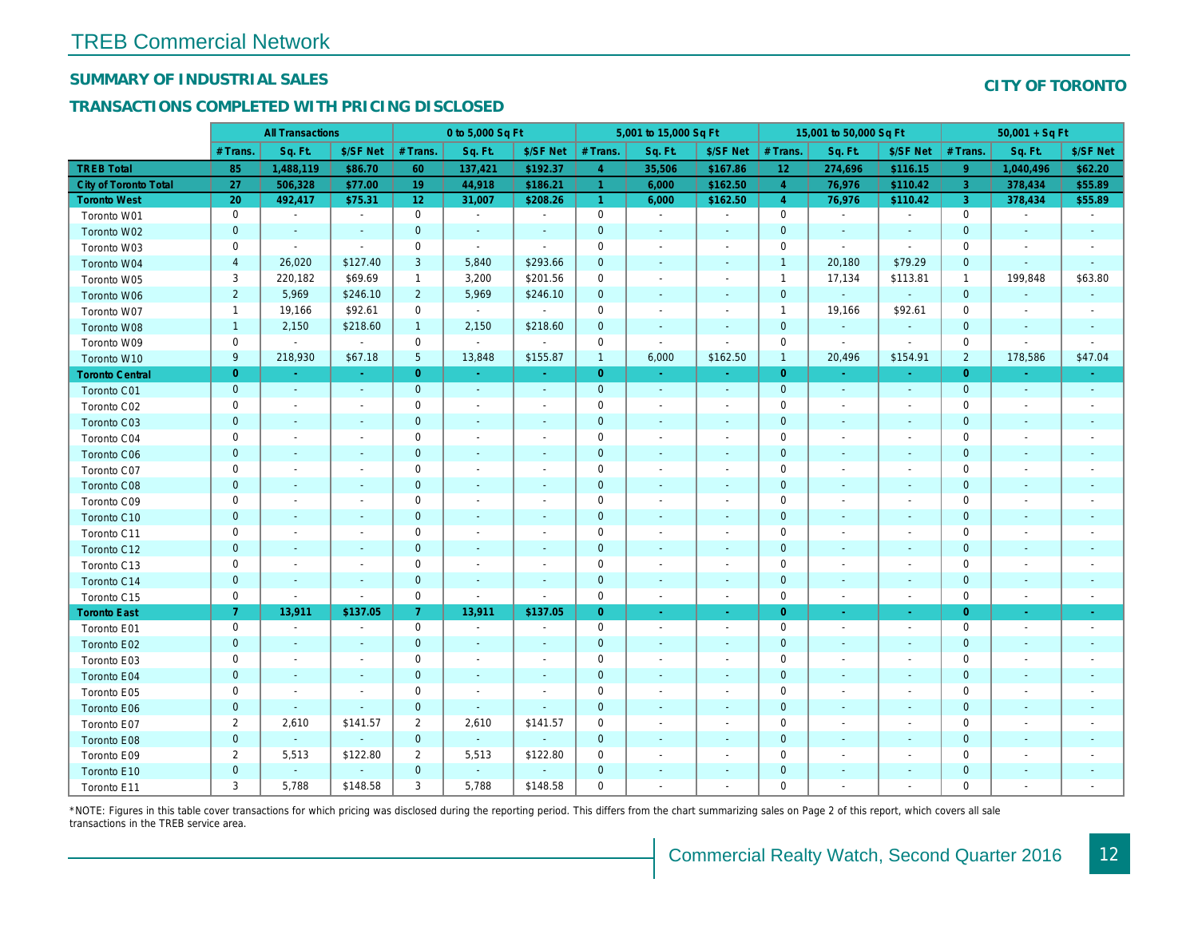# TREB Commercial Network

## SUMMARY OF INDUSTRIAL SALES

## TRANSACTIONS COMPLETED WITH PRICING DISCLOSED

## CITY OF TORONTO

| | All Transactions | | | 0 to 5,000 Sq Ft | | | 5,001 to 15,000 Sq Ft | | | 15,001 to 50,000 Sq Ft | | | 50,001 + Sq Ft | | |
|---|---|---|---|---|---|---|---|---|---|---|---|---|---|---|---|
| | # Trans. | Sq. Ft. | $/SF Net | # Trans. | Sq. Ft. | $/SF Net | # Trans. | Sq. Ft. | $/SF Net | # Trans. | Sq. Ft. | $/SF Net | # Trans. | Sq. Ft. | $/SF Net |
| **TREB Total** | 85 | 1,488,119 | $86.70 | 60 | 137,421 | $192.37 | 4 | 35,506 | $167.86 | 12 | 274,696 | $116.15 | 9 | 1,040,496 | $62.20 |
| **City of Toronto Total** | 27 | 506,328 | $77.00 | 19 | 44,918 | $186.21 | 1 | 6,000 | $162.50 | 4 | 76,976 | $110.42 | 3 | 378,434 | $55.89 |
| **Toronto West** | 20 | 492,417 | $75.31 | 12 | 31,007 | $208.26 | 1 | 6,000 | $162.50 | 4 | 76,976 | $110.42 | 3 | 378,434 | $55.89 |
| Toronto W01 | 0 | - | - | 0 | - | - | 0 | - | - | 0 | - | - | 0 | - | - |
| Toronto W02 | 0 | - | - | 0 | - | - | 0 | - | - | 0 | - | - | 0 | - | - |
| Toronto W03 | 0 | - | - | 0 | - | - | 0 | - | - | 0 | - | - | 0 | - | - |
| Toronto W04 | 4 | 26,020 | $127.40 | 3 | 5,840 | $293.66 | 0 | - | - | 1 | 20,180 | $79.29 | 0 | - | - |
| Toronto W05 | 3 | 220,182 | $69.69 | 1 | 3,200 | $201.56 | 0 | - | - | 1 | 17,134 | $113.81 | 1 | 199,848 | $63.80 |
| Toronto W06 | 2 | 5,969 | $246.10 | 2 | 5,969 | $246.10 | 0 | - | - | 0 | - | - | 0 | - | - |
| Toronto W07 | 1 | 19,166 | $92.61 | 0 | - | - | 0 | - | - | 1 | 19,166 | $92.61 | 0 | - | - |
| Toronto W08 | 1 | 2,150 | $218.60 | 1 | 2,150 | $218.60 | 0 | - | - | 0 | - | - | 0 | - | - |
| Toronto W09 | 0 | - | - | 0 | - | - | 0 | - | - | 0 | - | - | 0 | - | - |
| Toronto W10 | 9 | 218,930 | $67.18 | 5 | 13,848 | $155.87 | 1 | 6,000 | $162.50 | 1 | 20,496 | $154.91 | 2 | 178,586 | $47.04 |
| **Toronto Central** | 0 | - | - | 0 | - | - | 0 | - | - | 0 | - | - | 0 | - | - |
| Toronto C01 | 0 | - | - | 0 | - | - | 0 | - | - | 0 | - | - | 0 | - | - |
| Toronto C02 | 0 | - | - | 0 | - | - | 0 | - | - | 0 | - | - | 0 | - | - |
| Toronto C03 | 0 | - | - | 0 | - | - | 0 | - | - | 0 | - | - | 0 | - | - |
| Toronto C04 | 0 | - | - | 0 | - | - | 0 | - | - | 0 | - | - | 0 | - | - |
| Toronto C06 | 0 | - | - | 0 | - | - | 0 | - | - | 0 | - | - | 0 | - | - |
| Toronto C07 | 0 | - | - | 0 | - | - | 0 | - | - | 0 | - | - | 0 | - | - |
| Toronto C08 | 0 | - | - | 0 | - | - | 0 | - | - | 0 | - | - | 0 | - | - |
| Toronto C09 | 0 | - | - | 0 | - | - | 0 | - | - | 0 | - | - | 0 | - | - |
| Toronto C10 | 0 | - | - | 0 | - | - | 0 | - | - | 0 | - | - | 0 | - | - |
| Toronto C11 | 0 | - | - | 0 | - | - | 0 | - | - | 0 | - | - | 0 | - | - |
| Toronto C12 | 0 | - | - | 0 | - | - | 0 | - | - | 0 | - | - | 0 | - | - |
| Toronto C13 | 0 | - | - | 0 | - | - | 0 | - | - | 0 | - | - | 0 | - | - |
| Toronto C14 | 0 | - | - | 0 | - | - | 0 | - | - | 0 | - | - | 0 | - | - |
| Toronto C15 | 0 | - | - | 0 | - | - | 0 | - | - | 0 | - | - | 0 | - | - |
| **Toronto East** | 7 | 13,911 | $137.05 | 7 | 13,911 | $137.05 | 0 | - | - | 0 | - | - | 0 | - | - |
| Toronto E01 | 0 | - | - | 0 | - | - | 0 | - | - | 0 | - | - | 0 | - | - |
| Toronto E02 | 0 | - | - | 0 | - | - | 0 | - | - | 0 | - | - | 0 | - | - |
| Toronto E03 | 0 | - | - | 0 | - | - | 0 | - | - | 0 | - | - | 0 | - | - |
| Toronto E04 | 0 | - | - | 0 | - | - | 0 | - | - | 0 | - | - | 0 | - | - |
| Toronto E05 | 0 | - | - | 0 | - | - | 0 | - | - | 0 | - | - | 0 | - | - |
| Toronto E06 | 0 | - | - | 0 | - | - | 0 | - | - | 0 | - | - | 0 | - | - |
| Toronto E07 | 2 | 2,610 | $141.57 | 2 | 2,610 | $141.57 | 0 | - | - | 0 | - | - | 0 | - | - |
| Toronto E08 | 0 | - | - | 0 | - | - | 0 | - | - | 0 | - | - | 0 | - | - |
| Toronto E09 | 2 | 5,513 | $122.80 | 2 | 5,513 | $122.80 | 0 | - | - | 0 | - | - | 0 | - | - |
| Toronto E10 | 0 | - | - | 0 | - | - | 0 | - | - | 0 | - | - | 0 | - | - |
| Toronto E11 | 3 | 5,788 | $148.58 | 3 | 5,788 | $148.58 | 0 | - | - | 0 | - | - | 0 | - | - |

*NOTE: Figures in this table cover transactions for which pricing was disclosed during the reporting period. This differs from the chart summarizing sales on Page 2 of this report, which covers all sale transactions in the TREB service area.

Commercial Realty Watch, Second Quarter 2016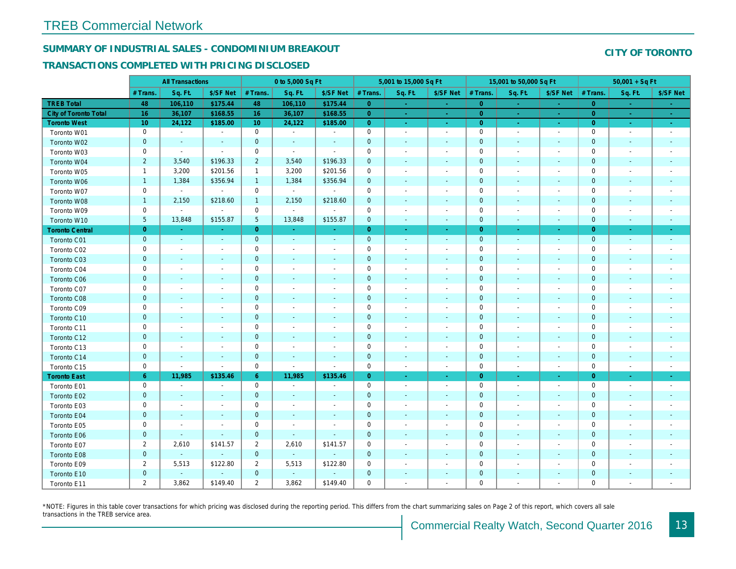# TREB Commercial Network

## SUMMARY OF INDUSTRIAL SALES - CONDOMINIUM BREAKOUT

## CITY OF TORONTO

### TRANSACTIONS COMPLETED WITH PRICING DISCLOSED

| | All Transactions | | | 0 to 5,000 Sq Ft | | | 5,001 to 15,000 Sq Ft | | | 15,001 to 50,000 Sq Ft | | | 50,001 + Sq Ft | | |
|---|---|---|---|---|---|---|---|---|---|---|---|---|---|---|---|
| | # Trans. | Sq. Ft. | $/SF Net | # Trans. | Sq. Ft. | $/SF Net | # Trans. | Sq. Ft. | $/SF Net | # Trans. | Sq. Ft. | $/SF Net | # Trans. | Sq. Ft. | $/SF Net |
| **TREB Total** | **48** | **106,110** | **$175.44** | **48** | **106,110** | **$175.44** | **0** | **-** | **-** | **0** | **-** | **-** | **0** | **-** | **-** |
| **City of Toronto Total** | **16** | **36,107** | **$168.55** | **16** | **36,107** | **$168.55** | **0** | **-** | **-** | **0** | **-** | **-** | **0** | **-** | **-** |
| **Toronto West** | **10** | **24,122** | **$185.00** | **10** | **24,122** | **$185.00** | **0** | **-** | **-** | **0** | **-** | **-** | **0** | **-** | **-** |
| Toronto W01 | 0 | - | - | 0 | - | - | 0 | - | - | 0 | - | - | 0 | - | - |
| Toronto W02 | 0 | - | - | 0 | - | - | 0 | - | - | 0 | - | - | 0 | - | - |
| Toronto W03 | 0 | - | - | 0 | - | - | 0 | - | - | 0 | - | - | 0 | - | - |
| Toronto W04 | 2 | 3,540 | $196.33 | 2 | 3,540 | $196.33 | 0 | - | - | 0 | - | - | 0 | - | - |
| Toronto W05 | 1 | 3,200 | $201.56 | 1 | 3,200 | $201.56 | 0 | - | - | 0 | - | - | 0 | - | - |
| Toronto W06 | 1 | 1,384 | $356.94 | 1 | 1,384 | $356.94 | 0 | - | - | 0 | - | - | 0 | - | - |
| Toronto W07 | 0 | - | - | 0 | - | - | 0 | - | - | 0 | - | - | 0 | - | - |
| Toronto W08 | 1 | 2,150 | $218.60 | 1 | 2,150 | $218.60 | 0 | - | - | 0 | - | - | 0 | - | - |
| Toronto W09 | 0 | - | - | 0 | - | - | 0 | - | - | 0 | - | - | 0 | - | - |
| Toronto W10 | 5 | 13,848 | $155.87 | 5 | 13,848 | $155.87 | 0 | - | - | 0 | - | - | 0 | - | - |
| **Toronto Central** | **0** | **-** | **-** | **0** | **-** | **-** | **0** | **-** | **-** | **0** | **-** | **-** | **0** | **-** | **-** |
| Toronto C01 | 0 | - | - | 0 | - | - | 0 | - | - | 0 | - | - | 0 | - | - |
| Toronto C02 | 0 | - | - | 0 | - | - | 0 | - | - | 0 | - | - | 0 | - | - |
| Toronto C03 | 0 | - | - | 0 | - | - | 0 | - | - | 0 | - | - | 0 | - | - |
| Toronto C04 | 0 | - | - | 0 | - | - | 0 | - | - | 0 | - | - | 0 | - | - |
| Toronto C06 | 0 | - | - | 0 | - | - | 0 | - | - | 0 | - | - | 0 | - | - |
| Toronto C07 | 0 | - | - | 0 | - | - | 0 | - | - | 0 | - | - | 0 | - | - |
| Toronto C08 | 0 | - | - | 0 | - | - | 0 | - | - | 0 | - | - | 0 | - | - |
| Toronto C09 | 0 | - | - | 0 | - | - | 0 | - | - | 0 | - | - | 0 | - | - |
| Toronto C10 | 0 | - | - | 0 | - | - | 0 | - | - | 0 | - | - | 0 | - | - |
| Toronto C11 | 0 | - | - | 0 | - | - | 0 | - | - | 0 | - | - | 0 | - | - |
| Toronto C12 | 0 | - | - | 0 | - | - | 0 | - | - | 0 | - | - | 0 | - | - |
| Toronto C13 | 0 | - | - | 0 | - | - | 0 | - | - | 0 | - | - | 0 | - | - |
| Toronto C14 | 0 | - | - | 0 | - | - | 0 | - | - | 0 | - | - | 0 | - | - |
| Toronto C15 | 0 | - | - | 0 | - | - | 0 | - | - | 0 | - | - | 0 | - | - |
| **Toronto East** | **6** | **11,985** | **$135.46** | **6** | **11,985** | **$135.46** | **0** | **-** | **-** | **0** | **-** | **-** | **0** | **-** | **-** |
| Toronto E01 | 0 | - | - | 0 | - | - | 0 | - | - | 0 | - | - | 0 | - | - |
| Toronto E02 | 0 | - | - | 0 | - | - | 0 | - | - | 0 | - | - | 0 | - | - |
| Toronto E03 | 0 | - | - | 0 | - | - | 0 | - | - | 0 | - | - | 0 | - | - |
| Toronto E04 | 0 | - | - | 0 | - | - | 0 | - | - | 0 | - | - | 0 | - | - |
| Toronto E05 | 0 | - | - | 0 | - | - | 0 | - | - | 0 | - | - | 0 | - | - |
| Toronto E06 | 0 | - | - | 0 | - | - | 0 | - | - | 0 | - | - | 0 | - | - |
| Toronto E07 | 2 | 2,610 | $141.57 | 2 | 2,610 | $141.57 | 0 | - | - | 0 | - | - | 0 | - | - |
| Toronto E08 | 0 | - | - | 0 | - | - | 0 | - | - | 0 | - | - | 0 | - | - |
| Toronto E09 | 2 | 5,513 | $122.80 | 2 | 5,513 | $122.80 | 0 | - | - | 0 | - | - | 0 | - | - |
| Toronto E10 | 0 | - | - | 0 | - | - | 0 | - | - | 0 | - | - | 0 | - | - |
| Toronto E11 | 2 | 3,862 | $149.40 | 2 | 3,862 | $149.40 | 0 | - | - | 0 | - | - | 0 | - | - |

*NOTE: Figures in this table cover transactions for which pricing was disclosed during the reporting period. This differs from the chart summarizing sales on Page 2 of this report, which covers all sale transactions in the TREB service area.

Commercial Realty Watch, Second Quarter 2016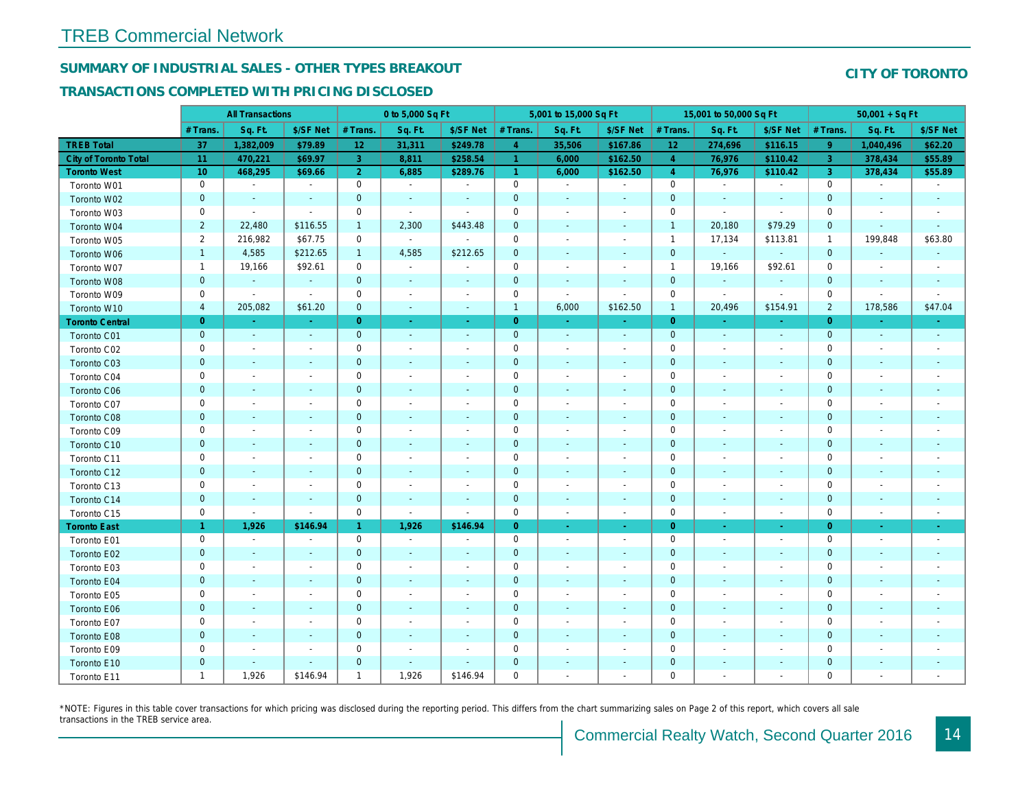# TREB Commercial Network

## SUMMARY OF INDUSTRIAL SALES - OTHER TYPES BREAKOUT

## TRANSACTIONS COMPLETED WITH PRICING DISCLOSED

**CITY OF TORONTO**

| | All Transactions | | | 0 to 5,000 Sq Ft | | | 5,001 to 15,000 Sq Ft | | | 15,001 to 50,000 Sq Ft | | | 50,001 + Sq Ft | | |
|---|---|---|---|---|---|---|---|---|---|---|---|---|---|---|---|
| | # Trans. | Sq. Ft. | $/SF Net | # Trans. | Sq. Ft. | $/SF Net | # Trans. | Sq. Ft. | $/SF Net | # Trans. | Sq. Ft. | $/SF Net | # Trans. | Sq. Ft. | $/SF Net |
| **TREB Total** | **37** | **1,382,009** | **$79.89** | **12** | **31,311** | **$249.78** | **4** | **35,506** | **$167.86** | **12** | **274,696** | **$116.15** | **9** | **1,040,496** | **$62.20** |
| **City of Toronto Total** | **11** | **470,221** | **$69.97** | **3** | **8,811** | **$258.54** | **1** | **6,000** | **$162.50** | **4** | **76,976** | **$110.42** | **3** | **378,434** | **$55.89** |
| **Toronto West** | **10** | **468,295** | **$69.66** | **2** | **6,885** | **$289.76** | **1** | **6,000** | **$162.50** | **4** | **76,976** | **$110.42** | **3** | **378,434** | **$55.89** |
| Toronto W01 | 0 | - | - | 0 | - | - | 0 | - | - | 0 | - | - | 0 | - | - |
| Toronto W02 | 0 | - | - | 0 | - | - | 0 | - | - | 0 | - | - | 0 | - | - |
| Toronto W03 | 0 | - | - | 0 | - | - | 0 | - | - | 0 | - | - | 0 | - | - |
| Toronto W04 | 2 | 22,480 | $116.55 | 1 | 2,300 | $443.48 | 0 | - | - | 1 | 20,180 | $79.29 | 0 | - | - |
| Toronto W05 | 2 | 216,982 | $67.75 | 0 | - | - | 0 | - | - | 1 | 17,134 | $113.81 | 1 | 199,848 | $63.80 |
| Toronto W06 | 1 | 4,585 | $212.65 | 1 | 4,585 | $212.65 | 0 | - | - | 0 | - | - | 0 | - | - |
| Toronto W07 | 1 | 19,166 | $92.61 | 0 | - | - | 0 | - | - | 1 | 19,166 | $92.61 | 0 | - | - |
| Toronto W08 | 0 | - | - | 0 | - | - | 0 | - | - | 0 | - | - | 0 | - | - |
| Toronto W09 | 0 | - | - | 0 | - | - | 0 | - | - | 0 | - | - | 0 | - | - |
| Toronto W10 | 4 | 205,082 | $61.20 | 0 | - | - | 1 | 6,000 | $162.50 | 1 | 20,496 | $154.91 | 2 | 178,586 | $47.04 |
| **Toronto Central** | **0** | **-** | **-** | **0** | **-** | **-** | **0** | **-** | **-** | **0** | **-** | **-** | **0** | **-** | **-** |
| Toronto C01 | 0 | - | - | 0 | - | - | 0 | - | - | 0 | - | - | 0 | - | - |
| Toronto C02 | 0 | - | - | 0 | - | - | 0 | - | - | 0 | - | - | 0 | - | - |
| Toronto C03 | 0 | - | - | 0 | - | - | 0 | - | - | 0 | - | - | 0 | - | - |
| Toronto C04 | 0 | - | - | 0 | - | - | 0 | - | - | 0 | - | - | 0 | - | - |
| Toronto C06 | 0 | - | - | 0 | - | - | 0 | - | - | 0 | - | - | 0 | - | - |
| Toronto C07 | 0 | - | - | 0 | - | - | 0 | - | - | 0 | - | - | 0 | - | - |
| Toronto C08 | 0 | - | - | 0 | - | - | 0 | - | - | 0 | - | - | 0 | - | - |
| Toronto C09 | 0 | - | - | 0 | - | - | 0 | - | - | 0 | - | - | 0 | - | - |
| Toronto C10 | 0 | - | - | 0 | - | - | 0 | - | - | 0 | - | - | 0 | - | - |
| Toronto C11 | 0 | - | - | 0 | - | - | 0 | - | - | 0 | - | - | 0 | - | - |
| Toronto C12 | 0 | - | - | 0 | - | - | 0 | - | - | 0 | - | - | 0 | - | - |
| Toronto C13 | 0 | - | - | 0 | - | - | 0 | - | - | 0 | - | - | 0 | - | - |
| Toronto C14 | 0 | - | - | 0 | - | - | 0 | - | - | 0 | - | - | 0 | - | - |
| Toronto C15 | 0 | - | - | 0 | - | - | 0 | - | - | 0 | - | - | 0 | - | - |
| **Toronto East** | **1** | **1,926** | **$146.94** | **1** | **1,926** | **$146.94** | **0** | **-** | **-** | **0** | **-** | **-** | **0** | **-** | **-** |
| Toronto E01 | 0 | - | - | 0 | - | - | 0 | - | - | 0 | - | - | 0 | - | - |
| Toronto E02 | 0 | - | - | 0 | - | - | 0 | - | - | 0 | - | - | 0 | - | - |
| Toronto E03 | 0 | - | - | 0 | - | - | 0 | - | - | 0 | - | - | 0 | - | - |
| Toronto E04 | 0 | - | - | 0 | - | - | 0 | - | - | 0 | - | - | 0 | - | - |
| Toronto E05 | 0 | - | - | 0 | - | - | 0 | - | - | 0 | - | - | 0 | - | - |
| Toronto E06 | 0 | - | - | 0 | - | - | 0 | - | - | 0 | - | - | 0 | - | - |
| Toronto E07 | 0 | - | - | 0 | - | - | 0 | - | - | 0 | - | - | 0 | - | - |
| Toronto E08 | 0 | - | - | 0 | - | - | 0 | - | - | 0 | - | - | 0 | - | - |
| Toronto E09 | 0 | - | - | 0 | - | - | 0 | - | - | 0 | - | - | 0 | - | - |
| Toronto E10 | 0 | - | - | 0 | - | - | 0 | - | - | 0 | - | - | 0 | - | - |
| Toronto E11 | 1 | 1,926 | $146.94 | 1 | 1,926 | $146.94 | 0 | - | - | 0 | - | - | 0 | - | - |

*NOTE: Figures in this table cover transactions for which pricing was disclosed during the reporting period. This differs from the chart summarizing sales on Page 2 of this report, which covers all sale transactions in the TREB service area.

Commercial Realty Watch, Second Quarter 2016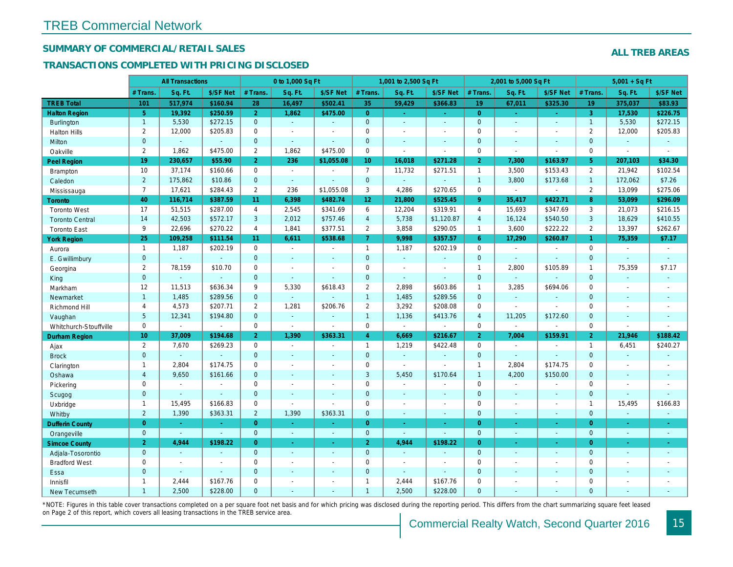# TREB Commercial Network

## SUMMARY OF COMMERCIAL/RETAIL SALES

### TRANSACTIONS COMPLETED WITH PRICING DISCLOSED

**ALL TREB AREAS**

| | All Transactions | | | 0 to 1,000 Sq Ft | | | 1,001 to 2,500 Sq Ft | | | 2,001 to 5,000 Sq Ft | | | 5,001 + Sq Ft | | |
|---|---|---|---|---|---|---|---|---|---|---|---|---|---|---|---|
| | # Trans. | Sq. Ft. | $/SF Net | # Trans. | Sq. Ft. | $/SF Net | # Trans. | Sq. Ft. | $/SF Net | # Trans. | Sq. Ft. | $/SF Net | # Trans. | Sq. Ft. | $/SF Net |
| **TREB Total** | **101** | **517,974** | **$160.94** | **28** | **16,497** | **$502.41** | **35** | **59,429** | **$366.83** | **19** | **67,011** | **$325.30** | **19** | **375,037** | **$83.93** |
| **Halton Region** | **5** | **19,392** | **$250.59** | **2** | **1,862** | **$475.00** | **0** | **-** | **-** | **0** | **-** | **-** | **3** | **17,530** | **$226.75** |
| Burlington | 1 | 5,530 | $272.15 | 0 | - | - | 0 | - | - | 0 | - | - | 1 | 5,530 | $272.15 |
| Halton Hills | 2 | 12,000 | $205.83 | 0 | - | - | 0 | - | - | 0 | - | - | 2 | 12,000 | $205.83 |
| Milton | 0 | - | - | 0 | - | - | 0 | - | - | 0 | - | - | 0 | - | - |
| Oakville | 2 | 1,862 | $475.00 | 2 | 1,862 | $475.00 | 0 | - | - | 0 | - | - | 0 | - | - |
| **Peel Region** | **19** | **230,657** | **$55.90** | **2** | **236** | **$1,055.08** | **10** | **16,018** | **$271.28** | **2** | **7,300** | **$163.97** | **5** | **207,103** | **$34.30** |
| Brampton | 10 | 37,174 | $160.66 | 0 | - | - | 7 | 11,732 | $271.51 | 1 | 3,500 | $153.43 | 2 | 21,942 | $102.54 |
| Caledon | 2 | 175,862 | $10.86 | 0 | - | - | 0 | - | - | 1 | 3,800 | $173.68 | 1 | 172,062 | $7.26 |
| Mississauga | 7 | 17,621 | $284.43 | 2 | 236 | $1,055.08 | 3 | 4,286 | $270.65 | 0 | - | - | 2 | 13,099 | $275.06 |
| **Toronto** | **40** | **116,714** | **$387.59** | **11** | **6,398** | **$482.74** | **12** | **21,800** | **$525.45** | **9** | **35,417** | **$422.71** | **8** | **53,099** | **$296.09** |
| Toronto West | 17 | 51,515 | $287.00 | 4 | 2,545 | $341.69 | 6 | 12,204 | $319.91 | 4 | 15,693 | $347.69 | 3 | 21,073 | $216.15 |
| Toronto Central | 14 | 42,503 | $572.17 | 3 | 2,012 | $757.46 | 4 | 5,738 | $1,120.87 | 4 | 16,124 | $540.50 | 3 | 18,629 | $410.55 |
| Toronto East | 9 | 22,696 | $270.22 | 4 | 1,841 | $377.51 | 2 | 3,858 | $290.05 | 1 | 3,600 | $222.22 | 2 | 13,397 | $262.67 |
| **York Region** | **25** | **109,258** | **$111.54** | **11** | **6,611** | **$538.68** | **7** | **9,998** | **$357.57** | **6** | **17,290** | **$260.87** | **1** | **75,359** | **$7.17** |
| Aurora | 1 | 1,187 | $202.19 | 0 | - | - | 1 | 1,187 | $202.19 | 0 | - | - | 0 | - | - |
| E. Gwillimbury | 0 | - | - | 0 | - | - | 0 | - | - | 0 | - | - | 0 | - | - |
| Georgina | 2 | 78,159 | $10.70 | 0 | - | - | 0 | - | - | 1 | 2,800 | $105.89 | 1 | 75,359 | $7.17 |
| King | 0 | - | - | 0 | - | - | 0 | - | - | 0 | - | - | 0 | - | - |
| Markham | 12 | 11,513 | $636.34 | 9 | 5,330 | $618.43 | 2 | 2,898 | $603.86 | 1 | 3,285 | $694.06 | 0 | - | - |
| Newmarket | 1 | 1,485 | $289.56 | 0 | - | - | 1 | 1,485 | $289.56 | 0 | - | - | 0 | - | - |
| Richmond Hill | 4 | 4,573 | $207.71 | 2 | 1,281 | $206.76 | 2 | 3,292 | $208.08 | 0 | - | - | 0 | - | - |
| Vaughan | 5 | 12,341 | $194.80 | 0 | - | - | 1 | 1,136 | $413.76 | 4 | 11,205 | $172.60 | 0 | - | - |
| Whitchurch-Stouffville | 0 | - | - | 0 | - | - | 0 | - | - | 0 | - | - | 0 | - | - |
| **Durham Region** | **10** | **37,009** | **$194.68** | **2** | **1,390** | **$363.31** | **4** | **6,669** | **$216.67** | **2** | **7,004** | **$159.91** | **2** | **21,946** | **$188.42** |
| Ajax | 2 | 7,670 | $269.23 | 0 | - | - | 1 | 1,219 | $422.48 | 0 | - | - | 1 | 6,451 | $240.27 |
| Brock | 0 | - | - | 0 | - | - | 0 | - | - | 0 | - | - | 0 | - | - |
| Clarington | 1 | 2,804 | $174.75 | 0 | - | - | 0 | - | - | 1 | 2,804 | $174.75 | 0 | - | - |
| Oshawa | 4 | 9,650 | $161.66 | 0 | - | - | 3 | 5,450 | $170.64 | 1 | 4,200 | $150.00 | 0 | - | - |
| Pickering | 0 | - | - | 0 | - | - | 0 | - | - | 0 | - | - | 0 | - | - |
| Scugog | 0 | - | - | 0 | - | - | 0 | - | - | 0 | - | - | 0 | - | - |
| Uxbridge | 1 | 15,495 | $166.83 | 0 | - | - | 0 | - | - | 0 | - | - | 1 | 15,495 | $166.83 |
| Whitby | 2 | 1,390 | $363.31 | 2 | 1,390 | $363.31 | 0 | - | - | 0 | - | - | 0 | - | - |
| **Dufferin County** | **0** | **-** | **-** | **0** | **-** | **-** | **0** | **-** | **-** | **0** | **-** | **-** | **0** | **-** | **-** |
| Orangeville | 0 | - | - | 0 | - | - | 0 | - | - | 0 | - | - | 0 | - | - |
| **Simcoe County** | **2** | **4,944** | **$198.22** | **0** | **-** | **-** | **2** | **4,944** | **$198.22** | **0** | **-** | **-** | **0** | **-** | **-** |
| Adjala-Tosorontio | 0 | - | - | 0 | - | - | 0 | - | - | 0 | - | - | 0 | - | - |
| Bradford West | 0 | - | - | 0 | - | - | 0 | - | - | 0 | - | - | 0 | - | - |
| Essa | 0 | - | - | 0 | - | - | 0 | - | - | 0 | - | - | 0 | - | - |
| Innisfil | 1 | 2,444 | $167.76 | 0 | - | - | 1 | 2,444 | $167.76 | 0 | - | - | 0 | - | - |
| New Tecumseth | 1 | 2,500 | $228.00 | 0 | - | - | 1 | 2,500 | $228.00 | 0 | - | - | 0 | - | - |

*NOTE: Figures in this table cover transactions completed on a per square foot net basis and for which pricing was disclosed during the reporting period. This differs from the chart summarizing square feet leased on Page 2 of this report, which covers all leasing transactions in the TREB service area.

Commercial Realty Watch, Second Quarter 2016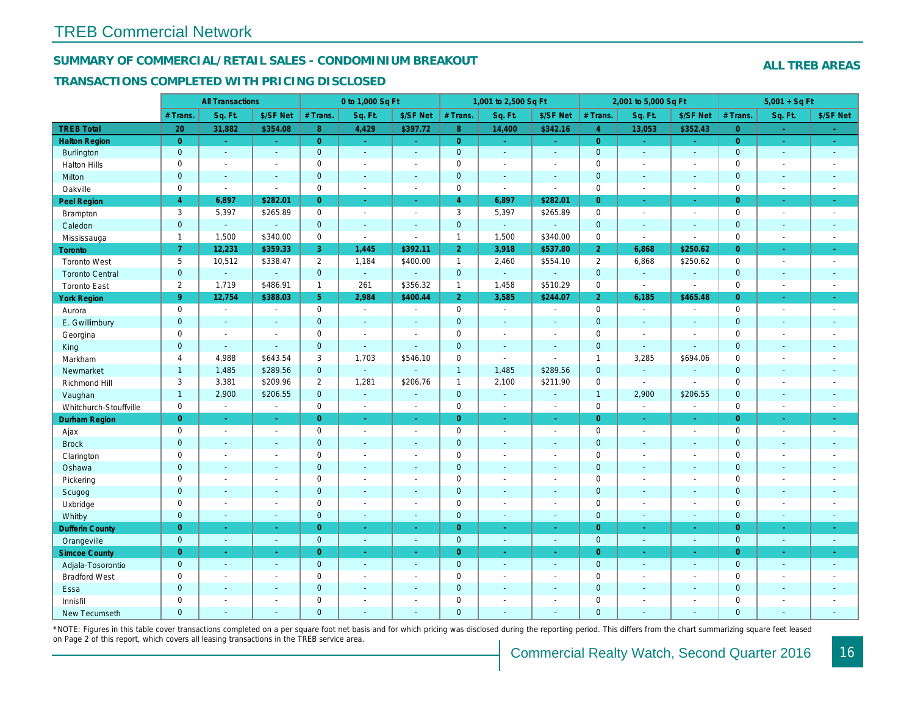# TREB Commercial Network

## SUMMARY OF COMMERCIAL/RETAIL SALES - CONDOMINIUM BREAKOUT

### TRANSACTIONS COMPLETED WITH PRICING DISCLOSED

**ALL TREB AREAS**

| | All Transactions | | | 0 to 1,000 Sq Ft | | | 1,001 to 2,500 Sq Ft | | | 2,001 to 5,000 Sq Ft | | | 5,001 + Sq Ft | | |
|---|---|---|---|---|---|---|---|---|---|---|---|---|---|---|---|
| | # Trans. | Sq. Ft. | $/SF Net | # Trans. | Sq. Ft. | $/SF Net | # Trans. | Sq. Ft. | $/SF Net | # Trans. | Sq. Ft. | $/SF Net | # Trans. | Sq. Ft. | $/SF Net |
| **TREB Total** | **20** | **31,882** | **$354.08** | **8** | **4,429** | **$397.72** | **8** | **14,400** | **$342.16** | **4** | **13,053** | **$352.43** | **0** | **-** | **-** |
| **Halton Region** | **0** | **-** | **-** | **0** | **-** | **-** | **0** | **-** | **-** | **0** | **-** | **-** | **0** | **-** | **-** |
| Burlington | 0 | - | - | 0 | - | - | 0 | - | - | 0 | - | - | 0 | - | - |
| Halton Hills | 0 | - | - | 0 | - | - | 0 | - | - | 0 | - | - | 0 | - | - |
| Milton | 0 | - | - | 0 | - | - | 0 | - | - | 0 | - | - | 0 | - | - |
| Oakville | 0 | - | - | 0 | - | - | 0 | - | - | 0 | - | - | 0 | - | - |
| **Peel Region** | **4** | **6,897** | **$282.01** | **0** | **-** | **-** | **4** | **6,897** | **$282.01** | **0** | **-** | **-** | **0** | **-** | **-** |
| Brampton | 3 | 5,397 | $265.89 | 0 | - | - | 3 | 5,397 | $265.89 | 0 | - | - | 0 | - | - |
| Caledon | 0 | - | - | 0 | - | - | 0 | - | - | 0 | - | - | 0 | - | - |
| Mississauga | 1 | 1,500 | $340.00 | 0 | - | - | 1 | 1,500 | $340.00 | 0 | - | - | 0 | - | - |
| **Toronto** | **7** | **12,231** | **$359.33** | **3** | **1,445** | **$392.11** | **2** | **3,918** | **$537.80** | **2** | **6,868** | **$250.62** | **0** | **-** | **-** |
| Toronto West | 5 | 10,512 | $338.47 | 2 | 1,184 | $400.00 | 1 | 2,460 | $554.10 | 2 | 6,868 | $250.62 | 0 | - | - |
| Toronto Central | 0 | - | - | 0 | - | - | 0 | - | - | 0 | - | - | 0 | - | - |
| Toronto East | 2 | 1,719 | $486.91 | 1 | 261 | $356.32 | 1 | 1,458 | $510.29 | 0 | - | - | 0 | - | - |
| **York Region** | **9** | **12,754** | **$388.03** | **5** | **2,984** | **$400.44** | **2** | **3,585** | **$244.07** | **2** | **6,185** | **$465.48** | **0** | **-** | **-** |
| Aurora | 0 | - | - | 0 | - | - | 0 | - | - | 0 | - | - | 0 | - | - |
| E. Gwillimbury | 0 | - | - | 0 | - | - | 0 | - | - | 0 | - | - | 0 | - | - |
| Georgina | 0 | - | - | 0 | - | - | 0 | - | - | 0 | - | - | 0 | - | - |
| King | 0 | - | - | 0 | - | - | 0 | - | - | 0 | - | - | 0 | - | - |
| Markham | 4 | 4,988 | $643.54 | 3 | 1,703 | $546.10 | 0 | - | - | 1 | 3,285 | $694.06 | 0 | - | - |
| Newmarket | 1 | 1,485 | $289.56 | 0 | - | - | 1 | 1,485 | $289.56 | 0 | - | - | 0 | - | - |
| Richmond Hill | 3 | 3,381 | $209.96 | 2 | 1,281 | $206.76 | 1 | 2,100 | $211.90 | 0 | - | - | 0 | - | - |
| Vaughan | 1 | 2,900 | $206.55 | 0 | - | - | 0 | - | - | 1 | 2,900 | $206.55 | 0 | - | - |
| Whitchurch-Stouffville | 0 | - | - | 0 | - | - | 0 | - | - | 0 | - | - | 0 | - | - |
| **Durham Region** | **0** | **-** | **-** | **0** | **-** | **-** | **0** | **-** | **-** | **0** | **-** | **-** | **0** | **-** | **-** |
| Ajax | 0 | - | - | 0 | - | - | 0 | - | - | 0 | - | - | 0 | - | - |
| Brock | 0 | - | - | 0 | - | - | 0 | - | - | 0 | - | - | 0 | - | - |
| Clarington | 0 | - | - | 0 | - | - | 0 | - | - | 0 | - | - | 0 | - | - |
| Oshawa | 0 | - | - | 0 | - | - | 0 | - | - | 0 | - | - | 0 | - | - |
| Pickering | 0 | - | - | 0 | - | - | 0 | - | - | 0 | - | - | 0 | - | - |
| Scugog | 0 | - | - | 0 | - | - | 0 | - | - | 0 | - | - | 0 | - | - |
| Uxbridge | 0 | - | - | 0 | - | - | 0 | - | - | 0 | - | - | 0 | - | - |
| Whitby | 0 | - | - | 0 | - | - | 0 | - | - | 0 | - | - | 0 | - | - |
| **Dufferin County** | **0** | **-** | **-** | **0** | **-** | **-** | **0** | **-** | **-** | **0** | **-** | **-** | **0** | **-** | **-** |
| Orangeville | 0 | - | - | 0 | - | - | 0 | - | - | 0 | - | - | 0 | - | - |
| **Simcoe County** | **0** | **-** | **-** | **0** | **-** | **-** | **0** | **-** | **-** | **0** | **-** | **-** | **0** | **-** | **-** |
| Adjala-Tosorontio | 0 | - | - | 0 | - | - | 0 | - | - | 0 | - | - | 0 | - | - |
| Bradford West | 0 | - | - | 0 | - | - | 0 | - | - | 0 | - | - | 0 | - | - |
| Essa | 0 | - | - | 0 | - | - | 0 | - | - | 0 | - | - | 0 | - | - |
| Innisfil | 0 | - | - | 0 | - | - | 0 | - | - | 0 | - | - | 0 | - | - |
| New Tecumseth | 0 | - | - | 0 | - | - | 0 | - | - | 0 | - | - | 0 | - | - |

*NOTE: Figures in this table cover transactions completed on a per square foot net basis and for which pricing was disclosed during the reporting period. This differs from the chart summarizing square feet leased on Page 2 of this report, which covers all leasing transactions in the TREB service area.

Commercial Realty Watch, Second Quarter 2016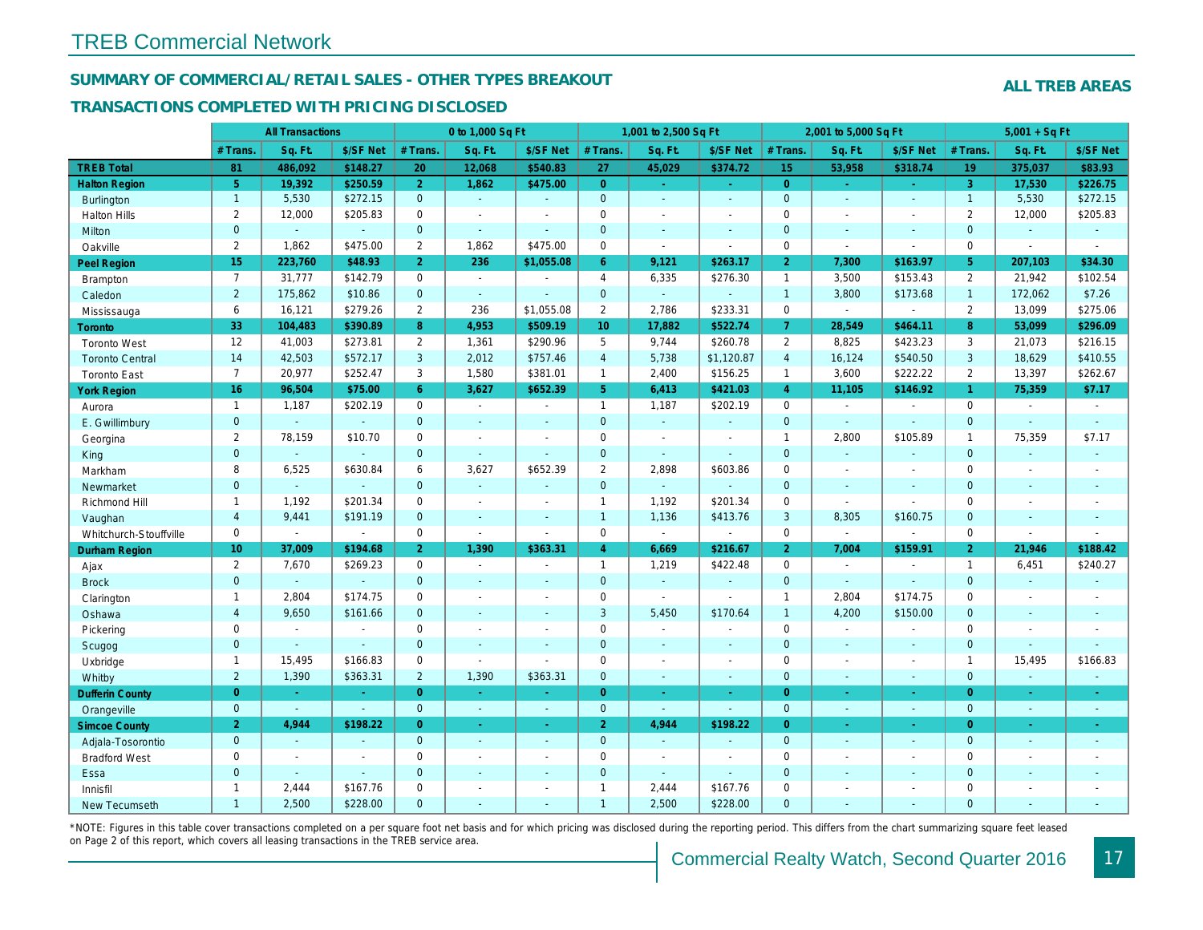# TREB Commercial Network

## SUMMARY OF COMMERCIAL/RETAIL SALES - OTHER TYPES BREAKOUT

**ALL TREB AREAS**

### TRANSACTIONS COMPLETED WITH PRICING DISCLOSED

| | All Transactions | | | 0 to 1,000 Sq Ft | | | 1,001 to 2,500 Sq Ft | | | 2,001 to 5,000 Sq Ft | | | 5,001 + Sq Ft | | |
|---|---|---|---|---|---|---|---|---|---|---|---|---|---|---|---|
| | # Trans. | Sq. Ft. | $/SF Net | # Trans. | Sq. Ft. | $/SF Net | # Trans. | Sq. Ft. | $/SF Net | # Trans. | Sq. Ft. | $/SF Net | # Trans. | Sq. Ft. | $/SF Net |
| **TREB Total** | **81** | **486,092** | **$148.27** | **20** | **12,068** | **$540.83** | **27** | **45,029** | **$374.72** | **15** | **53,958** | **$318.74** | **19** | **375,037** | **$83.93** |
| **Halton Region** | **5** | **19,392** | **$250.59** | **2** | **1,862** | **$475.00** | **0** | **-** | **-** | **0** | **-** | **-** | **3** | **17,530** | **$226.75** |
| Burlington | 1 | 5,530 | $272.15 | 0 | - | - | 0 | - | - | 0 | - | - | 1 | 5,530 | $272.15 |
| Halton Hills | 2 | 12,000 | $205.83 | 0 | - | - | 0 | - | - | 0 | - | - | 2 | 12,000 | $205.83 |
| Milton | 0 | - | - | 0 | - | - | 0 | - | - | 0 | - | - | 0 | - | - |
| Oakville | 2 | 1,862 | $475.00 | 2 | 1,862 | $475.00 | 0 | - | - | 0 | - | - | 0 | - | - |
| **Peel Region** | **15** | **223,760** | **$48.93** | **2** | **236** | **$1,055.08** | **6** | **9,121** | **$263.17** | **2** | **7,300** | **$163.97** | **5** | **207,103** | **$34.30** |
| Brampton | 7 | 31,777 | $142.79 | 0 | - | - | 4 | 6,335 | $276.30 | 1 | 3,500 | $153.43 | 2 | 21,942 | $102.54 |
| Caledon | 2 | 175,862 | $10.86 | 0 | - | - | 0 | - | - | 1 | 3,800 | $173.68 | 1 | 172,062 | $7.26 |
| Mississauga | 6 | 16,121 | $279.26 | 2 | 236 | $1,055.08 | 2 | 2,786 | $233.31 | 0 | - | - | 2 | 13,099 | $275.06 |
| **Toronto** | **33** | **104,483** | **$390.89** | **8** | **4,953** | **$509.19** | **10** | **17,882** | **$522.74** | **7** | **28,549** | **$464.11** | **8** | **53,099** | **$296.09** |
| Toronto West | 12 | 41,003 | $273.81 | 2 | 1,361 | $290.96 | 5 | 9,744 | $260.78 | 2 | 8,825 | $423.23 | 3 | 21,073 | $216.15 |
| Toronto Central | 14 | 42,503 | $572.17 | 3 | 2,012 | $757.46 | 4 | 5,738 | $1,120.87 | 4 | 16,124 | $540.50 | 3 | 18,629 | $410.55 |
| Toronto East | 7 | 20,977 | $252.47 | 3 | 1,580 | $381.01 | 1 | 2,400 | $156.25 | 1 | 3,600 | $222.22 | 2 | 13,397 | $262.67 |
| **York Region** | **16** | **96,504** | **$75.00** | **6** | **3,627** | **$652.39** | **5** | **6,413** | **$421.03** | **4** | **11,105** | **$146.92** | **1** | **75,359** | **$7.17** |
| Aurora | 1 | 1,187 | $202.19 | 0 | - | - | 1 | 1,187 | $202.19 | 0 | - | - | 0 | - | - |
| E. Gwillimbury | 0 | - | - | 0 | - | - | 0 | - | - | 0 | - | - | 0 | - | - |
| Georgina | 2 | 78,159 | $10.70 | 0 | - | - | 0 | - | - | 1 | 2,800 | $105.89 | 1 | 75,359 | $7.17 |
| King | 0 | - | - | 0 | - | - | 0 | - | - | 0 | - | - | 0 | - | - |
| Markham | 8 | 6,525 | $630.84 | 6 | 3,627 | $652.39 | 2 | 2,898 | $603.86 | 0 | - | - | 0 | - | - |
| Newmarket | 0 | - | - | 0 | - | - | 0 | - | - | 0 | - | - | 0 | - | - |
| Richmond Hill | 1 | 1,192 | $201.34 | 0 | - | - | 1 | 1,192 | $201.34 | 0 | - | - | 0 | - | - |
| Vaughan | 4 | 9,441 | $191.19 | 0 | - | - | 1 | 1,136 | $413.76 | 3 | 8,305 | $160.75 | 0 | - | - |
| Whitchurch-Stouffville | 0 | - | - | 0 | - | - | 0 | - | - | 0 | - | - | 0 | - | - |
| **Durham Region** | **10** | **37,009** | **$194.68** | **2** | **1,390** | **$363.31** | **4** | **6,669** | **$216.67** | **2** | **7,004** | **$159.91** | **2** | **21,946** | **$188.42** |
| Ajax | 2 | 7,670 | $269.23 | 0 | - | - | 1 | 1,219 | $422.48 | 0 | - | - | 1 | 6,451 | $240.27 |
| Brock | 0 | - | - | 0 | - | - | 0 | - | - | 0 | - | - | 0 | - | - |
| Clarington | 1 | 2,804 | $174.75 | 0 | - | - | 0 | - | - | 1 | 2,804 | $174.75 | 0 | - | - |
| Oshawa | 4 | 9,650 | $161.66 | 0 | - | - | 3 | 5,450 | $170.64 | 1 | 4,200 | $150.00 | 0 | - | - |
| Pickering | 0 | - | - | 0 | - | - | 0 | - | - | 0 | - | - | 0 | - | - |
| Scugog | 0 | - | - | 0 | - | - | 0 | - | - | 0 | - | - | 0 | - | - |
| Uxbridge | 1 | 15,495 | $166.83 | 0 | - | - | 0 | - | - | 0 | - | - | 1 | 15,495 | $166.83 |
| Whitby | 2 | 1,390 | $363.31 | 2 | 1,390 | $363.31 | 0 | - | - | 0 | - | - | 0 | - | - |
| **Dufferin County** | **0** | **-** | **-** | **0** | **-** | **-** | **0** | **-** | **-** | **0** | **-** | **-** | **0** | **-** | **-** |
| Orangeville | 0 | - | - | 0 | - | - | 0 | - | - | 0 | - | - | 0 | - | - |
| **Simcoe County** | **2** | **4,944** | **$198.22** | **0** | **-** | **-** | **2** | **4,944** | **$198.22** | **0** | **-** | **-** | **0** | **-** | **-** |
| Adjala-Tosorontio | 0 | - | - | 0 | - | - | 0 | - | - | 0 | - | - | 0 | - | - |
| Bradford West | 0 | - | - | 0 | - | - | 0 | - | - | 0 | - | - | 0 | - | - |
| Essa | 0 | - | - | 0 | - | - | 0 | - | - | 0 | - | - | 0 | - | - |
| Innisfil | 1 | 2,444 | $167.76 | 0 | - | - | 1 | 2,444 | $167.76 | 0 | - | - | 0 | - | - |
| New Tecumseth | 1 | 2,500 | $228.00 | 0 | - | - | 1 | 2,500 | $228.00 | 0 | - | - | 0 | - | - |

*NOTE: Figures in this table cover transactions completed on a per square foot net basis and for which pricing was disclosed during the reporting period. This differs from the chart summarizing square feet leased on Page 2 of this report, which covers all leasing transactions in the TREB service area.

Commercial Realty Watch, Second Quarter 2016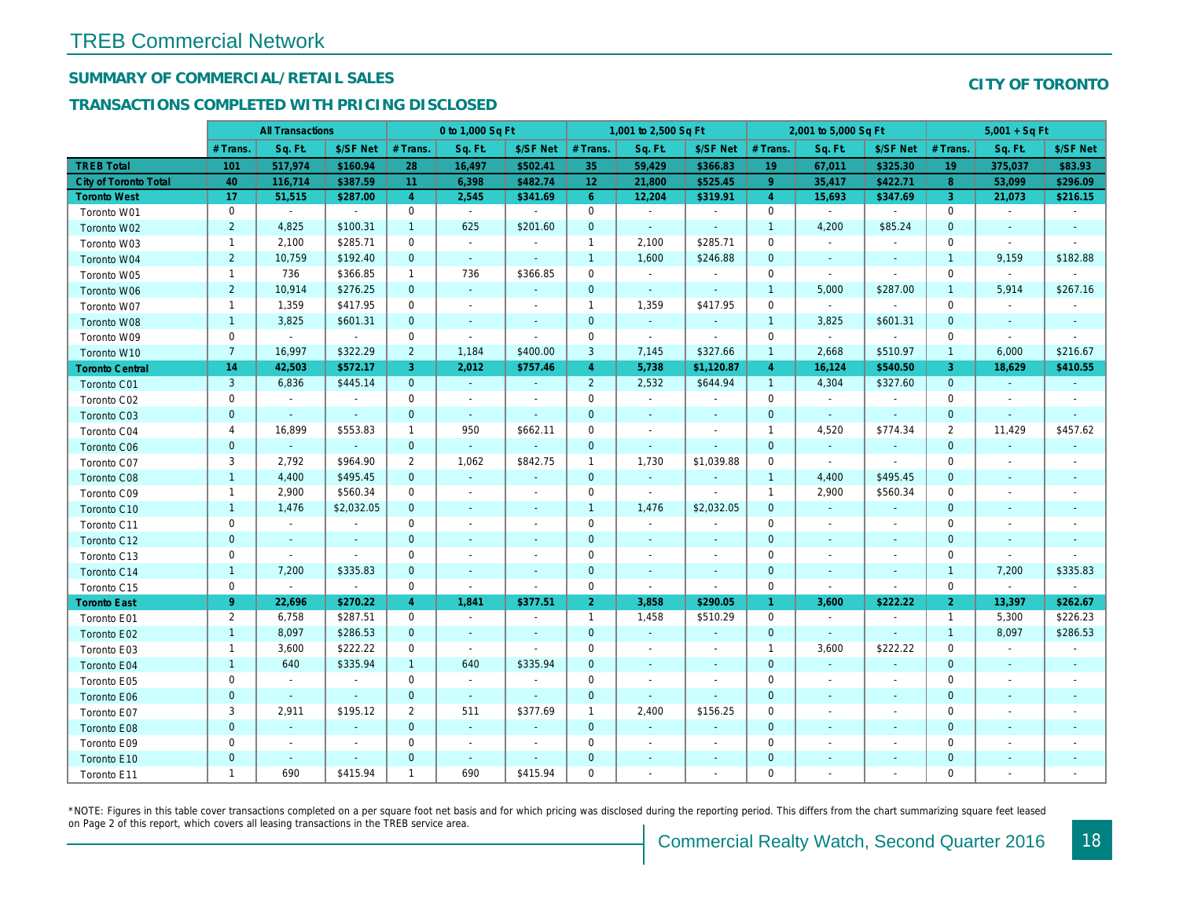# TREB Commercial Network

## SUMMARY OF COMMERCIAL/RETAIL SALES

## TRANSACTIONS COMPLETED WITH PRICING DISCLOSED

**CITY OF TORONTO**

| | All Transactions | | | 0 to 1,000 Sq Ft | | | 1,001 to 2,500 Sq Ft | | | 2,001 to 5,000 Sq Ft | | | 5,001 + Sq Ft | | |
|---|---|---|---|---|---|---|---|---|---|---|---|---|---|---|---|
| | # Trans. | Sq. Ft. | $/SF Net | # Trans. | Sq. Ft. | $/SF Net | # Trans. | Sq. Ft. | $/SF Net | # Trans. | Sq. Ft. | $/SF Net | # Trans. | Sq. Ft. | $/SF Net |
| **TREB Total** | 101 | 517,974 | $160.94 | 28 | 16,497 | $502.41 | 35 | 59,429 | $366.83 | 19 | 67,011 | $325.30 | 19 | 375,037 | $83.93 |
| **City of Toronto Total** | 40 | 116,714 | $387.59 | 11 | 6,398 | $482.74 | 12 | 21,800 | $525.45 | 9 | 35,417 | $422.71 | 8 | 53,099 | $296.09 |
| **Toronto West** | 17 | 51,515 | $287.00 | 4 | 2,545 | $341.69 | 6 | 12,204 | $319.91 | 4 | 15,693 | $347.69 | 3 | 21,073 | $216.15 |
| Toronto W01 | 0 | - | - | 0 | - | - | 0 | - | - | 0 | - | - | 0 | - | - |
| Toronto W02 | 2 | 4,825 | $100.31 | 1 | 625 | $201.60 | 0 | - | - | 1 | 4,200 | $85.24 | 0 | - | - |
| Toronto W03 | 1 | 2,100 | $285.71 | 0 | - | - | 1 | 2,100 | $285.71 | 0 | - | - | 0 | - | - |
| Toronto W04 | 2 | 10,759 | $192.40 | 0 | - | - | 1 | 1,600 | $246.88 | 0 | - | - | 1 | 9,159 | $182.88 |
| Toronto W05 | 1 | 736 | $366.85 | 1 | 736 | $366.85 | 0 | - | - | 0 | - | - | 0 | - | - |
| Toronto W06 | 2 | 10,914 | $276.25 | 0 | - | - | 0 | - | - | 1 | 5,000 | $287.00 | 1 | 5,914 | $267.16 |
| Toronto W07 | 1 | 1,359 | $417.95 | 0 | - | - | 1 | 1,359 | $417.95 | 0 | - | - | 0 | - | - |
| Toronto W08 | 1 | 3,825 | $601.31 | 0 | - | - | 0 | - | - | 1 | 3,825 | $601.31 | 0 | - | - |
| Toronto W09 | 0 | - | - | 0 | - | - | 0 | - | - | 0 | - | - | 0 | - | - |
| Toronto W10 | 7 | 16,997 | $322.29 | 2 | 1,184 | $400.00 | 3 | 7,145 | $327.66 | 1 | 2,668 | $510.97 | 1 | 6,000 | $216.67 |
| **Toronto Central** | 14 | 42,503 | $572.17 | 3 | 2,012 | $757.46 | 4 | 5,738 | $1,120.87 | 4 | 16,124 | $540.50 | 3 | 18,629 | $410.55 |
| Toronto C01 | 3 | 6,836 | $445.14 | 0 | - | - | 2 | 2,532 | $644.94 | 1 | 4,304 | $327.60 | 0 | - | - |
| Toronto C02 | 0 | - | - | 0 | - | - | 0 | - | - | 0 | - | - | 0 | - | - |
| Toronto C03 | 0 | - | - | 0 | - | - | 0 | - | - | 0 | - | - | 0 | - | - |
| Toronto C04 | 4 | 16,899 | $553.83 | 1 | 950 | $662.11 | 0 | - | - | 1 | 4,520 | $774.34 | 2 | 11,429 | $457.62 |
| Toronto C06 | 0 | - | - | 0 | - | - | 0 | - | - | 0 | - | - | 0 | - | - |
| Toronto C07 | 3 | 2,792 | $964.90 | 2 | 1,062 | $842.75 | 1 | 1,730 | $1,039.88 | 0 | - | - | 0 | - | - |
| Toronto C08 | 1 | 4,400 | $495.45 | 0 | - | - | 0 | - | - | 1 | 4,400 | $495.45 | 0 | - | - |
| Toronto C09 | 1 | 2,900 | $560.34 | 0 | - | - | 0 | - | - | 1 | 2,900 | $560.34 | 0 | - | - |
| Toronto C10 | 1 | 1,476 | $2,032.05 | 0 | - | - | 1 | 1,476 | $2,032.05 | 0 | - | - | 0 | - | - |
| Toronto C11 | 0 | - | - | 0 | - | - | 0 | - | - | 0 | - | - | 0 | - | - |
| Toronto C12 | 0 | - | - | 0 | - | - | 0 | - | - | 0 | - | - | 0 | - | - |
| Toronto C13 | 0 | - | - | 0 | - | - | 0 | - | - | 0 | - | - | 0 | - | - |
| Toronto C14 | 1 | 7,200 | $335.83 | 0 | - | - | 0 | - | - | 0 | - | - | 1 | 7,200 | $335.83 |
| Toronto C15 | 0 | - | - | 0 | - | - | 0 | - | - | 0 | - | - | 0 | - | - |
| **Toronto East** | 9 | 22,696 | $270.22 | 4 | 1,841 | $377.51 | 2 | 3,858 | $290.05 | 1 | 3,600 | $222.22 | 2 | 13,397 | $262.67 |
| Toronto E01 | 2 | 6,758 | $287.51 | 0 | - | - | 1 | 1,458 | $510.29 | 0 | - | - | 1 | 5,300 | $226.23 |
| Toronto E02 | 1 | 8,097 | $286.53 | 0 | - | - | 0 | - | - | 0 | - | - | 1 | 8,097 | $286.53 |
| Toronto E03 | 1 | 3,600 | $222.22 | 0 | - | - | 0 | - | - | 1 | 3,600 | $222.22 | 0 | - | - |
| Toronto E04 | 1 | 640 | $335.94 | 1 | 640 | $335.94 | 0 | - | - | 0 | - | - | 0 | - | - |
| Toronto E05 | 0 | - | - | 0 | - | - | 0 | - | - | 0 | - | - | 0 | - | - |
| Toronto E06 | 0 | - | - | 0 | - | - | 0 | - | - | 0 | - | - | 0 | - | - |
| Toronto E07 | 3 | 2,911 | $195.12 | 2 | 511 | $377.69 | 1 | 2,400 | $156.25 | 0 | - | - | 0 | - | - |
| Toronto E08 | 0 | - | - | 0 | - | - | 0 | - | - | 0 | - | - | 0 | - | - |
| Toronto E09 | 0 | - | - | 0 | - | - | 0 | - | - | 0 | - | - | 0 | - | - |
| Toronto E10 | 0 | - | - | 0 | - | - | 0 | - | - | 0 | - | - | 0 | - | - |
| Toronto E11 | 1 | 690 | $415.94 | 1 | 690 | $415.94 | 0 | - | - | 0 | - | - | 0 | - | - |

*NOTE: Figures in this table cover transactions completed on a per square foot net basis and for which pricing was disclosed during the reporting period. This differs from the chart summarizing square feet leased on Page 2 of this report, which covers all leasing transactions in the TREB service area.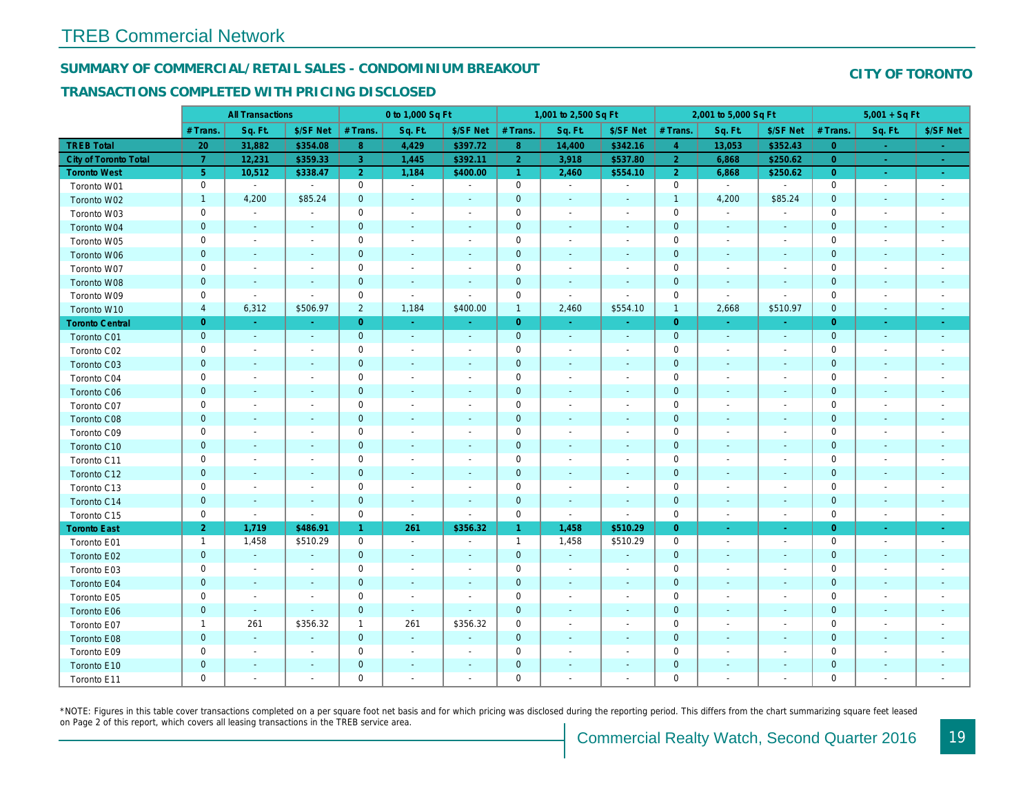# TREB Commercial Network

## SUMMARY OF COMMERCIAL/RETAIL SALES - CONDOMINIUM BREAKOUT

## CITY OF TORONTO

### TRANSACTIONS COMPLETED WITH PRICING DISCLOSED

| | All Transactions | | | 0 to 1,000 Sq Ft | | | 1,001 to 2,500 Sq Ft | | | 2,001 to 5,000 Sq Ft | | | 5,001 + Sq Ft | | |
|---|---|---|---|---|---|---|---|---|---|---|---|---|---|---|---|
| | # Trans. | Sq. Ft. | $/SF Net | # Trans. | Sq. Ft. | $/SF Net | # Trans. | Sq. Ft. | $/SF Net | # Trans. | Sq. Ft. | $/SF Net | # Trans. | Sq. Ft. | $/SF Net |
| **TREB Total** | **20** | **31,882** | **$354.08** | **8** | **4,429** | **$397.72** | **8** | **14,400** | **$342.16** | **4** | **13,053** | **$352.43** | **0** | **-** | **-** |
| **City of Toronto Total** | **7** | **12,231** | **$359.33** | **3** | **1,445** | **$392.11** | **2** | **3,918** | **$537.80** | **2** | **6,868** | **$250.62** | **0** | **-** | **-** |
| **Toronto West** | **5** | **10,512** | **$338.47** | **2** | **1,184** | **$400.00** | **1** | **2,460** | **$554.10** | **2** | **6,868** | **$250.62** | **0** | **-** | **-** |
| Toronto W01 | 0 | - | - | 0 | - | - | 0 | - | - | 0 | - | - | 0 | - | - |
| Toronto W02 | 1 | 4,200 | $85.24 | 0 | - | - | 0 | - | - | 1 | 4,200 | $85.24 | 0 | - | - |
| Toronto W03 | 0 | - | - | 0 | - | - | 0 | - | - | 0 | - | - | 0 | - | - |
| Toronto W04 | 0 | - | - | 0 | - | - | 0 | - | - | 0 | - | - | 0 | - | - |
| Toronto W05 | 0 | - | - | 0 | - | - | 0 | - | - | 0 | - | - | 0 | - | - |
| Toronto W06 | 0 | - | - | 0 | - | - | 0 | - | - | 0 | - | - | 0 | - | - |
| Toronto W07 | 0 | - | - | 0 | - | - | 0 | - | - | 0 | - | - | 0 | - | - |
| Toronto W08 | 0 | - | - | 0 | - | - | 0 | - | - | 0 | - | - | 0 | - | - |
| Toronto W09 | 0 | - | - | 0 | - | - | 0 | - | - | 0 | - | - | 0 | - | - |
| Toronto W10 | 4 | 6,312 | $506.97 | 2 | 1,184 | $400.00 | 1 | 2,460 | $554.10 | 1 | 2,668 | $510.97 | 0 | - | - |
| **Toronto Central** | **0** | **-** | **-** | **0** | **-** | **-** | **0** | **-** | **-** | **0** | **-** | **-** | **0** | **-** | **-** |
| Toronto C01 | 0 | - | - | 0 | - | - | 0 | - | - | 0 | - | - | 0 | - | - |
| Toronto C02 | 0 | - | - | 0 | - | - | 0 | - | - | 0 | - | - | 0 | - | - |
| Toronto C03 | 0 | - | - | 0 | - | - | 0 | - | - | 0 | - | - | 0 | - | - |
| Toronto C04 | 0 | - | - | 0 | - | - | 0 | - | - | 0 | - | - | 0 | - | - |
| Toronto C06 | 0 | - | - | 0 | - | - | 0 | - | - | 0 | - | - | 0 | - | - |
| Toronto C07 | 0 | - | - | 0 | - | - | 0 | - | - | 0 | - | - | 0 | - | - |
| Toronto C08 | 0 | - | - | 0 | - | - | 0 | - | - | 0 | - | - | 0 | - | - |
| Toronto C09 | 0 | - | - | 0 | - | - | 0 | - | - | 0 | - | - | 0 | - | - |
| Toronto C10 | 0 | - | - | 0 | - | - | 0 | - | - | 0 | - | - | 0 | - | - |
| Toronto C11 | 0 | - | - | 0 | - | - | 0 | - | - | 0 | - | - | 0 | - | - |
| Toronto C12 | 0 | - | - | 0 | - | - | 0 | - | - | 0 | - | - | 0 | - | - |
| Toronto C13 | 0 | - | - | 0 | - | - | 0 | - | - | 0 | - | - | 0 | - | - |
| Toronto C14 | 0 | - | - | 0 | - | - | 0 | - | - | 0 | - | - | 0 | - | - |
| Toronto C15 | 0 | - | - | 0 | - | - | 0 | - | - | 0 | - | - | 0 | - | - |
| **Toronto East** | **2** | **1,719** | **$486.91** | **1** | **261** | **$356.32** | **1** | **1,458** | **$510.29** | **0** | **-** | **-** | **0** | **-** | **-** |
| Toronto E01 | 1 | 1,458 | $510.29 | 0 | - | - | 1 | 1,458 | $510.29 | 0 | - | - | 0 | - | - |
| Toronto E02 | 0 | - | - | 0 | - | - | 0 | - | - | 0 | - | - | 0 | - | - |
| Toronto E03 | 0 | - | - | 0 | - | - | 0 | - | - | 0 | - | - | 0 | - | - |
| Toronto E04 | 0 | - | - | 0 | - | - | 0 | - | - | 0 | - | - | 0 | - | - |
| Toronto E05 | 0 | - | - | 0 | - | - | 0 | - | - | 0 | - | - | 0 | - | - |
| Toronto E06 | 0 | - | - | 0 | - | - | 0 | - | - | 0 | - | - | 0 | - | - |
| Toronto E07 | 1 | 261 | $356.32 | 1 | 261 | $356.32 | 0 | - | - | 0 | - | - | 0 | - | - |
| Toronto E08 | 0 | - | - | 0 | - | - | 0 | - | - | 0 | - | - | 0 | - | - |
| Toronto E09 | 0 | - | - | 0 | - | - | 0 | - | - | 0 | - | - | 0 | - | - |
| Toronto E10 | 0 | - | - | 0 | - | - | 0 | - | - | 0 | - | - | 0 | - | - |
| Toronto E11 | 0 | - | - | 0 | - | - | 0 | - | - | 0 | - | - | 0 | - | - |

*NOTE: Figures in this table cover transactions completed on a per square foot net basis and for which pricing was disclosed during the reporting period. This differs from the chart summarizing square feet leased on Page 2 of this report, which covers all leasing transactions in the TREB service area.

Commercial Realty Watch, Second Quarter 2016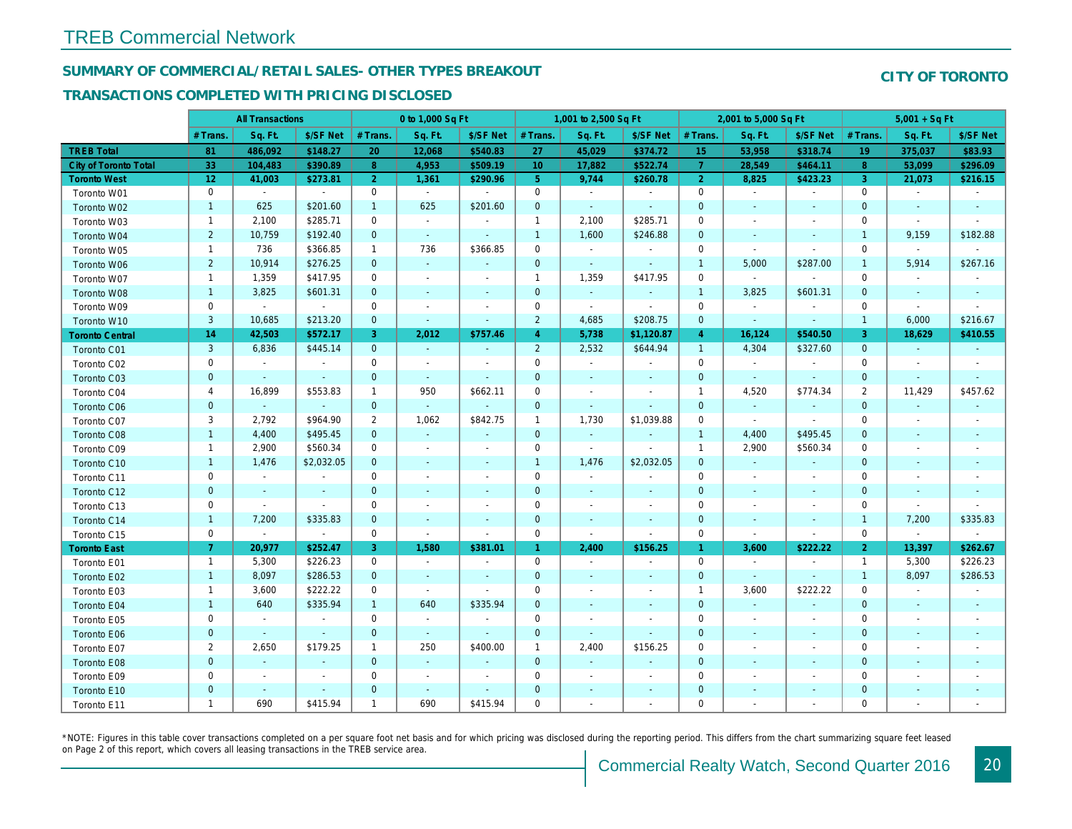# TREB Commercial Network

## SUMMARY OF COMMERCIAL/RETAIL SALES- OTHER TYPES BREAKOUT

## TRANSACTIONS COMPLETED WITH PRICING DISCLOSED

**CITY OF TORONTO**

| | All Transactions | | | 0 to 1,000 Sq Ft | | | 1,001 to 2,500 Sq Ft | | | 2,001 to 5,000 Sq Ft | | | 5,001 + Sq Ft | | |
|---|---|---|---|---|---|---|---|---|---|---|---|---|---|---|---|
| | # Trans. | Sq. Ft. | $/SF Net | # Trans. | Sq. Ft. | $/SF Net | # Trans. | Sq. Ft. | $/SF Net | # Trans. | Sq. Ft. | $/SF Net | # Trans. | Sq. Ft. | $/SF Net |
| **TREB Total** | **81** | **486,092** | **$148.27** | **20** | **12,068** | **$540.83** | **27** | **45,029** | **$374.72** | **15** | **53,958** | **$318.74** | **19** | **375,037** | **$83.93** |
| **City of Toronto Total** | **33** | **104,483** | **$390.89** | **8** | **4,953** | **$509.19** | **10** | **17,882** | **$522.74** | **7** | **28,549** | **$464.11** | **8** | **53,099** | **$296.09** |
| **Toronto West** | **12** | **41,003** | **$273.81** | **2** | **1,361** | **$290.96** | **5** | **9,744** | **$260.78** | **2** | **8,825** | **$423.23** | **3** | **21,073** | **$216.15** |
| Toronto W01 | 0 | - | - | 0 | - | - | 0 | - | - | 0 | - | - | 0 | - | - |
| Toronto W02 | 1 | 625 | $201.60 | 1 | 625 | $201.60 | 0 | - | - | 0 | - | - | 0 | - | - |
| Toronto W03 | 1 | 2,100 | $285.71 | 0 | - | - | 1 | 2,100 | $285.71 | 0 | - | - | 0 | - | - |
| Toronto W04 | 2 | 10,759 | $192.40 | 0 | - | - | 1 | 1,600 | $246.88 | 0 | - | - | 1 | 9,159 | $182.88 |
| Toronto W05 | 1 | 736 | $366.85 | 1 | 736 | $366.85 | 0 | - | - | 0 | - | - | 0 | - | - |
| Toronto W06 | 2 | 10,914 | $276.25 | 0 | - | - | 0 | - | - | 1 | 5,000 | $287.00 | 1 | 5,914 | $267.16 |
| Toronto W07 | 1 | 1,359 | $417.95 | 0 | - | - | 1 | 1,359 | $417.95 | 0 | - | - | 0 | - | - |
| Toronto W08 | 1 | 3,825 | $601.31 | 0 | - | - | 0 | - | - | 1 | 3,825 | $601.31 | 0 | - | - |
| Toronto W09 | 0 | - | - | 0 | - | - | 0 | - | - | 0 | - | - | 0 | - | - |
| Toronto W10 | 3 | 10,685 | $213.20 | 0 | - | - | 2 | 4,685 | $208.75 | 0 | - | - | 1 | 6,000 | $216.67 |
| **Toronto Central** | **14** | **42,503** | **$572.17** | **3** | **2,012** | **$757.46** | **4** | **5,738** | **$1,120.87** | **4** | **16,124** | **$540.50** | **3** | **18,629** | **$410.55** |
| Toronto C01 | 3 | 6,836 | $445.14 | 0 | - | - | 2 | 2,532 | $644.94 | 1 | 4,304 | $327.60 | 0 | - | - |
| Toronto C02 | 0 | - | - | 0 | - | - | 0 | - | - | 0 | - | - | 0 | - | - |
| Toronto C03 | 0 | - | - | 0 | - | - | 0 | - | - | 0 | - | - | 0 | - | - |
| Toronto C04 | 4 | 16,899 | $553.83 | 1 | 950 | $662.11 | 0 | - | - | 1 | 4,520 | $774.34 | 2 | 11,429 | $457.62 |
| Toronto C06 | 0 | - | - | 0 | - | - | 0 | - | - | 0 | - | - | 0 | - | - |
| Toronto C07 | 3 | 2,792 | $964.90 | 2 | 1,062 | $842.75 | 1 | 1,730 | $1,039.88 | 0 | - | - | 0 | - | - |
| Toronto C08 | 1 | 4,400 | $495.45 | 0 | - | - | 0 | - | - | 1 | 4,400 | $495.45 | 0 | - | - |
| Toronto C09 | 1 | 2,900 | $560.34 | 0 | - | - | 0 | - | - | 1 | 2,900 | $560.34 | 0 | - | - |
| Toronto C10 | 1 | 1,476 | $2,032.05 | 0 | - | - | 1 | 1,476 | $2,032.05 | 0 | - | - | 0 | - | - |
| Toronto C11 | 0 | - | - | 0 | - | - | 0 | - | - | 0 | - | - | 0 | - | - |
| Toronto C12 | 0 | - | - | 0 | - | - | 0 | - | - | 0 | - | - | 0 | - | - |
| Toronto C13 | 0 | - | - | 0 | - | - | 0 | - | - | 0 | - | - | 0 | - | - |
| Toronto C14 | 1 | 7,200 | $335.83 | 0 | - | - | 0 | - | - | 0 | - | - | 1 | 7,200 | $335.83 |
| Toronto C15 | 0 | - | - | 0 | - | - | 0 | - | - | 0 | - | - | 0 | - | - |
| **Toronto East** | **7** | **20,977** | **$252.47** | **3** | **1,580** | **$381.01** | **1** | **2,400** | **$156.25** | **1** | **3,600** | **$222.22** | **2** | **13,397** | **$262.67** |
| Toronto E01 | 1 | 5,300 | $226.23 | 0 | - | - | 0 | - | - | 0 | - | - | 1 | 5,300 | $226.23 |
| Toronto E02 | 1 | 8,097 | $286.53 | 0 | - | - | 0 | - | - | 0 | - | - | 1 | 8,097 | $286.53 |
| Toronto E03 | 1 | 3,600 | $222.22 | 0 | - | - | 0 | - | - | 1 | 3,600 | $222.22 | 0 | - | - |
| Toronto E04 | 1 | 640 | $335.94 | 1 | 640 | $335.94 | 0 | - | - | 0 | - | - | 0 | - | - |
| Toronto E05 | 0 | - | - | 0 | - | - | 0 | - | - | 0 | - | - | 0 | - | - |
| Toronto E06 | 0 | - | - | 0 | - | - | 0 | - | - | 0 | - | - | 0 | - | - |
| Toronto E07 | 2 | 2,650 | $179.25 | 1 | 250 | $400.00 | 1 | 2,400 | $156.25 | 0 | - | - | 0 | - | - |
| Toronto E08 | 0 | - | - | 0 | - | - | 0 | - | - | 0 | - | - | 0 | - | - |
| Toronto E09 | 0 | - | - | 0 | - | - | 0 | - | - | 0 | - | - | 0 | - | - |
| Toronto E10 | 0 | - | - | 0 | - | - | 0 | - | - | 0 | - | - | 0 | - | - |
| Toronto E11 | 1 | 690 | $415.94 | 1 | 690 | $415.94 | 0 | - | - | 0 | - | - | 0 | - | - |

*NOTE: Figures in this table cover transactions completed on a per square foot net basis and for which pricing was disclosed during the reporting period. This differs from the chart summarizing square feet leased on Page 2 of this report, which covers all leasing transactions in the TREB service area.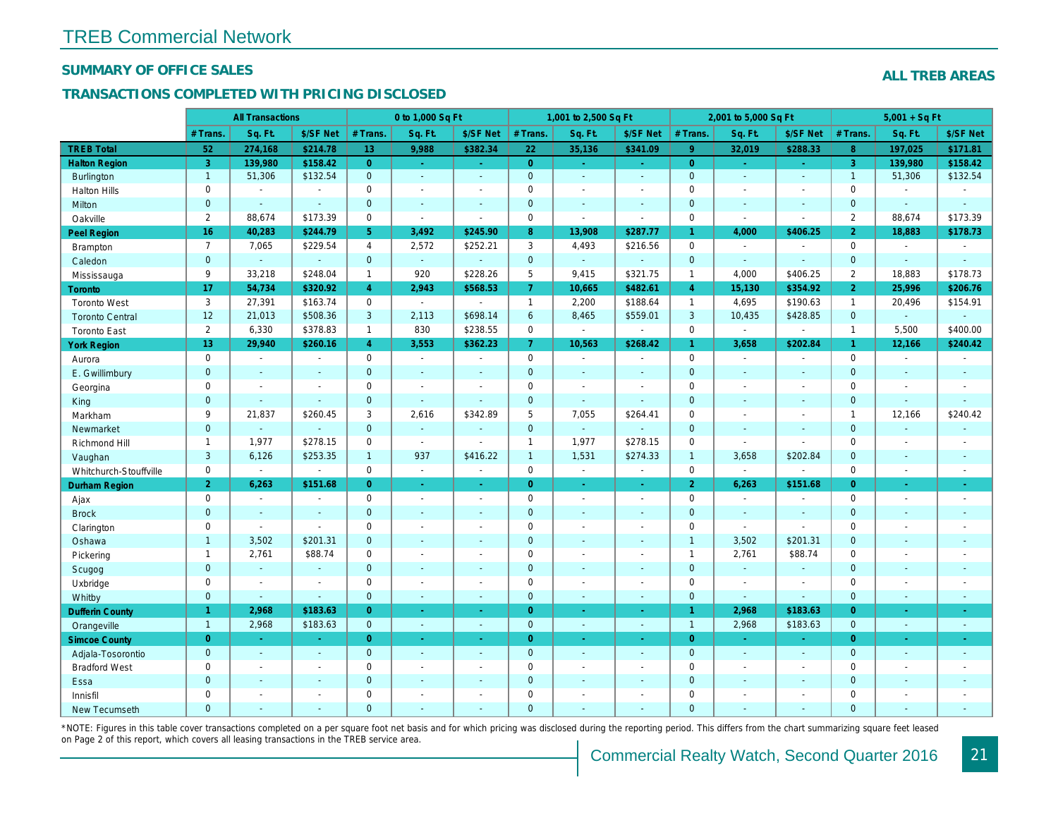# TREB Commercial Network

## SUMMARY OF OFFICE SALES

### TRANSACTIONS COMPLETED WITH PRICING DISCLOSED

**ALL TREB AREAS**

| | All Transactions | | | 0 to 1,000 Sq Ft | | | 1,001 to 2,500 Sq Ft | | | 2,001 to 5,000 Sq Ft | | | 5,001 + Sq Ft | | |
|---|---|---|---|---|---|---|---|---|---|---|---|---|---|---|---|
| | # Trans. | Sq. Ft. | $/SF Net | # Trans. | Sq. Ft. | $/SF Net | # Trans. | Sq. Ft. | $/SF Net | # Trans. | Sq. Ft. | $/SF Net | # Trans. | Sq. Ft. | $/SF Net |
| **TREB Total** | **52** | **274,168** | **$214.78** | **13** | **9,988** | **$382.34** | **22** | **35,136** | **$341.09** | **9** | **32,019** | **$288.33** | **8** | **197,025** | **$171.81** |
| **Halton Region** | **3** | **139,980** | **$158.42** | **0** | **-** | **-** | **0** | **-** | **-** | **0** | **-** | **-** | **3** | **139,980** | **$158.42** |
| Burlington | 1 | 51,306 | $132.54 | 0 | - | - | 0 | - | - | 0 | - | - | 1 | 51,306 | $132.54 |
| Halton Hills | 0 | - | - | 0 | - | - | 0 | - | - | 0 | - | - | 0 | - | - |
| Milton | 0 | - | - | 0 | - | - | 0 | - | - | 0 | - | - | 0 | - | - |
| Oakville | 2 | 88,674 | $173.39 | 0 | - | - | 0 | - | - | 0 | - | - | 2 | 88,674 | $173.39 |
| **Peel Region** | **16** | **40,283** | **$244.79** | **5** | **3,492** | **$245.90** | **8** | **13,908** | **$287.77** | **1** | **4,000** | **$406.25** | **2** | **18,883** | **$178.73** |
| Brampton | 7 | 7,065 | $229.54 | 4 | 2,572 | $252.21 | 3 | 4,493 | $216.56 | 0 | - | - | 0 | - | - |
| Caledon | 0 | - | - | 0 | - | - | 0 | - | - | 0 | - | - | 0 | - | - |
| Mississauga | 9 | 33,218 | $248.04 | 1 | 920 | $228.26 | 5 | 9,415 | $321.75 | 1 | 4,000 | $406.25 | 2 | 18,883 | $178.73 |
| **Toronto** | **17** | **54,734** | **$320.92** | **4** | **2,943** | **$568.53** | **7** | **10,665** | **$482.61** | **4** | **15,130** | **$354.92** | **2** | **25,996** | **$206.76** |
| Toronto West | 3 | 27,391 | $163.74 | 0 | - | - | 1 | 2,200 | $188.64 | 1 | 4,695 | $190.63 | 1 | 20,496 | $154.91 |
| Toronto Central | 12 | 21,013 | $508.36 | 3 | 2,113 | $698.14 | 6 | 8,465 | $559.01 | 3 | 10,435 | $428.85 | 0 | - | - |
| Toronto East | 2 | 6,330 | $378.83 | 1 | 830 | $238.55 | 0 | - | - | 0 | - | - | 1 | 5,500 | $400.00 |
| **York Region** | **13** | **29,940** | **$260.16** | **4** | **3,553** | **$362.23** | **7** | **10,563** | **$268.42** | **1** | **3,658** | **$202.84** | **1** | **12,166** | **$240.42** |
| Aurora | 0 | - | - | 0 | - | - | 0 | - | - | 0 | - | - | 0 | - | - |
| E. Gwillimbury | 0 | - | - | 0 | - | - | 0 | - | - | 0 | - | - | 0 | - | - |
| Georgina | 0 | - | - | 0 | - | - | 0 | - | - | 0 | - | - | 0 | - | - |
| King | 0 | - | - | 0 | - | - | 0 | - | - | 0 | - | - | 0 | - | - |
| Markham | 9 | 21,837 | $260.45 | 3 | 2,616 | $342.89 | 5 | 7,055 | $264.41 | 0 | - | - | 1 | 12,166 | $240.42 |
| Newmarket | 0 | - | - | 0 | - | - | 0 | - | - | 0 | - | - | 0 | - | - |
| Richmond Hill | 1 | 1,977 | $278.15 | 0 | - | - | 1 | 1,977 | $278.15 | 0 | - | - | 0 | - | - |
| Vaughan | 3 | 6,126 | $253.35 | 1 | 937 | $416.22 | 1 | 1,531 | $274.33 | 1 | 3,658 | $202.84 | 0 | - | - |
| Whitchurch-Stouffville | 0 | - | - | 0 | - | - | 0 | - | - | 0 | - | - | 0 | - | - |
| **Durham Region** | **2** | **6,263** | **$151.68** | **0** | **-** | **-** | **0** | **-** | **-** | **2** | **6,263** | **$151.68** | **0** | **-** | **-** |
| Ajax | 0 | - | - | 0 | - | - | 0 | - | - | 0 | - | - | 0 | - | - |
| Brock | 0 | - | - | 0 | - | - | 0 | - | - | 0 | - | - | 0 | - | - |
| Clarington | 0 | - | - | 0 | - | - | 0 | - | - | 0 | - | - | 0 | - | - |
| Oshawa | 1 | 3,502 | $201.31 | 0 | - | - | 0 | - | - | 1 | 3,502 | $201.31 | 0 | - | - |
| Pickering | 1 | 2,761 | $88.74 | 0 | - | - | 0 | - | - | 1 | 2,761 | $88.74 | 0 | - | - |
| Scugog | 0 | - | - | 0 | - | - | 0 | - | - | 0 | - | - | 0 | - | - |
| Uxbridge | 0 | - | - | 0 | - | - | 0 | - | - | 0 | - | - | 0 | - | - |
| Whitby | 0 | - | - | 0 | - | - | 0 | - | - | 0 | - | - | 0 | - | - |
| **Dufferin County** | **1** | **2,968** | **$183.63** | **0** | **-** | **-** | **0** | **-** | **-** | **1** | **2,968** | **$183.63** | **0** | **-** | **-** |
| Orangeville | 1 | 2,968 | $183.63 | 0 | - | - | 0 | - | - | 1 | 2,968 | $183.63 | 0 | - | - |
| **Simcoe County** | **0** | **-** | **-** | **0** | **-** | **-** | **0** | **-** | **-** | **0** | **-** | **-** | **0** | **-** | **-** |
| Adjala-Tosorontio | 0 | - | - | 0 | - | - | 0 | - | - | 0 | - | - | 0 | - | - |
| Bradford West | 0 | - | - | 0 | - | - | 0 | - | - | 0 | - | - | 0 | - | - |
| Essa | 0 | - | - | 0 | - | - | 0 | - | - | 0 | - | - | 0 | - | - |
| Innisfil | 0 | - | - | 0 | - | - | 0 | - | - | 0 | - | - | 0 | - | - |
| New Tecumseth | 0 | - | - | 0 | - | - | 0 | - | - | 0 | - | - | 0 | - | - |

*NOTE: Figures in this table cover transactions completed on a per square foot net basis and for which pricing was disclosed during the reporting period. This differs from the chart summarizing square feet leased on Page 2 of this report, which covers all leasing transactions in the TREB service area.

Commercial Realty Watch, Second Quarter 2016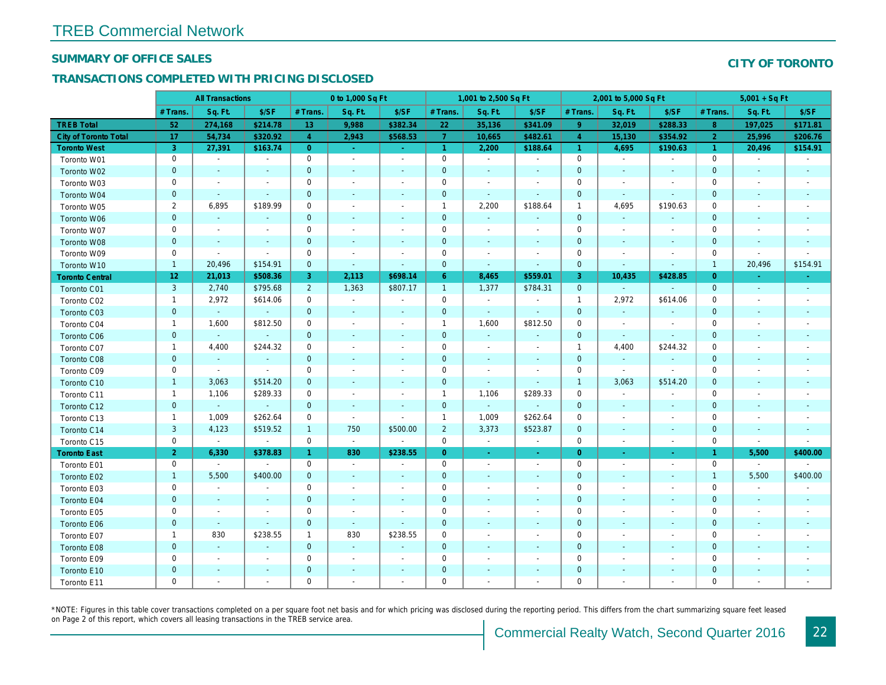# TREB Commercial Network

## SUMMARY OF OFFICE SALES

## TRANSACTIONS COMPLETED WITH PRICING DISCLOSED

**CITY OF TORONTO**

| | All Transactions | | | 0 to 1,000 Sq Ft | | | 1,001 to 2,500 Sq Ft | | | 2,001 to 5,000 Sq Ft | | | 5,001 + Sq Ft | | |
|---|---|---|---|---|---|---|---|---|---|---|---|---|---|---|---|
| | # Trans. | Sq. Ft. | $/SF | # Trans. | Sq. Ft. | $/SF | # Trans. | Sq. Ft. | $/SF | # Trans. | Sq. Ft. | $/SF | # Trans. | Sq. Ft. | $/SF |
| **TREB Total** | **52** | **274,168** | **$214.78** | **13** | **9,988** | **$382.34** | **22** | **35,136** | **$341.09** | **9** | **32,019** | **$288.33** | **8** | **197,025** | **$171.81** |
| **City of Toronto Total** | **17** | **54,734** | **$320.92** | **4** | **2,943** | **$568.53** | **7** | **10,665** | **$482.61** | **4** | **15,130** | **$354.92** | **2** | **25,996** | **$206.76** |
| **Toronto West** | **3** | **27,391** | **$163.74** | **0** | **-** | **-** | **1** | **2,200** | **$188.64** | **1** | **4,695** | **$190.63** | **1** | **20,496** | **$154.91** |
| Toronto W01 | 0 | - | - | 0 | - | - | 0 | - | - | 0 | - | - | 0 | - | - |
| Toronto W02 | 0 | - | - | 0 | - | - | 0 | - | - | 0 | - | - | 0 | - | - |
| Toronto W03 | 0 | - | - | 0 | - | - | 0 | - | - | 0 | - | - | 0 | - | - |
| Toronto W04 | 0 | - | - | 0 | - | - | 0 | - | - | 0 | - | - | 0 | - | - |
| Toronto W05 | 2 | 6,895 | $189.99 | 0 | - | - | 1 | 2,200 | $188.64 | 1 | 4,695 | $190.63 | 0 | - | - |
| Toronto W06 | 0 | - | - | 0 | - | - | 0 | - | - | 0 | - | - | 0 | - | - |
| Toronto W07 | 0 | - | - | 0 | - | - | 0 | - | - | 0 | - | - | 0 | - | - |
| Toronto W08 | 0 | - | - | 0 | - | - | 0 | - | - | 0 | - | - | 0 | - | - |
| Toronto W09 | 0 | - | - | 0 | - | - | 0 | - | - | 0 | - | - | 0 | - | - |
| Toronto W10 | 1 | 20,496 | $154.91 | 0 | - | - | 0 | - | - | 0 | - | - | 1 | 20,496 | $154.91 |
| **Toronto Central** | **12** | **21,013** | **$508.36** | **3** | **2,113** | **$698.14** | **6** | **8,465** | **$559.01** | **3** | **10,435** | **$428.85** | **0** | **-** | **-** |
| Toronto C01 | 3 | 2,740 | $795.68 | 2 | 1,363 | $807.17 | 1 | 1,377 | $784.31 | 0 | - | - | 0 | - | - |
| Toronto C02 | 1 | 2,972 | $614.06 | 0 | - | - | 0 | - | - | 1 | 2,972 | $614.06 | 0 | - | - |
| Toronto C03 | 0 | - | - | 0 | - | - | 0 | - | - | 0 | - | - | 0 | - | - |
| Toronto C04 | 1 | 1,600 | $812.50 | 0 | - | - | 1 | 1,600 | $812.50 | 0 | - | - | 0 | - | - |
| Toronto C06 | 0 | - | - | 0 | - | - | 0 | - | - | 0 | - | - | 0 | - | - |
| Toronto C07 | 1 | 4,400 | $244.32 | 0 | - | - | 0 | - | - | 1 | 4,400 | $244.32 | 0 | - | - |
| Toronto C08 | 0 | - | - | 0 | - | - | 0 | - | - | 0 | - | - | 0 | - | - |
| Toronto C09 | 0 | - | - | 0 | - | - | 0 | - | - | 0 | - | - | 0 | - | - |
| Toronto C10 | 1 | 3,063 | $514.20 | 0 | - | - | 0 | - | - | 1 | 3,063 | $514.20 | 0 | - | - |
| Toronto C11 | 1 | 1,106 | $289.33 | 0 | - | - | 1 | 1,106 | $289.33 | 0 | - | - | 0 | - | - |
| Toronto C12 | 0 | - | - | 0 | - | - | 0 | - | - | 0 | - | - | 0 | - | - |
| Toronto C13 | 1 | 1,009 | $262.64 | 0 | - | - | 1 | 1,009 | $262.64 | 0 | - | - | 0 | - | - |
| Toronto C14 | 3 | 4,123 | $519.52 | 1 | 750 | $500.00 | 2 | 3,373 | $523.87 | 0 | - | - | 0 | - | - |
| Toronto C15 | 0 | - | - | 0 | - | - | 0 | - | - | 0 | - | - | 0 | - | - |
| **Toronto East** | **2** | **6,330** | **$378.83** | **1** | **830** | **$238.55** | **0** | **-** | **-** | **0** | **-** | **-** | **1** | **5,500** | **$400.00** |
| Toronto E01 | 0 | - | - | 0 | - | - | 0 | - | - | 0 | - | - | 0 | - | - |
| Toronto E02 | 1 | 5,500 | $400.00 | 0 | - | - | 0 | - | - | 0 | - | - | 1 | 5,500 | $400.00 |
| Toronto E03 | 0 | - | - | 0 | - | - | 0 | - | - | 0 | - | - | 0 | - | - |
| Toronto E04 | 0 | - | - | 0 | - | - | 0 | - | - | 0 | - | - | 0 | - | - |
| Toronto E05 | 0 | - | - | 0 | - | - | 0 | - | - | 0 | - | - | 0 | - | - |
| Toronto E06 | 0 | - | - | 0 | - | - | 0 | - | - | 0 | - | - | 0 | - | - |
| Toronto E07 | 1 | 830 | $238.55 | 1 | 830 | $238.55 | 0 | - | - | 0 | - | - | 0 | - | - |
| Toronto E08 | 0 | - | - | 0 | - | - | 0 | - | - | 0 | - | - | 0 | - | - |
| Toronto E09 | 0 | - | - | 0 | - | - | 0 | - | - | 0 | - | - | 0 | - | - |
| Toronto E10 | 0 | - | - | 0 | - | - | 0 | - | - | 0 | - | - | 0 | - | - |
| Toronto E11 | 0 | - | - | 0 | - | - | 0 | - | - | 0 | - | - | 0 | - | - |

*NOTE: Figures in this table cover transactions completed on a per square foot net basis and for which pricing was disclosed during the reporting period. This differs from the chart summarizing square feet leased on Page 2 of this report, which covers all leasing transactions in the TREB service area.

Commercial Realty Watch, Second Quarter 2016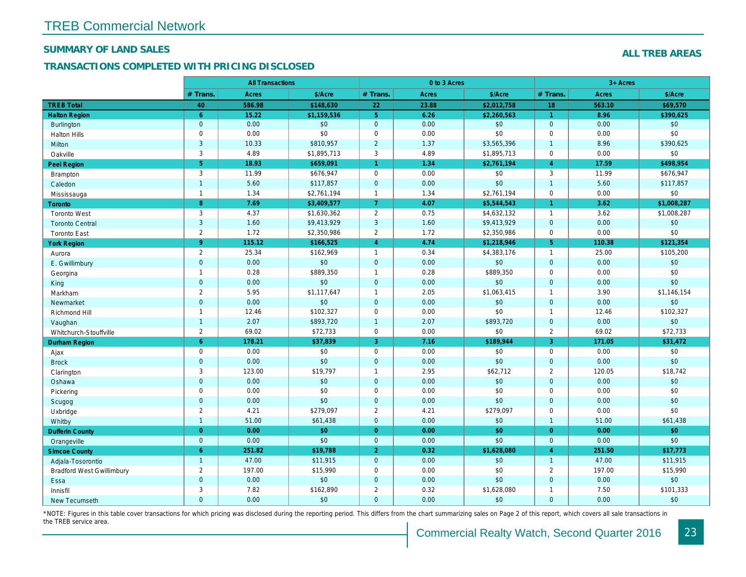# TREB Commercial Network

## SUMMARY OF LAND SALES

## TRANSACTIONS COMPLETED WITH PRICING DISCLOSED

**ALL TREB AREAS**

| | All Transactions | | | 0 to 3 Acres | | | 3+ Acres | | |
|---|---|---|---|---|---|---|---|---|---|
| | # Trans. | Acres | $/Acre | # Trans. | Acres | $/Acre | # Trans. | Acres | $/Acre |
| **TREB Total** | **40** | **586.98** | **$148,630** | **22** | **23.88** | **$2,012,758** | **18** | **563.10** | **$69,570** |
| **Halton Region** | **6** | **15.22** | **$1,159,536** | **5** | **6.26** | **$2,260,563** | **1** | **8.96** | **$390,625** |
| Burlington | 0 | 0.00 | $0 | 0 | 0.00 | $0 | 0 | 0.00 | $0 |
| Halton Hills | 0 | 0.00 | $0 | 0 | 0.00 | $0 | 0 | 0.00 | $0 |
| Milton | 3 | 10.33 | $810,957 | 2 | 1.37 | $3,565,396 | 1 | 8.96 | $390,625 |
| Oakville | 3 | 4.89 | $1,895,713 | 3 | 4.89 | $1,895,713 | 0 | 0.00 | $0 |
| **Peel Region** | **5** | **18.93** | **$659,091** | **1** | **1.34** | **$2,761,194** | **4** | **17.59** | **$498,954** |
| Brampton | 3 | 11.99 | $676,947 | 0 | 0.00 | $0 | 3 | 11.99 | $676,947 |
| Caledon | 1 | 5.60 | $117,857 | 0 | 0.00 | $0 | 1 | 5.60 | $117,857 |
| Mississauga | 1 | 1.34 | $2,761,194 | 1 | 1.34 | $2,761,194 | 0 | 0.00 | $0 |
| **Toronto** | **8** | **7.69** | **$3,409,577** | **7** | **4.07** | **$5,544,543** | **1** | **3.62** | **$1,008,287** |
| Toronto West | 3 | 4.37 | $1,630,362 | 2 | 0.75 | $4,632,132 | 1 | 3.62 | $1,008,287 |
| Toronto Central | 3 | 1.60 | $9,413,929 | 3 | 1.60 | $9,413,929 | 0 | 0.00 | $0 |
| Toronto East | 2 | 1.72 | $2,350,986 | 2 | 1.72 | $2,350,986 | 0 | 0.00 | $0 |
| **York Region** | **9** | **115.12** | **$166,525** | **4** | **4.74** | **$1,218,946** | **5** | **110.38** | **$121,354** |
| Aurora | 2 | 25.34 | $162,969 | 1 | 0.34 | $4,383,176 | 1 | 25.00 | $105,200 |
| E. Gwillimbury | 0 | 0.00 | $0 | 0 | 0.00 | $0 | 0 | 0.00 | $0 |
| Georgina | 1 | 0.28 | $889,350 | 1 | 0.28 | $889,350 | 0 | 0.00 | $0 |
| King | 0 | 0.00 | $0 | 0 | 0.00 | $0 | 0 | 0.00 | $0 |
| Markham | 2 | 5.95 | $1,117,647 | 1 | 2.05 | $1,063,415 | 1 | 3.90 | $1,146,154 |
| Newmarket | 0 | 0.00 | $0 | 0 | 0.00 | $0 | 0 | 0.00 | $0 |
| Richmond Hill | 1 | 12.46 | $102,327 | 0 | 0.00 | $0 | 1 | 12.46 | $102,327 |
| Vaughan | 1 | 2.07 | $893,720 | 1 | 2.07 | $893,720 | 0 | 0.00 | $0 |
| Whitchurch-Stouffville | 2 | 69.02 | $72,733 | 0 | 0.00 | $0 | 2 | 69.02 | $72,733 |
| **Durham Region** | **6** | **178.21** | **$37,839** | **3** | **7.16** | **$189,944** | **3** | **171.05** | **$31,472** |
| Ajax | 0 | 0.00 | $0 | 0 | 0.00 | $0 | 0 | 0.00 | $0 |
| Brock | 0 | 0.00 | $0 | 0 | 0.00 | $0 | 0 | 0.00 | $0 |
| Clarington | 3 | 123.00 | $19,797 | 1 | 2.95 | $62,712 | 2 | 120.05 | $18,742 |
| Oshawa | 0 | 0.00 | $0 | 0 | 0.00 | $0 | 0 | 0.00 | $0 |
| Pickering | 0 | 0.00 | $0 | 0 | 0.00 | $0 | 0 | 0.00 | $0 |
| Scugog | 0 | 0.00 | $0 | 0 | 0.00 | $0 | 0 | 0.00 | $0 |
| Uxbridge | 2 | 4.21 | $279,097 | 2 | 4.21 | $279,097 | 0 | 0.00 | $0 |
| Whitby | 1 | 51.00 | $61,438 | 0 | 0.00 | $0 | 1 | 51.00 | $61,438 |
| **Dufferin County** | **0** | **0.00** | **$0** | **0** | **0.00** | **$0** | **0** | **0.00** | **$0** |
| Orangeville | 0 | 0.00 | $0 | 0 | 0.00 | $0 | 0 | 0.00 | $0 |
| **Simcoe County** | **6** | **251.82** | **$19,788** | **2** | **0.32** | **$1,628,080** | **4** | **251.50** | **$17,773** |
| Adjala-Tosorontio | 1 | 47.00 | $11,915 | 0 | 0.00 | $0 | 1 | 47.00 | $11,915 |
| Bradford West Gwillimbury | 2 | 197.00 | $15,990 | 0 | 0.00 | $0 | 2 | 197.00 | $15,990 |
| Essa | 0 | 0.00 | $0 | 0 | 0.00 | $0 | 0 | 0.00 | $0 |
| Innisfil | 3 | 7.82 | $162,890 | 2 | 0.32 | $1,628,080 | 1 | 7.50 | $101,333 |
| New Tecumseth | 0 | 0.00 | $0 | 0 | 0.00 | $0 | 0 | 0.00 | $0 |

*NOTE: Figures in this table cover transactions for which pricing was disclosed during the reporting period. This differs from the chart summarizing sales on Page 2 of this report, which covers all sale transactions in the TREB service area.

Commercial Realty Watch, Second Quarter 2016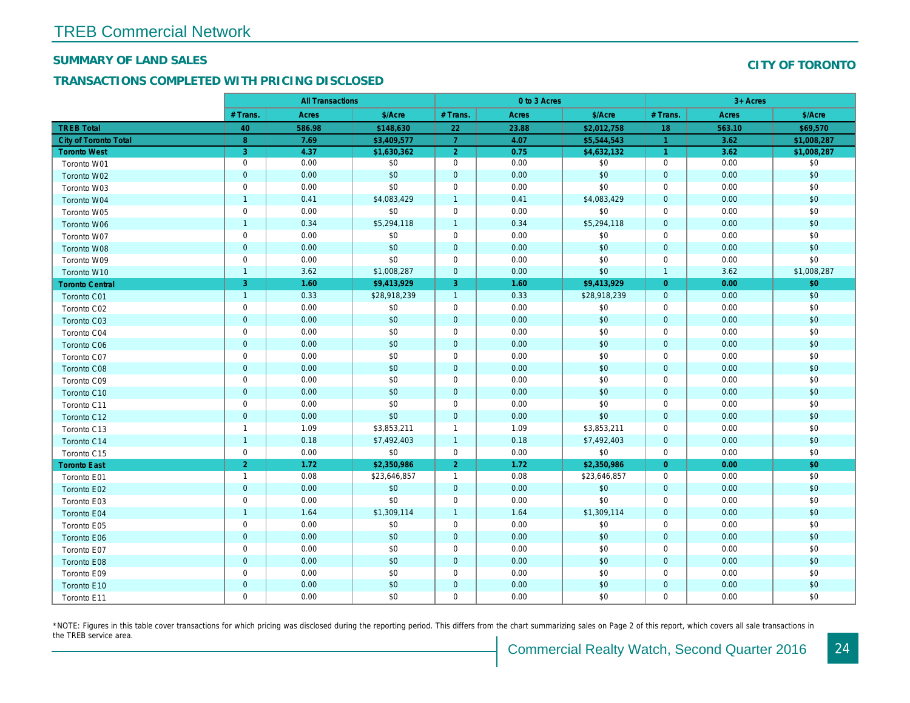# TREB Commercial Network

## SUMMARY OF LAND SALES

## TRANSACTIONS COMPLETED WITH PRICING DISCLOSED

## CITY OF TORONTO

| | All Transactions | | | 0 to 3 Acres | | | 3+ Acres | | |
|---|---|---|---|---|---|---|---|---|---|
| | # Trans. | Acres | $/Acre | # Trans. | Acres | $/Acre | # Trans. | Acres | $/Acre |
| **TREB Total** | **40** | **586.98** | **$148,630** | **22** | **23.88** | **$2,012,758** | **18** | **563.10** | **$69,570** |
| **City of Toronto Total** | **8** | **7.69** | **$3,409,577** | **7** | **4.07** | **$5,544,543** | **1** | **3.62** | **$1,008,287** |
| **Toronto West** | **3** | **4.37** | **$1,630,362** | **2** | **0.75** | **$4,632,132** | **1** | **3.62** | **$1,008,287** |
| Toronto W01 | 0 | 0.00 | $0 | 0 | 0.00 | $0 | 0 | 0.00 | $0 |
| Toronto W02 | 0 | 0.00 | $0 | 0 | 0.00 | $0 | 0 | 0.00 | $0 |
| Toronto W03 | 0 | 0.00 | $0 | 0 | 0.00 | $0 | 0 | 0.00 | $0 |
| Toronto W04 | 1 | 0.41 | $4,083,429 | 1 | 0.41 | $4,083,429 | 0 | 0.00 | $0 |
| Toronto W05 | 0 | 0.00 | $0 | 0 | 0.00 | $0 | 0 | 0.00 | $0 |
| Toronto W06 | 1 | 0.34 | $5,294,118 | 1 | 0.34 | $5,294,118 | 0 | 0.00 | $0 |
| Toronto W07 | 0 | 0.00 | $0 | 0 | 0.00 | $0 | 0 | 0.00 | $0 |
| Toronto W08 | 0 | 0.00 | $0 | 0 | 0.00 | $0 | 0 | 0.00 | $0 |
| Toronto W09 | 0 | 0.00 | $0 | 0 | 0.00 | $0 | 0 | 0.00 | $0 |
| Toronto W10 | 1 | 3.62 | $1,008,287 | 0 | 0.00 | $0 | 1 | 3.62 | $1,008,287 |
| **Toronto Central** | **3** | **1.60** | **$9,413,929** | **3** | **1.60** | **$9,413,929** | **0** | **0.00** | **$0** |
| Toronto C01 | 1 | 0.33 | $28,918,239 | 1 | 0.33 | $28,918,239 | 0 | 0.00 | $0 |
| Toronto C02 | 0 | 0.00 | $0 | 0 | 0.00 | $0 | 0 | 0.00 | $0 |
| Toronto C03 | 0 | 0.00 | $0 | 0 | 0.00 | $0 | 0 | 0.00 | $0 |
| Toronto C04 | 0 | 0.00 | $0 | 0 | 0.00 | $0 | 0 | 0.00 | $0 |
| Toronto C06 | 0 | 0.00 | $0 | 0 | 0.00 | $0 | 0 | 0.00 | $0 |
| Toronto C07 | 0 | 0.00 | $0 | 0 | 0.00 | $0 | 0 | 0.00 | $0 |
| Toronto C08 | 0 | 0.00 | $0 | 0 | 0.00 | $0 | 0 | 0.00 | $0 |
| Toronto C09 | 0 | 0.00 | $0 | 0 | 0.00 | $0 | 0 | 0.00 | $0 |
| Toronto C10 | 0 | 0.00 | $0 | 0 | 0.00 | $0 | 0 | 0.00 | $0 |
| Toronto C11 | 0 | 0.00 | $0 | 0 | 0.00 | $0 | 0 | 0.00 | $0 |
| Toronto C12 | 0 | 0.00 | $0 | 0 | 0.00 | $0 | 0 | 0.00 | $0 |
| Toronto C13 | 1 | 1.09 | $3,853,211 | 1 | 1.09 | $3,853,211 | 0 | 0.00 | $0 |
| Toronto C14 | 1 | 0.18 | $7,492,403 | 1 | 0.18 | $7,492,403 | 0 | 0.00 | $0 |
| Toronto C15 | 0 | 0.00 | $0 | 0 | 0.00 | $0 | 0 | 0.00 | $0 |
| **Toronto East** | **2** | **1.72** | **$2,350,986** | **2** | **1.72** | **$2,350,986** | **0** | **0.00** | **$0** |
| Toronto E01 | 1 | 0.08 | $23,646,857 | 1 | 0.08 | $23,646,857 | 0 | 0.00 | $0 |
| Toronto E02 | 0 | 0.00 | $0 | 0 | 0.00 | $0 | 0 | 0.00 | $0 |
| Toronto E03 | 0 | 0.00 | $0 | 0 | 0.00 | $0 | 0 | 0.00 | $0 |
| Toronto E04 | 1 | 1.64 | $1,309,114 | 1 | 1.64 | $1,309,114 | 0 | 0.00 | $0 |
| Toronto E05 | 0 | 0.00 | $0 | 0 | 0.00 | $0 | 0 | 0.00 | $0 |
| Toronto E06 | 0 | 0.00 | $0 | 0 | 0.00 | $0 | 0 | 0.00 | $0 |
| Toronto E07 | 0 | 0.00 | $0 | 0 | 0.00 | $0 | 0 | 0.00 | $0 |
| Toronto E08 | 0 | 0.00 | $0 | 0 | 0.00 | $0 | 0 | 0.00 | $0 |
| Toronto E09 | 0 | 0.00 | $0 | 0 | 0.00 | $0 | 0 | 0.00 | $0 |
| Toronto E10 | 0 | 0.00 | $0 | 0 | 0.00 | $0 | 0 | 0.00 | $0 |
| Toronto E11 | 0 | 0.00 | $0 | 0 | 0.00 | $0 | 0 | 0.00 | $0 |

*NOTE: Figures in this table cover transactions for which pricing was disclosed during the reporting period. This differs from the chart summarizing sales on Page 2 of this report, which covers all sale transactions in the TREB service area.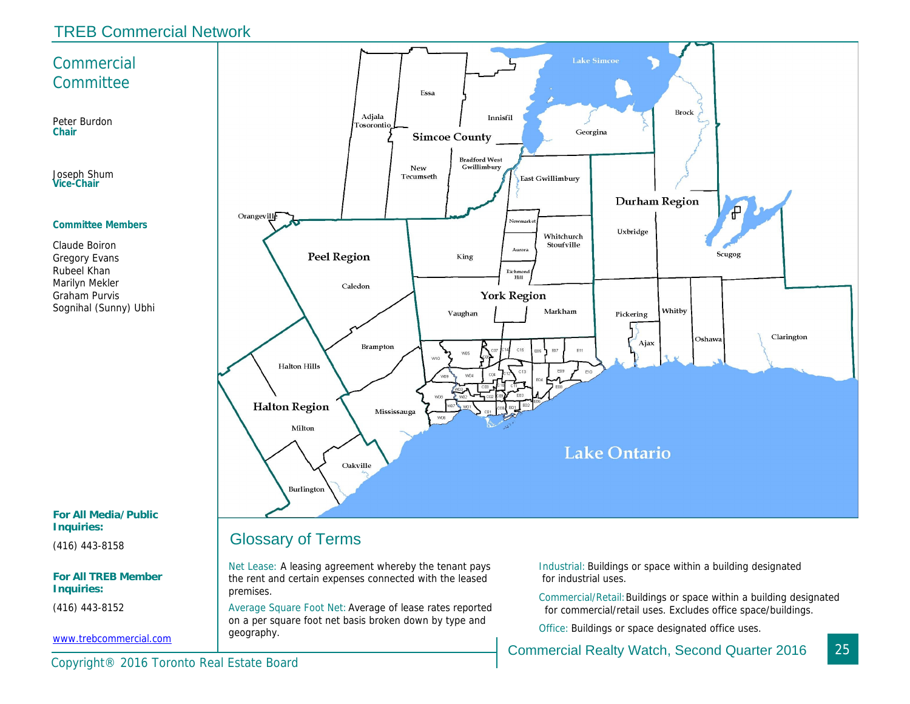# TREB Commercial Network

## Commercial Committee

Peter Burdon
**Chair**

Joseph Shum
**Vice-Chair**

**Committee Members**

Claude Boiron
Gregory Evans
Rubeel Khan
Marilyn Mekler
Graham Purvis
Sognihal (Sunny) Ubhi

**For All Media/Public Inquiries:**

(416) 443-8158

**For All TREB Member Inquiries:**

(416) 443-8152

www.trebcommercial.com

Lake Simcoe
Essa
Adjala Tosorontio
Innisfil
Simcoe County
Brock
Georgina
Bradford West Gwillimbury
New Tecumseth
East Gwillimbury
Durham Region
Orangeville
Newmarket
Uxbridge
Whitchurch Stoufville
Aurora
Peel Region
King
Scugog
Richmond Hill
Caledon
York Region
Vaughan
Markham
Pickering
Whitby
Oshawa
Clarington
Ajax
Brampton
Halton Hills
Halton Region
Mississauga
Milton
Lake Ontario
Oakville
Burlington

## Glossary of Terms

Net Lease: A leasing agreement whereby the tenant pays the rent and certain expenses connected with the leased premises.

Average Square Foot Net: Average of lease rates reported on a per square foot net basis broken down by type and geography.

Industrial: Buildings or space within a building designated for industrial uses.

Commercial/Retail: Buildings or space within a building designated for commercial/retail uses. Excludes office space/buildings.

Office: Buildings or space designated office uses.

Copyright® 2016 Toronto Real Estate Board